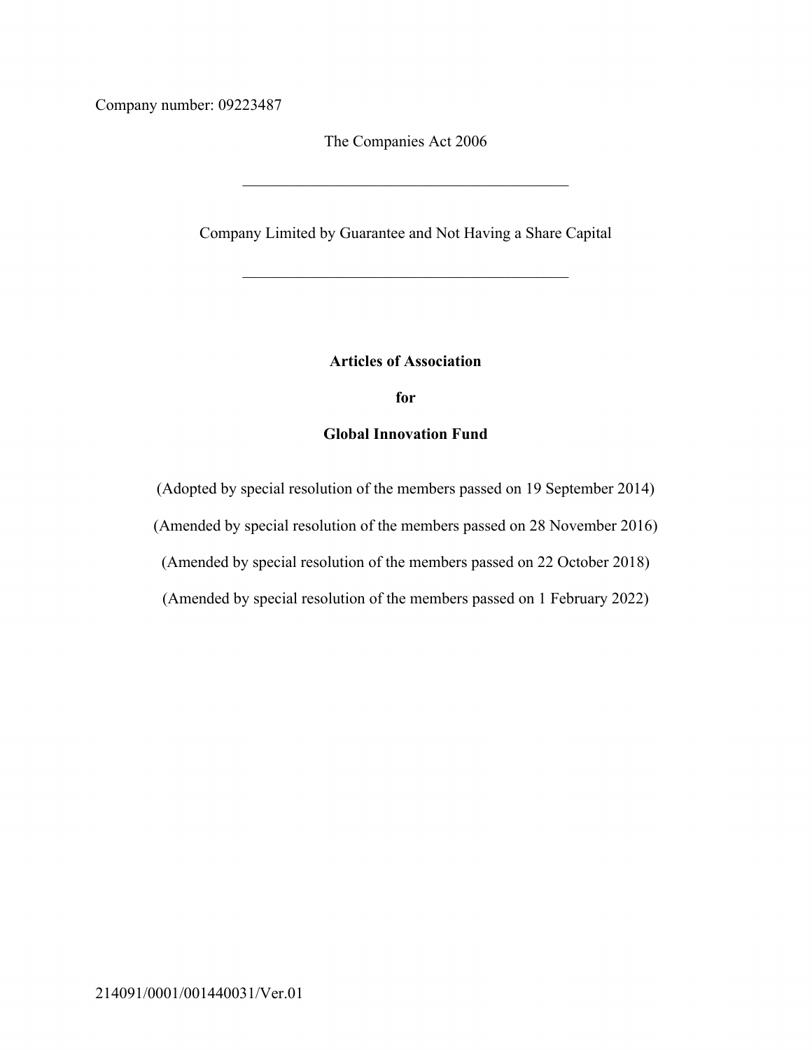Company number: 09223487

The Companies Act 2006

---

Company Limited by Guarantee and Not Having a Share Capital

---

# Articles of Association

**for**

**Global Innovation Fund**

(Adopted by special resolution of the members passed on 19 September 2014)

(Amended by special resolution of the members passed on 28 November 2016)

(Amended by special resolution of the members passed on 22 October 2018)

(Amended by special resolution of the members passed on 1 February 2022)

214091/0001/001440031/Ver.01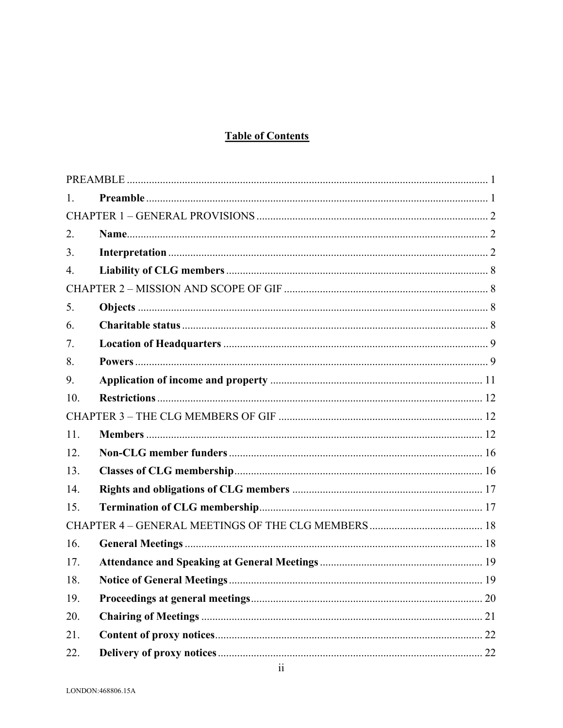## Table of Contents

PREAMBLE ..... 1

1. **Preamble** ..... 1

CHAPTER 1 – GENERAL PROVISIONS ..... 2

2. **Name** ..... 2
3. **Interpretation** ..... 2
4. **Liability of CLG members** ..... 8

CHAPTER 2 – MISSION AND SCOPE OF GIF ..... 8

5. **Objects** ..... 8
6. **Charitable status** ..... 8
7. **Location of Headquarters** ..... 9
8. **Powers** ..... 9
9. **Application of income and property** ..... 11
10. **Restrictions** ..... 12

CHAPTER 3 – THE CLG MEMBERS OF GIF ..... 12

11. **Members** ..... 12
12. **Non-CLG member funders** ..... 16
13. **Classes of CLG membership** ..... 16
14. **Rights and obligations of CLG members** ..... 17
15. **Termination of CLG membership** ..... 17

CHAPTER 4 – GENERAL MEETINGS OF THE CLG MEMBERS ..... 18

16. **General Meetings** ..... 18
17. **Attendance and Speaking at General Meetings** ..... 19
18. **Notice of General Meetings** ..... 19
19. **Proceedings at general meetings** ..... 20
20. **Chairing of Meetings** ..... 21
21. **Content of proxy notices** ..... 22
22. **Delivery of proxy notices** ..... 22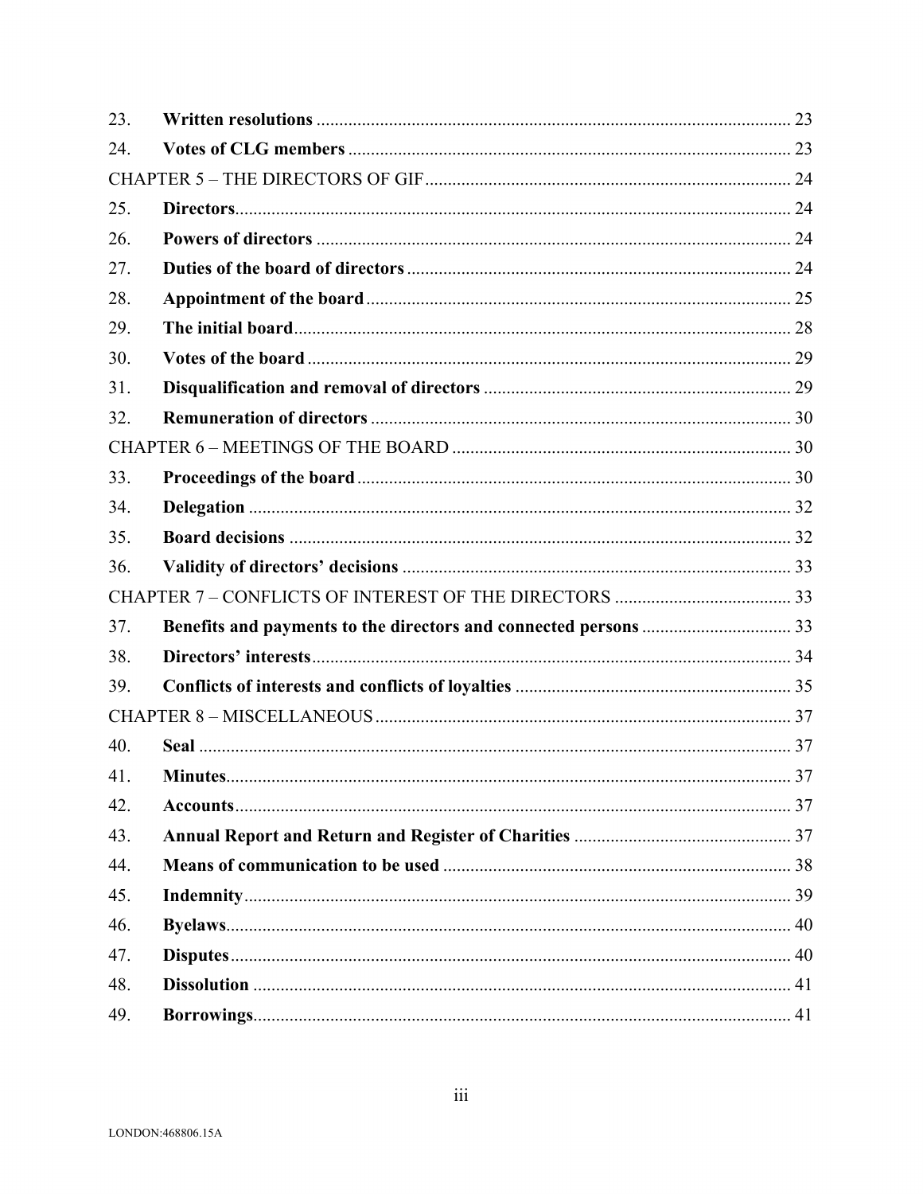| | | |
|---|---|---|
| 23. | **Written resolutions** | 23 |
| 24. | **Votes of CLG members** | 23 |
| CHAPTER 5 – THE DIRECTORS OF GIF | | 24 |
| 25. | **Directors** | 24 |
| 26. | **Powers of directors** | 24 |
| 27. | **Duties of the board of directors** | 24 |
| 28. | **Appointment of the board** | 25 |
| 29. | **The initial board** | 28 |
| 30. | **Votes of the board** | 29 |
| 31. | **Disqualification and removal of directors** | 29 |
| 32. | **Remuneration of directors** | 30 |
| CHAPTER 6 – MEETINGS OF THE BOARD | | 30 |
| 33. | **Proceedings of the board** | 30 |
| 34. | **Delegation** | 32 |
| 35. | **Board decisions** | 32 |
| 36. | **Validity of directors' decisions** | 33 |
| CHAPTER 7 – CONFLICTS OF INTEREST OF THE DIRECTORS | | 33 |
| 37. | **Benefits and payments to the directors and connected persons** | 33 |
| 38. | **Directors' interests** | 34 |
| 39. | **Conflicts of interests and conflicts of loyalties** | 35 |
| CHAPTER 8 – MISCELLANEOUS | | 37 |
| 40. | **Seal** | 37 |
| 41. | **Minutes** | 37 |
| 42. | **Accounts** | 37 |
| 43. | **Annual Report and Return and Register of Charities** | 37 |
| 44. | **Means of communication to be used** | 38 |
| 45. | **Indemnity** | 39 |
| 46. | **Byelaws** | 40 |
| 47. | **Disputes** | 40 |
| 48. | **Dissolution** | 41 |
| 49. | **Borrowings** | 41 |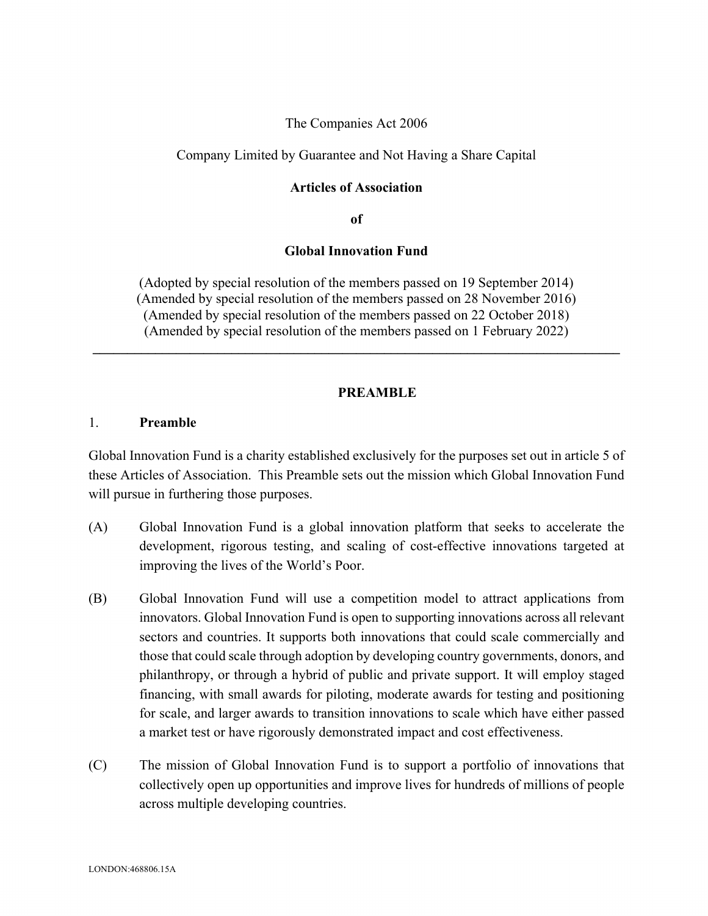The Companies Act 2006

Company Limited by Guarantee and Not Having a Share Capital

**Articles of Association**

**of**

**Global Innovation Fund**

(Adopted by special resolution of the members passed on 19 September 2014)
(Amended by special resolution of the members passed on 28 November 2016)
(Amended by special resolution of the members passed on 22 October 2018)
(Amended by special resolution of the members passed on 1 February 2022)

---

## PREAMBLE

### 1. Preamble

Global Innovation Fund is a charity established exclusively for the purposes set out in article 5 of these Articles of Association. This Preamble sets out the mission which Global Innovation Fund will pursue in furthering those purposes.

(A) Global Innovation Fund is a global innovation platform that seeks to accelerate the development, rigorous testing, and scaling of cost-effective innovations targeted at improving the lives of the World's Poor.

(B) Global Innovation Fund will use a competition model to attract applications from innovators. Global Innovation Fund is open to supporting innovations across all relevant sectors and countries. It supports both innovations that could scale commercially and those that could scale through adoption by developing country governments, donors, and philanthropy, or through a hybrid of public and private support. It will employ staged financing, with small awards for piloting, moderate awards for testing and positioning for scale, and larger awards to transition innovations to scale which have either passed a market test or have rigorously demonstrated impact and cost effectiveness.

(C) The mission of Global Innovation Fund is to support a portfolio of innovations that collectively open up opportunities and improve lives for hundreds of millions of people across multiple developing countries.

LONDON:468806.15A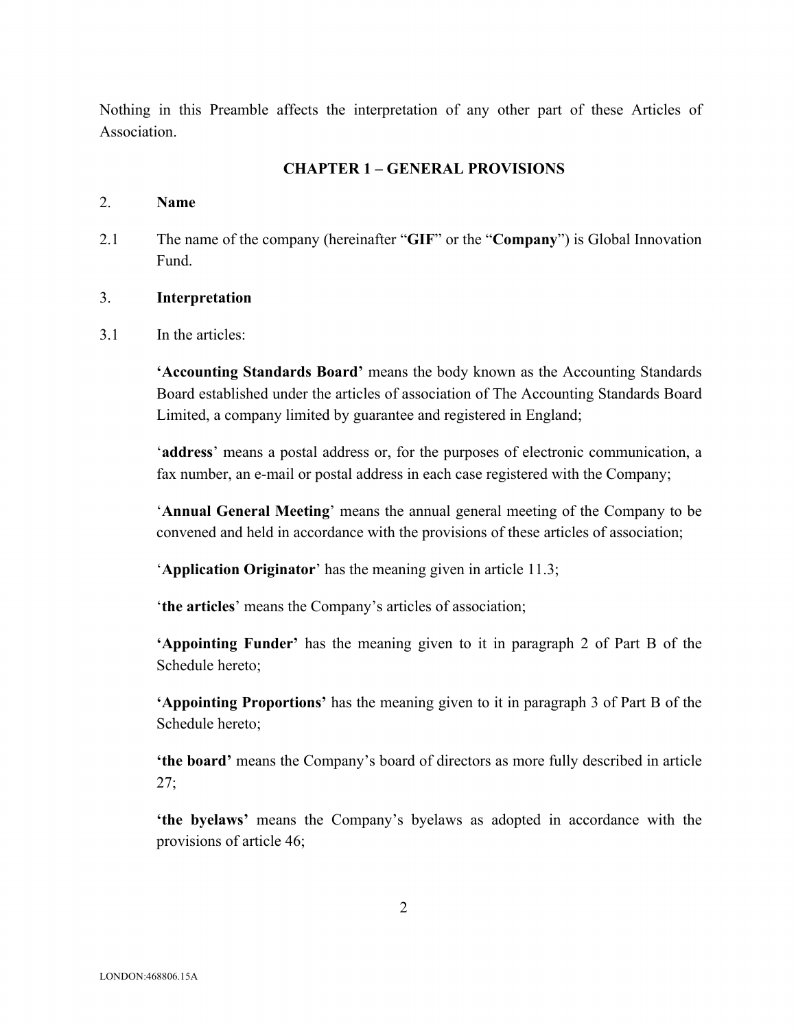Nothing in this Preamble affects the interpretation of any other part of these Articles of Association.

## CHAPTER 1 – GENERAL PROVISIONS

2. **Name**

2.1 The name of the company (hereinafter "**GIF**" or the "**Company**") is Global Innovation Fund.

3. **Interpretation**

3.1 In the articles:

**'Accounting Standards Board'** means the body known as the Accounting Standards Board established under the articles of association of The Accounting Standards Board Limited, a company limited by guarantee and registered in England;

'**address**' means a postal address or, for the purposes of electronic communication, a fax number, an e-mail or postal address in each case registered with the Company;

'**Annual General Meeting**' means the annual general meeting of the Company to be convened and held in accordance with the provisions of these articles of association;

'**Application Originator**' has the meaning given in article 11.3;

'**the articles**' means the Company's articles of association;

**'Appointing Funder'** has the meaning given to it in paragraph 2 of Part B of the Schedule hereto;

**'Appointing Proportions'** has the meaning given to it in paragraph 3 of Part B of the Schedule hereto;

**'the board'** means the Company's board of directors as more fully described in article 27;

**'the byelaws'** means the Company's byelaws as adopted in accordance with the provisions of article 46;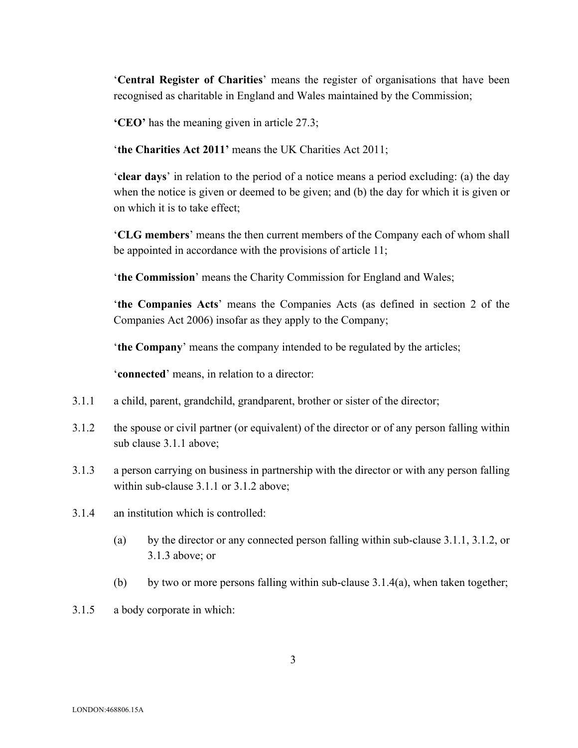'**Central Register of Charities**' means the register of organisations that have been recognised as charitable in England and Wales maintained by the Commission;

**'CEO'** has the meaning given in article 27.3;

'**the Charities Act 2011'** means the UK Charities Act 2011;

'**clear days**' in relation to the period of a notice means a period excluding: (a) the day when the notice is given or deemed to be given; and (b) the day for which it is given or on which it is to take effect;

'**CLG members**' means the then current members of the Company each of whom shall be appointed in accordance with the provisions of article 11;

'**the Commission**' means the Charity Commission for England and Wales;

'**the Companies Acts**' means the Companies Acts (as defined in section 2 of the Companies Act 2006) insofar as they apply to the Company;

'**the Company**' means the company intended to be regulated by the articles;

'**connected**' means, in relation to a director:

3.1.1 a child, parent, grandchild, grandparent, brother or sister of the director;

3.1.2 the spouse or civil partner (or equivalent) of the director or of any person falling within sub clause 3.1.1 above;

3.1.3 a person carrying on business in partnership with the director or with any person falling within sub-clause 3.1.1 or 3.1.2 above;

3.1.4 an institution which is controlled:

(a) by the director or any connected person falling within sub-clause 3.1.1, 3.1.2, or 3.1.3 above; or

(b) by two or more persons falling within sub-clause 3.1.4(a), when taken together;

3.1.5 a body corporate in which: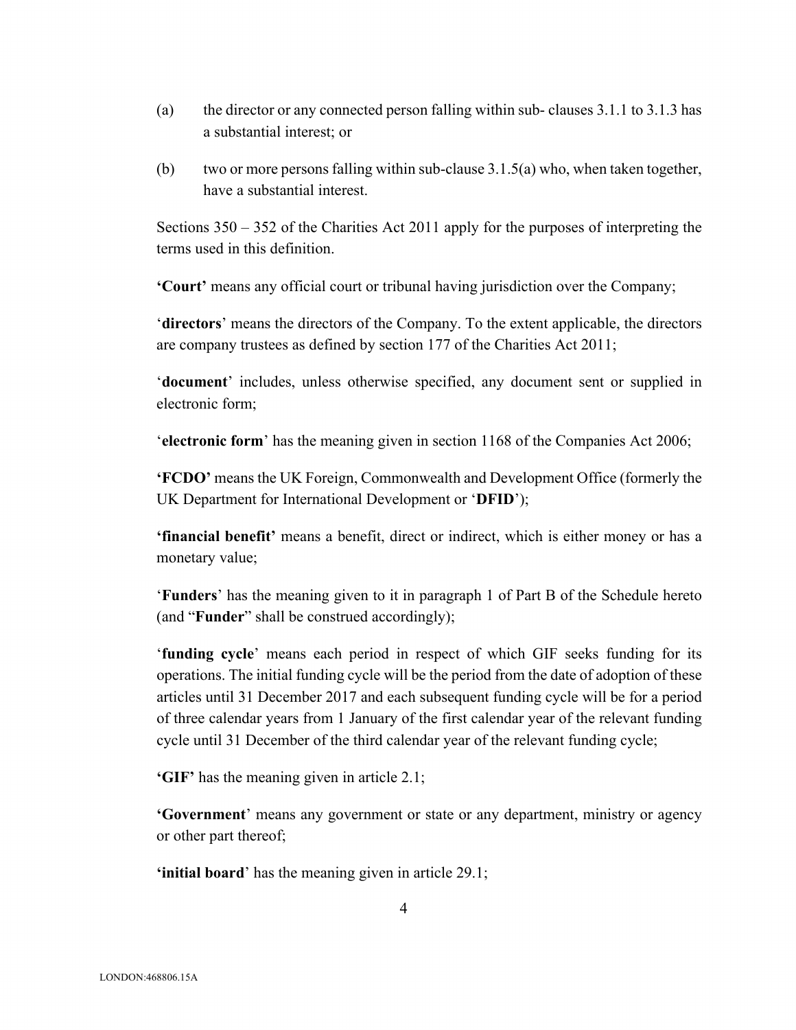(a) the director or any connected person falling within sub- clauses 3.1.1 to 3.1.3 has a substantial interest; or

(b) two or more persons falling within sub-clause 3.1.5(a) who, when taken together, have a substantial interest.

Sections 350 – 352 of the Charities Act 2011 apply for the purposes of interpreting the terms used in this definition.

**'Court'** means any official court or tribunal having jurisdiction over the Company;

'**directors**' means the directors of the Company. To the extent applicable, the directors are company trustees as defined by section 177 of the Charities Act 2011;

'**document**' includes, unless otherwise specified, any document sent or supplied in electronic form;

'**electronic form**' has the meaning given in section 1168 of the Companies Act 2006;

**'FCDO'** means the UK Foreign, Commonwealth and Development Office (formerly the UK Department for International Development or '**DFID**');

**'financial benefit'** means a benefit, direct or indirect, which is either money or has a monetary value;

'**Funders**' has the meaning given to it in paragraph 1 of Part B of the Schedule hereto (and "**Funder**" shall be construed accordingly);

'**funding cycle**' means each period in respect of which GIF seeks funding for its operations. The initial funding cycle will be the period from the date of adoption of these articles until 31 December 2017 and each subsequent funding cycle will be for a period of three calendar years from 1 January of the first calendar year of the relevant funding cycle until 31 December of the third calendar year of the relevant funding cycle;

**'GIF'** has the meaning given in article 2.1;

**'Government**' means any government or state or any department, ministry or agency or other part thereof;

**'initial board**' has the meaning given in article 29.1;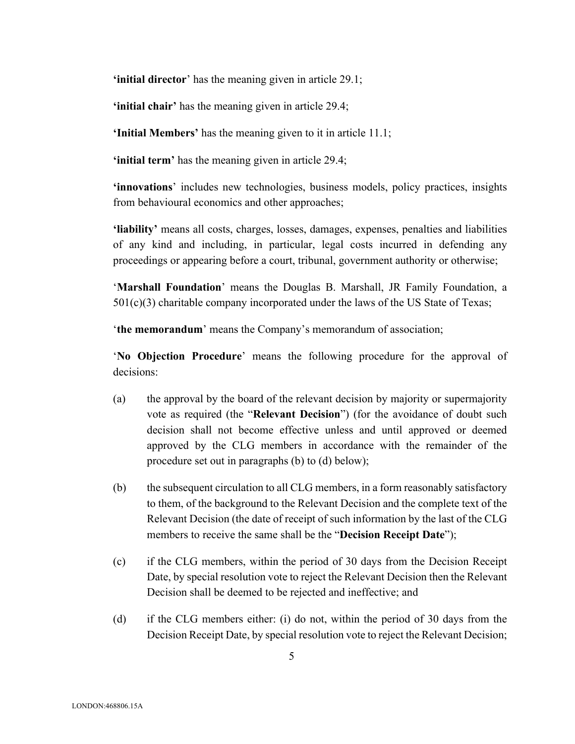**'initial director'** has the meaning given in article 29.1;

**'initial chair'** has the meaning given in article 29.4;

**'Initial Members'** has the meaning given to it in article 11.1;

**'initial term'** has the meaning given in article 29.4;

**'innovations'** includes new technologies, business models, policy practices, insights from behavioural economics and other approaches;

**'liability'** means all costs, charges, losses, damages, expenses, penalties and liabilities of any kind and including, in particular, legal costs incurred in defending any proceedings or appearing before a court, tribunal, government authority or otherwise;

'**Marshall Foundation**' means the Douglas B. Marshall, JR Family Foundation, a 501(c)(3) charitable company incorporated under the laws of the US State of Texas;

'**the memorandum**' means the Company's memorandum of association;

'**No Objection Procedure**' means the following procedure for the approval of decisions:

(a) the approval by the board of the relevant decision by majority or supermajority vote as required (the "**Relevant Decision**") (for the avoidance of doubt such decision shall not become effective unless and until approved or deemed approved by the CLG members in accordance with the remainder of the procedure set out in paragraphs (b) to (d) below);

(b) the subsequent circulation to all CLG members, in a form reasonably satisfactory to them, of the background to the Relevant Decision and the complete text of the Relevant Decision (the date of receipt of such information by the last of the CLG members to receive the same shall be the "**Decision Receipt Date**");

(c) if the CLG members, within the period of 30 days from the Decision Receipt Date, by special resolution vote to reject the Relevant Decision then the Relevant Decision shall be deemed to be rejected and ineffective; and

(d) if the CLG members either: (i) do not, within the period of 30 days from the Decision Receipt Date, by special resolution vote to reject the Relevant Decision;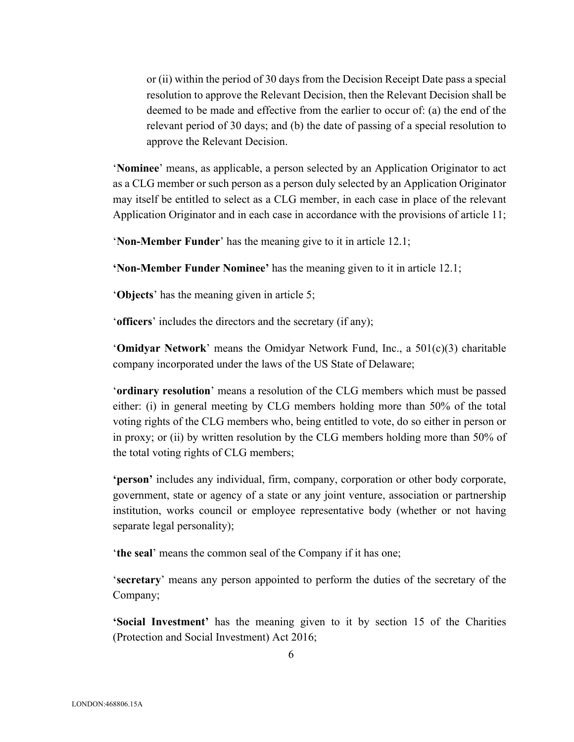or (ii) within the period of 30 days from the Decision Receipt Date pass a special resolution to approve the Relevant Decision, then the Relevant Decision shall be deemed to be made and effective from the earlier to occur of: (a) the end of the relevant period of 30 days; and (b) the date of passing of a special resolution to approve the Relevant Decision.

'**Nominee**' means, as applicable, a person selected by an Application Originator to act as a CLG member or such person as a person duly selected by an Application Originator may itself be entitled to select as a CLG member, in each case in place of the relevant Application Originator and in each case in accordance with the provisions of article 11;

'**Non-Member Funder**' has the meaning give to it in article 12.1;

**'Non-Member Funder Nominee'** has the meaning given to it in article 12.1;

'**Objects**' has the meaning given in article 5;

'**officers**' includes the directors and the secretary (if any);

'**Omidyar Network**' means the Omidyar Network Fund, Inc., a 501(c)(3) charitable company incorporated under the laws of the US State of Delaware;

'**ordinary resolution**' means a resolution of the CLG members which must be passed either: (i) in general meeting by CLG members holding more than 50% of the total voting rights of the CLG members who, being entitled to vote, do so either in person or in proxy; or (ii) by written resolution by the CLG members holding more than 50% of the total voting rights of CLG members;

**'person'** includes any individual, firm, company, corporation or other body corporate, government, state or agency of a state or any joint venture, association or partnership institution, works council or employee representative body (whether or not having separate legal personality);

'**the seal**' means the common seal of the Company if it has one;

'**secretary**' means any person appointed to perform the duties of the secretary of the Company;

**'Social Investment'** has the meaning given to it by section 15 of the Charities (Protection and Social Investment) Act 2016;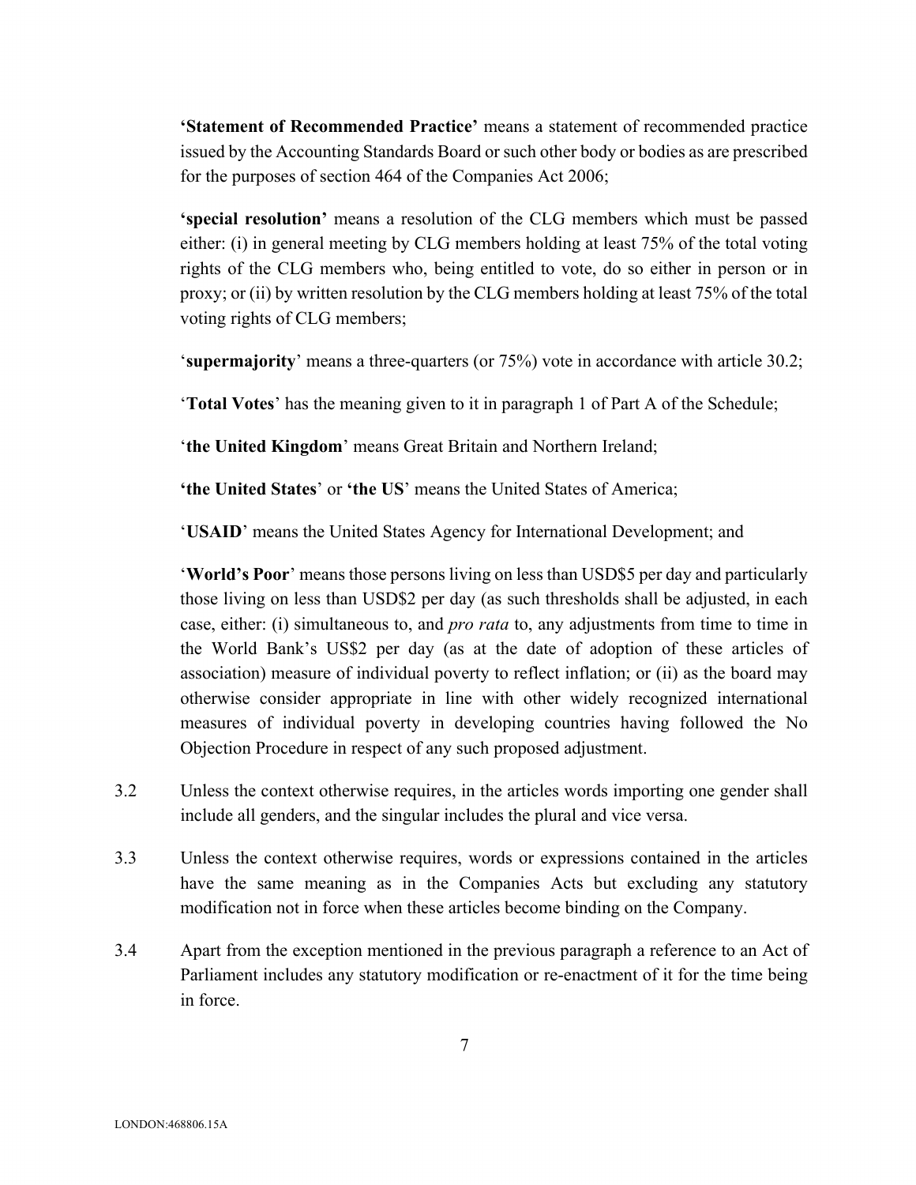**'Statement of Recommended Practice'** means a statement of recommended practice issued by the Accounting Standards Board or such other body or bodies as are prescribed for the purposes of section 464 of the Companies Act 2006;

**'special resolution'** means a resolution of the CLG members which must be passed either: (i) in general meeting by CLG members holding at least 75% of the total voting rights of the CLG members who, being entitled to vote, do so either in person or in proxy; or (ii) by written resolution by the CLG members holding at least 75% of the total voting rights of CLG members;

'**supermajority**' means a three-quarters (or 75%) vote in accordance with article 30.2;

'**Total Votes**' has the meaning given to it in paragraph 1 of Part A of the Schedule;

'**the United Kingdom**' means Great Britain and Northern Ireland;

**'the United States**' or **'the US**' means the United States of America;

'**USAID**' means the United States Agency for International Development; and

'**World's Poor**' means those persons living on less than USD$5 per day and particularly those living on less than USD$2 per day (as such thresholds shall be adjusted, in each case, either: (i) simultaneous to, and *pro rata* to, any adjustments from time to time in the World Bank's US$2 per day (as at the date of adoption of these articles of association) measure of individual poverty to reflect inflation; or (ii) as the board may otherwise consider appropriate in line with other widely recognized international measures of individual poverty in developing countries having followed the No Objection Procedure in respect of any such proposed adjustment.

3.2 Unless the context otherwise requires, in the articles words importing one gender shall include all genders, and the singular includes the plural and vice versa.

3.3 Unless the context otherwise requires, words or expressions contained in the articles have the same meaning as in the Companies Acts but excluding any statutory modification not in force when these articles become binding on the Company.

3.4 Apart from the exception mentioned in the previous paragraph a reference to an Act of Parliament includes any statutory modification or re-enactment of it for the time being in force.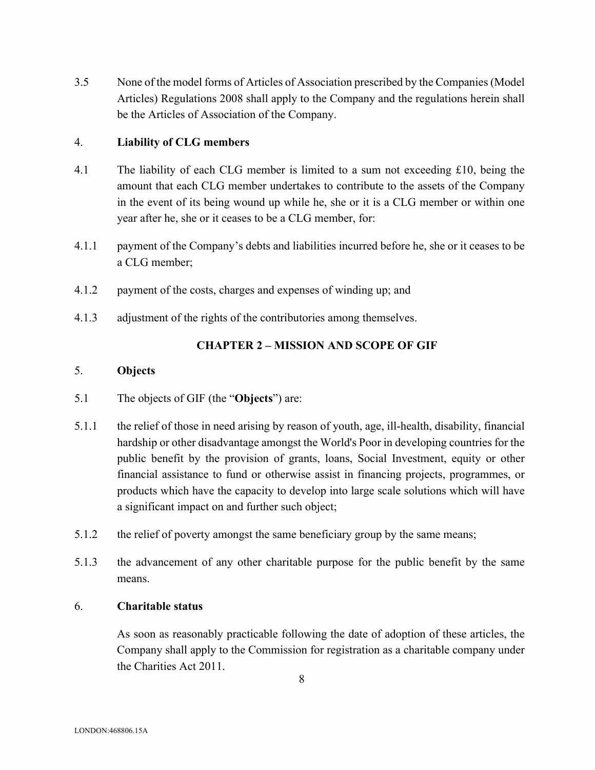3.5 None of the model forms of Articles of Association prescribed by the Companies (Model Articles) Regulations 2008 shall apply to the Company and the regulations herein shall be the Articles of Association of the Company.

4. **Liability of CLG members**

4.1 The liability of each CLG member is limited to a sum not exceeding £10, being the amount that each CLG member undertakes to contribute to the assets of the Company in the event of its being wound up while he, she or it is a CLG member or within one year after he, she or it ceases to be a CLG member, for:

4.1.1 payment of the Company's debts and liabilities incurred before he, she or it ceases to be a CLG member;

4.1.2 payment of the costs, charges and expenses of winding up; and

4.1.3 adjustment of the rights of the contributories among themselves.

## CHAPTER 2 – MISSION AND SCOPE OF GIF

5. **Objects**

5.1 The objects of GIF (the "**Objects**") are:

5.1.1 the relief of those in need arising by reason of youth, age, ill-health, disability, financial hardship or other disadvantage amongst the World's Poor in developing countries for the public benefit by the provision of grants, loans, Social Investment, equity or other financial assistance to fund or otherwise assist in financing projects, programmes, or products which have the capacity to develop into large scale solutions which will have a significant impact on and further such object;

5.1.2 the relief of poverty amongst the same beneficiary group by the same means;

5.1.3 the advancement of any other charitable purpose for the public benefit by the same means.

6. **Charitable status**

As soon as reasonably practicable following the date of adoption of these articles, the Company shall apply to the Commission for registration as a charitable company under the Charities Act 2011.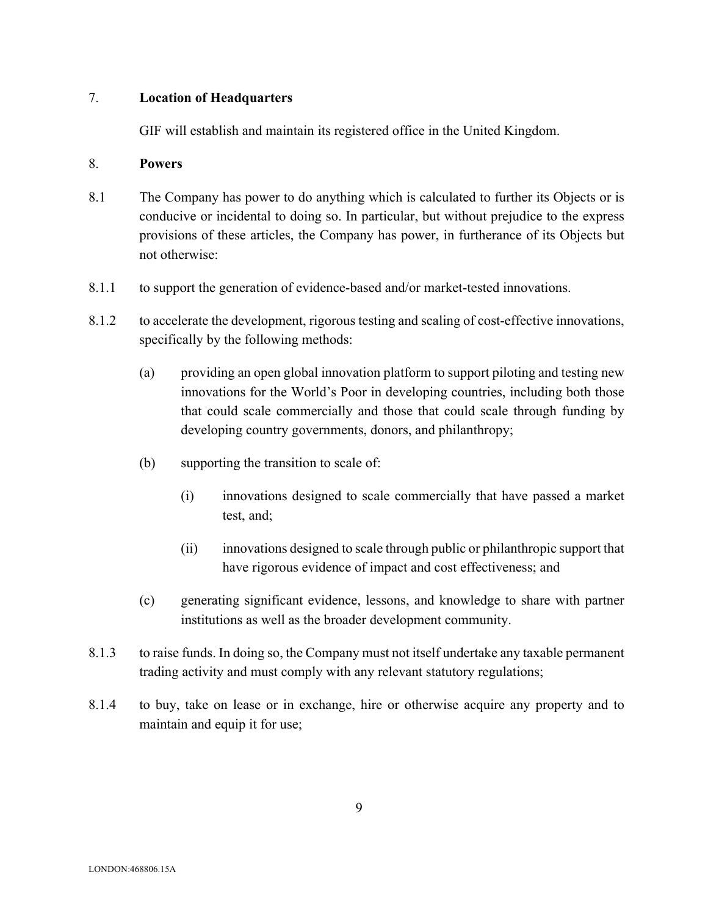## 7. Location of Headquarters

GIF will establish and maintain its registered office in the United Kingdom.

## 8. Powers

8.1 The Company has power to do anything which is calculated to further its Objects or is conducive or incidental to doing so. In particular, but without prejudice to the express provisions of these articles, the Company has power, in furtherance of its Objects but not otherwise:

8.1.1 to support the generation of evidence-based and/or market-tested innovations.

8.1.2 to accelerate the development, rigorous testing and scaling of cost-effective innovations, specifically by the following methods:

(a) providing an open global innovation platform to support piloting and testing new innovations for the World's Poor in developing countries, including both those that could scale commercially and those that could scale through funding by developing country governments, donors, and philanthropy;

(b) supporting the transition to scale of:

(i) innovations designed to scale commercially that have passed a market test, and;

(ii) innovations designed to scale through public or philanthropic support that have rigorous evidence of impact and cost effectiveness; and

(c) generating significant evidence, lessons, and knowledge to share with partner institutions as well as the broader development community.

8.1.3 to raise funds. In doing so, the Company must not itself undertake any taxable permanent trading activity and must comply with any relevant statutory regulations;

8.1.4 to buy, take on lease or in exchange, hire or otherwise acquire any property and to maintain and equip it for use;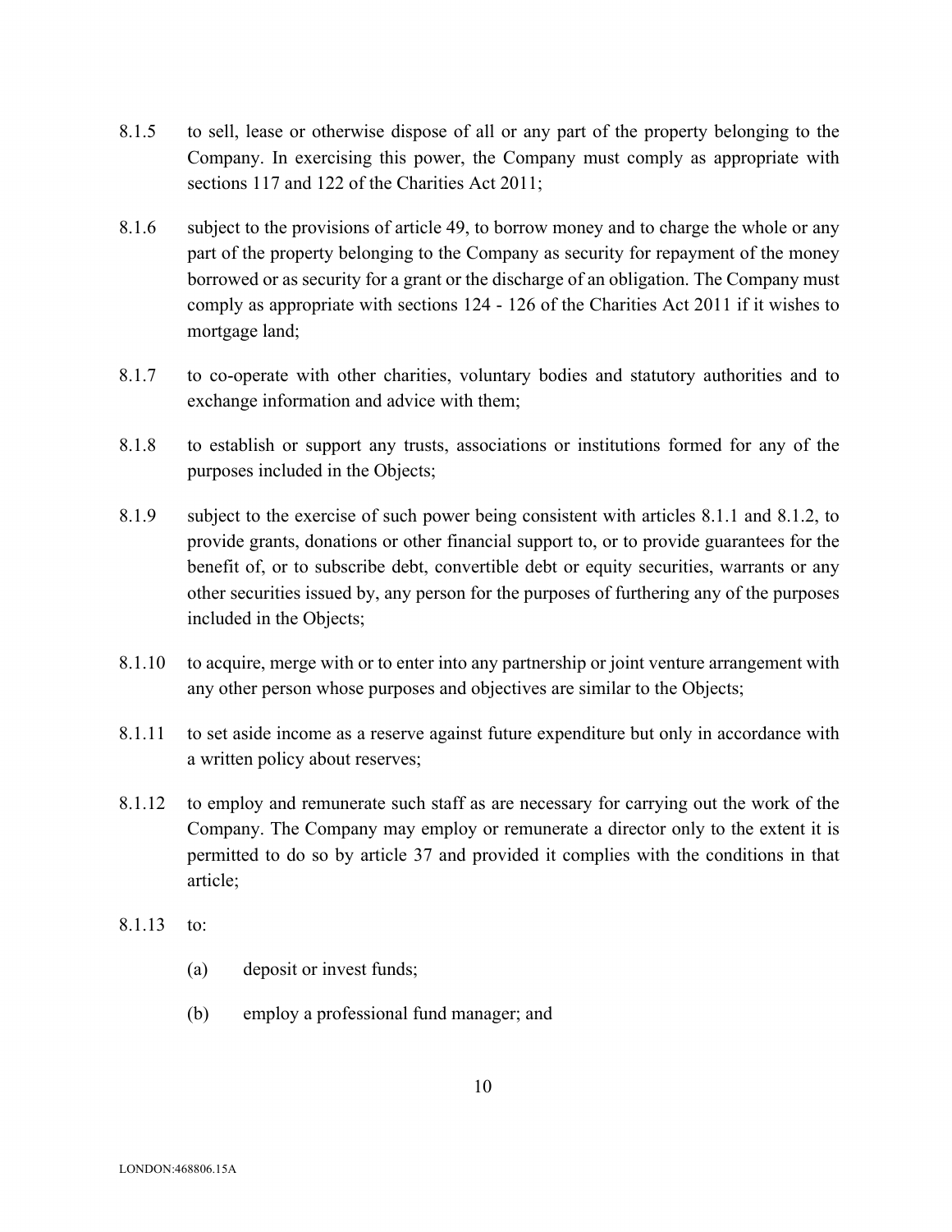8.1.5 to sell, lease or otherwise dispose of all or any part of the property belonging to the Company. In exercising this power, the Company must comply as appropriate with sections 117 and 122 of the Charities Act 2011;

8.1.6 subject to the provisions of article 49, to borrow money and to charge the whole or any part of the property belonging to the Company as security for repayment of the money borrowed or as security for a grant or the discharge of an obligation. The Company must comply as appropriate with sections 124 - 126 of the Charities Act 2011 if it wishes to mortgage land;

8.1.7 to co-operate with other charities, voluntary bodies and statutory authorities and to exchange information and advice with them;

8.1.8 to establish or support any trusts, associations or institutions formed for any of the purposes included in the Objects;

8.1.9 subject to the exercise of such power being consistent with articles 8.1.1 and 8.1.2, to provide grants, donations or other financial support to, or to provide guarantees for the benefit of, or to subscribe debt, convertible debt or equity securities, warrants or any other securities issued by, any person for the purposes of furthering any of the purposes included in the Objects;

8.1.10 to acquire, merge with or to enter into any partnership or joint venture arrangement with any other person whose purposes and objectives are similar to the Objects;

8.1.11 to set aside income as a reserve against future expenditure but only in accordance with a written policy about reserves;

8.1.12 to employ and remunerate such staff as are necessary for carrying out the work of the Company. The Company may employ or remunerate a director only to the extent it is permitted to do so by article 37 and provided it complies with the conditions in that article;

8.1.13 to:

(a) deposit or invest funds;

(b) employ a professional fund manager; and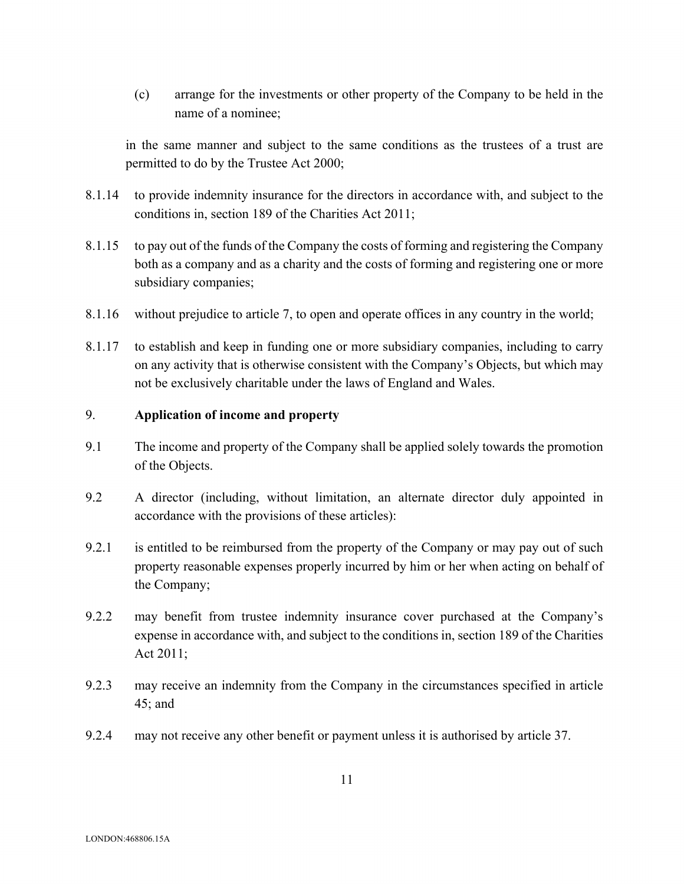(c) arrange for the investments or other property of the Company to be held in the name of a nominee;

in the same manner and subject to the same conditions as the trustees of a trust are permitted to do by the Trustee Act 2000;

8.1.14 to provide indemnity insurance for the directors in accordance with, and subject to the conditions in, section 189 of the Charities Act 2011;

8.1.15 to pay out of the funds of the Company the costs of forming and registering the Company both as a company and as a charity and the costs of forming and registering one or more subsidiary companies;

8.1.16 without prejudice to article 7, to open and operate offices in any country in the world;

8.1.17 to establish and keep in funding one or more subsidiary companies, including to carry on any activity that is otherwise consistent with the Company's Objects, but which may not be exclusively charitable under the laws of England and Wales.

9. **Application of income and property**

9.1 The income and property of the Company shall be applied solely towards the promotion of the Objects.

9.2 A director (including, without limitation, an alternate director duly appointed in accordance with the provisions of these articles):

9.2.1 is entitled to be reimbursed from the property of the Company or may pay out of such property reasonable expenses properly incurred by him or her when acting on behalf of the Company;

9.2.2 may benefit from trustee indemnity insurance cover purchased at the Company's expense in accordance with, and subject to the conditions in, section 189 of the Charities Act 2011;

9.2.3 may receive an indemnity from the Company in the circumstances specified in article 45; and

9.2.4 may not receive any other benefit or payment unless it is authorised by article 37.

LONDON:468806.15A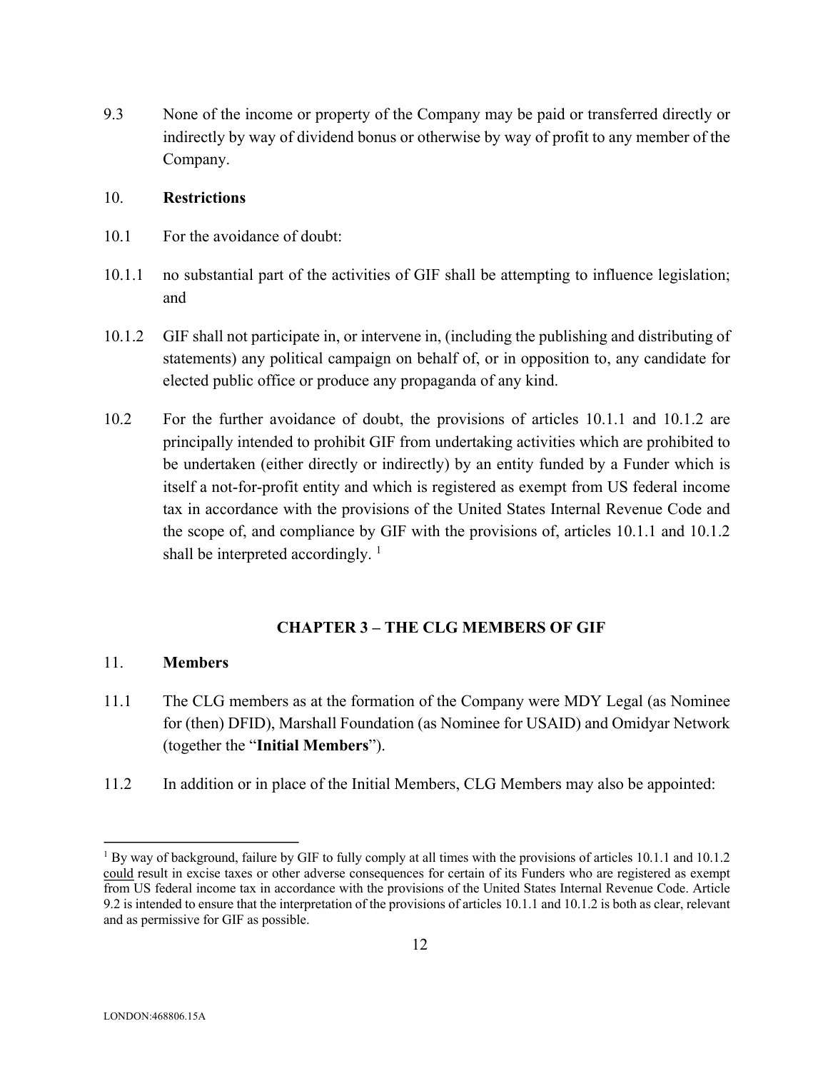9.3 None of the income or property of the Company may be paid or transferred directly or indirectly by way of dividend bonus or otherwise by way of profit to any member of the Company.

10. **Restrictions**

10.1 For the avoidance of doubt:

10.1.1 no substantial part of the activities of GIF shall be attempting to influence legislation; and

10.1.2 GIF shall not participate in, or intervene in, (including the publishing and distributing of statements) any political campaign on behalf of, or in opposition to, any candidate for elected public office or produce any propaganda of any kind.

10.2 For the further avoidance of doubt, the provisions of articles 10.1.1 and 10.1.2 are principally intended to prohibit GIF from undertaking activities which are prohibited to be undertaken (either directly or indirectly) by an entity funded by a Funder which is itself a not-for-profit entity and which is registered as exempt from US federal income tax in accordance with the provisions of the United States Internal Revenue Code and the scope of, and compliance by GIF with the provisions of, articles 10.1.1 and 10.1.2 shall be interpreted accordingly. [1]

## CHAPTER 3 – THE CLG MEMBERS OF GIF

11. **Members**

11.1 The CLG members as at the formation of the Company were MDY Legal (as Nominee for (then) DFID), Marshall Foundation (as Nominee for USAID) and Omidyar Network (together the "**Initial Members**").

11.2 In addition or in place of the Initial Members, CLG Members may also be appointed:

---

[1] By way of background, failure by GIF to fully comply at all times with the provisions of articles 10.1.1 and 10.1.2 could result in excise taxes or other adverse consequences for certain of its Funders who are registered as exempt from US federal income tax in accordance with the provisions of the United States Internal Revenue Code. Article 9.2 is intended to ensure that the interpretation of the provisions of articles 10.1.1 and 10.1.2 is both as clear, relevant and as permissive for GIF as possible.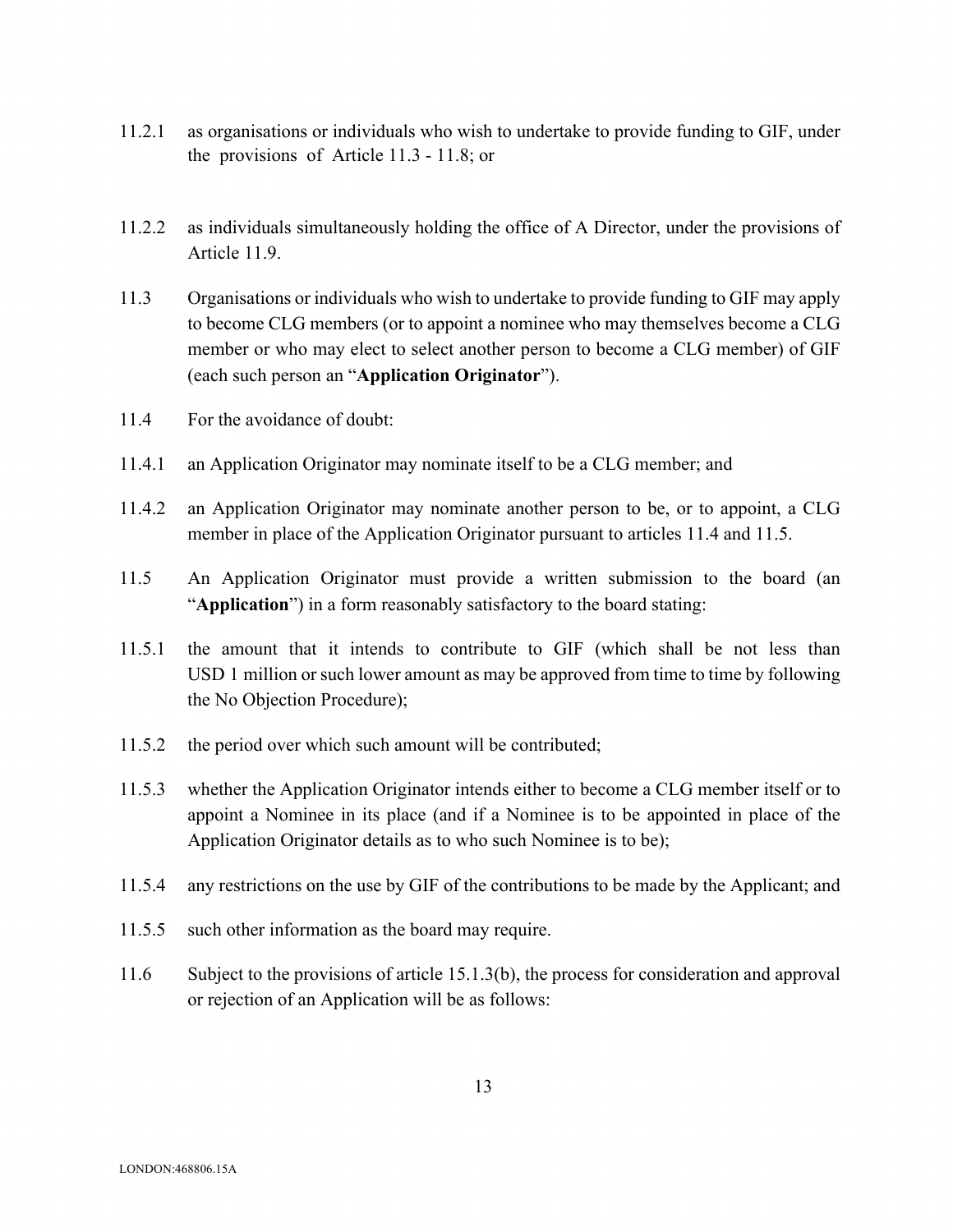11.2.1 as organisations or individuals who wish to undertake to provide funding to GIF, under the provisions of Article 11.3 - 11.8; or

11.2.2 as individuals simultaneously holding the office of A Director, under the provisions of Article 11.9.

11.3 Organisations or individuals who wish to undertake to provide funding to GIF may apply to become CLG members (or to appoint a nominee who may themselves become a CLG member or who may elect to select another person to become a CLG member) of GIF (each such person an "**Application Originator**").

11.4 For the avoidance of doubt:

11.4.1 an Application Originator may nominate itself to be a CLG member; and

11.4.2 an Application Originator may nominate another person to be, or to appoint, a CLG member in place of the Application Originator pursuant to articles 11.4 and 11.5.

11.5 An Application Originator must provide a written submission to the board (an "**Application**") in a form reasonably satisfactory to the board stating:

11.5.1 the amount that it intends to contribute to GIF (which shall be not less than USD 1 million or such lower amount as may be approved from time to time by following the No Objection Procedure);

11.5.2 the period over which such amount will be contributed;

11.5.3 whether the Application Originator intends either to become a CLG member itself or to appoint a Nominee in its place (and if a Nominee is to be appointed in place of the Application Originator details as to who such Nominee is to be);

11.5.4 any restrictions on the use by GIF of the contributions to be made by the Applicant; and

11.5.5 such other information as the board may require.

11.6 Subject to the provisions of article 15.1.3(b), the process for consideration and approval or rejection of an Application will be as follows: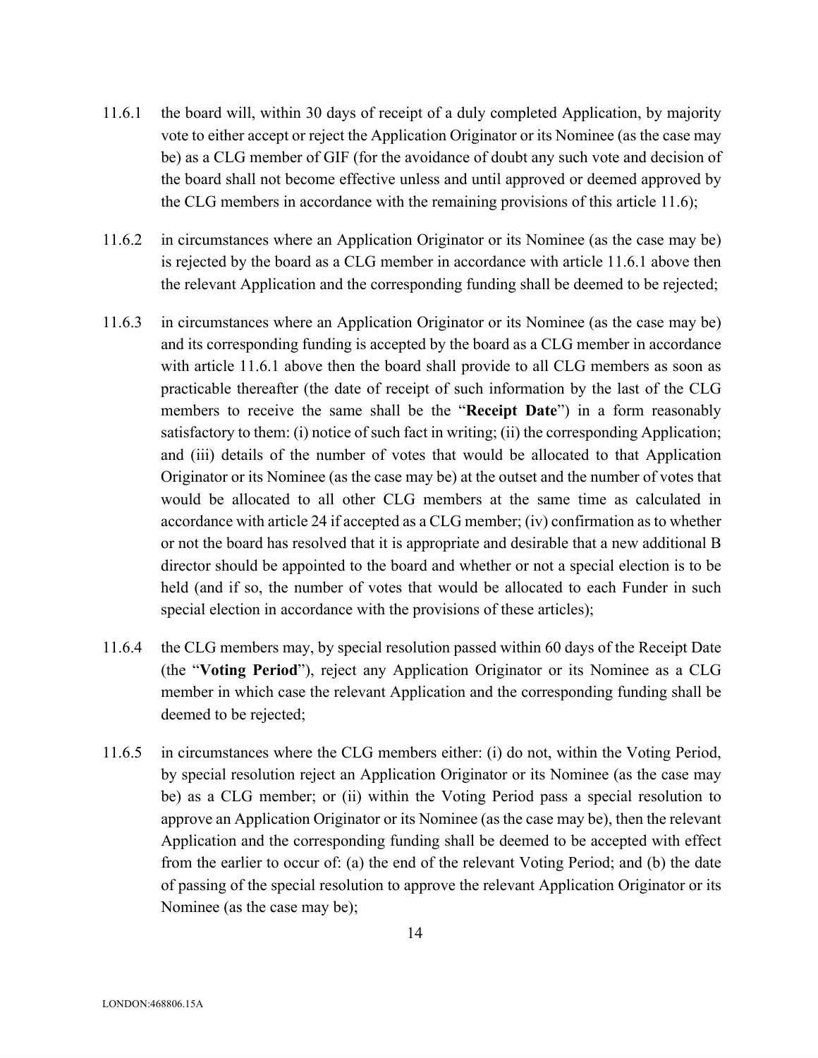11.6.1 the board will, within 30 days of receipt of a duly completed Application, by majority vote to either accept or reject the Application Originator or its Nominee (as the case may be) as a CLG member of GIF (for the avoidance of doubt any such vote and decision of the board shall not become effective unless and until approved or deemed approved by the CLG members in accordance with the remaining provisions of this article 11.6);

11.6.2 in circumstances where an Application Originator or its Nominee (as the case may be) is rejected by the board as a CLG member in accordance with article 11.6.1 above then the relevant Application and the corresponding funding shall be deemed to be rejected;

11.6.3 in circumstances where an Application Originator or its Nominee (as the case may be) and its corresponding funding is accepted by the board as a CLG member in accordance with article 11.6.1 above then the board shall provide to all CLG members as soon as practicable thereafter (the date of receipt of such information by the last of the CLG members to receive the same shall be the "**Receipt Date**") in a form reasonably satisfactory to them: (i) notice of such fact in writing; (ii) the corresponding Application; and (iii) details of the number of votes that would be allocated to that Application Originator or its Nominee (as the case may be) at the outset and the number of votes that would be allocated to all other CLG members at the same time as calculated in accordance with article 24 if accepted as a CLG member; (iv) confirmation as to whether or not the board has resolved that it is appropriate and desirable that a new additional B director should be appointed to the board and whether or not a special election is to be held (and if so, the number of votes that would be allocated to each Funder in such special election in accordance with the provisions of these articles);

11.6.4 the CLG members may, by special resolution passed within 60 days of the Receipt Date (the "**Voting Period**"), reject any Application Originator or its Nominee as a CLG member in which case the relevant Application and the corresponding funding shall be deemed to be rejected;

11.6.5 in circumstances where the CLG members either: (i) do not, within the Voting Period, by special resolution reject an Application Originator or its Nominee (as the case may be) as a CLG member; or (ii) within the Voting Period pass a special resolution to approve an Application Originator or its Nominee (as the case may be), then the relevant Application and the corresponding funding shall be deemed to be accepted with effect from the earlier to occur of: (a) the end of the relevant Voting Period; and (b) the date of passing of the special resolution to approve the relevant Application Originator or its Nominee (as the case may be);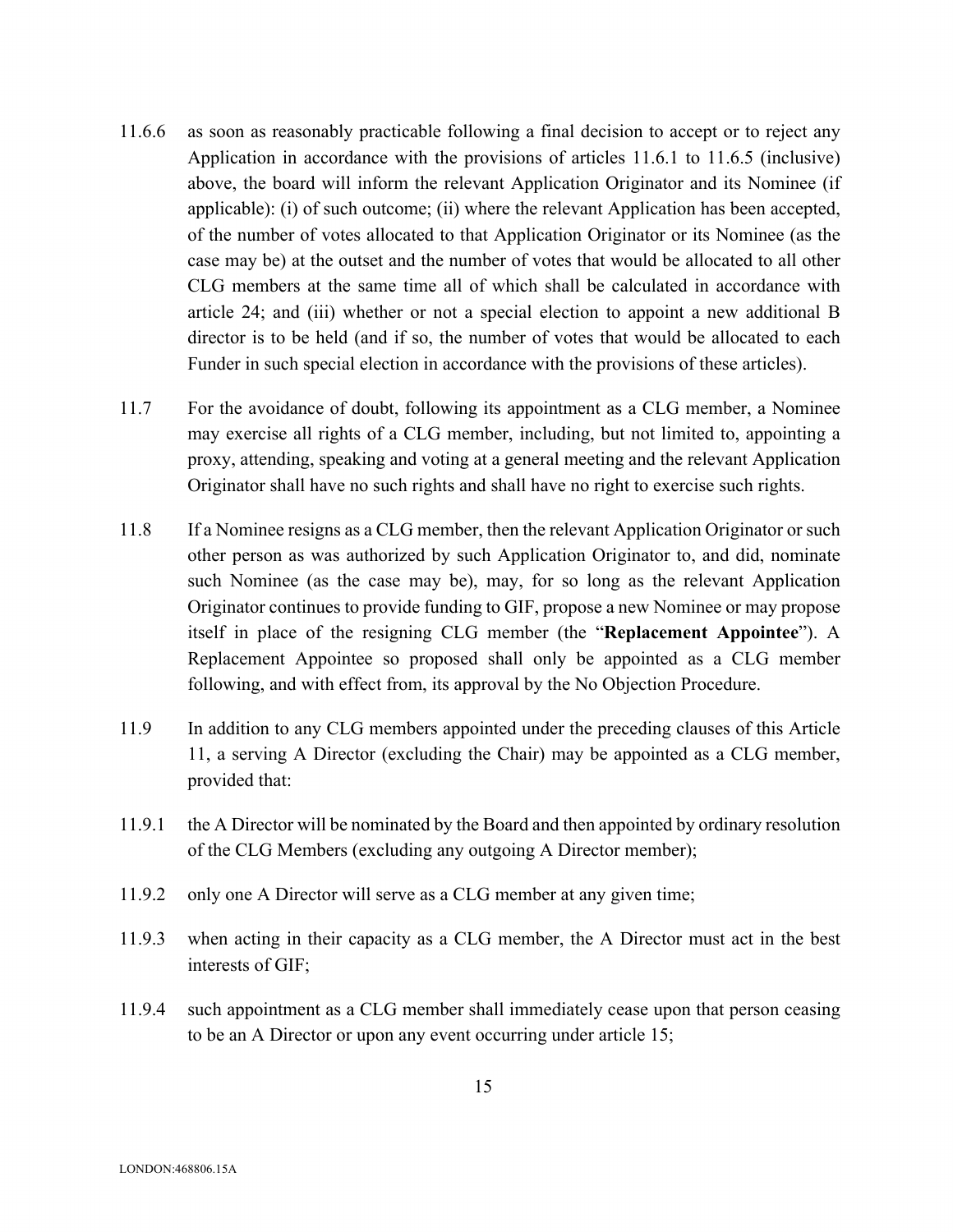11.6.6 as soon as reasonably practicable following a final decision to accept or to reject any Application in accordance with the provisions of articles 11.6.1 to 11.6.5 (inclusive) above, the board will inform the relevant Application Originator and its Nominee (if applicable): (i) of such outcome; (ii) where the relevant Application has been accepted, of the number of votes allocated to that Application Originator or its Nominee (as the case may be) at the outset and the number of votes that would be allocated to all other CLG members at the same time all of which shall be calculated in accordance with article 24; and (iii) whether or not a special election to appoint a new additional B director is to be held (and if so, the number of votes that would be allocated to each Funder in such special election in accordance with the provisions of these articles).

11.7 For the avoidance of doubt, following its appointment as a CLG member, a Nominee may exercise all rights of a CLG member, including, but not limited to, appointing a proxy, attending, speaking and voting at a general meeting and the relevant Application Originator shall have no such rights and shall have no right to exercise such rights.

11.8 If a Nominee resigns as a CLG member, then the relevant Application Originator or such other person as was authorized by such Application Originator to, and did, nominate such Nominee (as the case may be), may, for so long as the relevant Application Originator continues to provide funding to GIF, propose a new Nominee or may propose itself in place of the resigning CLG member (the "**Replacement Appointee**"). A Replacement Appointee so proposed shall only be appointed as a CLG member following, and with effect from, its approval by the No Objection Procedure.

11.9 In addition to any CLG members appointed under the preceding clauses of this Article 11, a serving A Director (excluding the Chair) may be appointed as a CLG member, provided that:

11.9.1 the A Director will be nominated by the Board and then appointed by ordinary resolution of the CLG Members (excluding any outgoing A Director member);

11.9.2 only one A Director will serve as a CLG member at any given time;

11.9.3 when acting in their capacity as a CLG member, the A Director must act in the best interests of GIF;

11.9.4 such appointment as a CLG member shall immediately cease upon that person ceasing to be an A Director or upon any event occurring under article 15;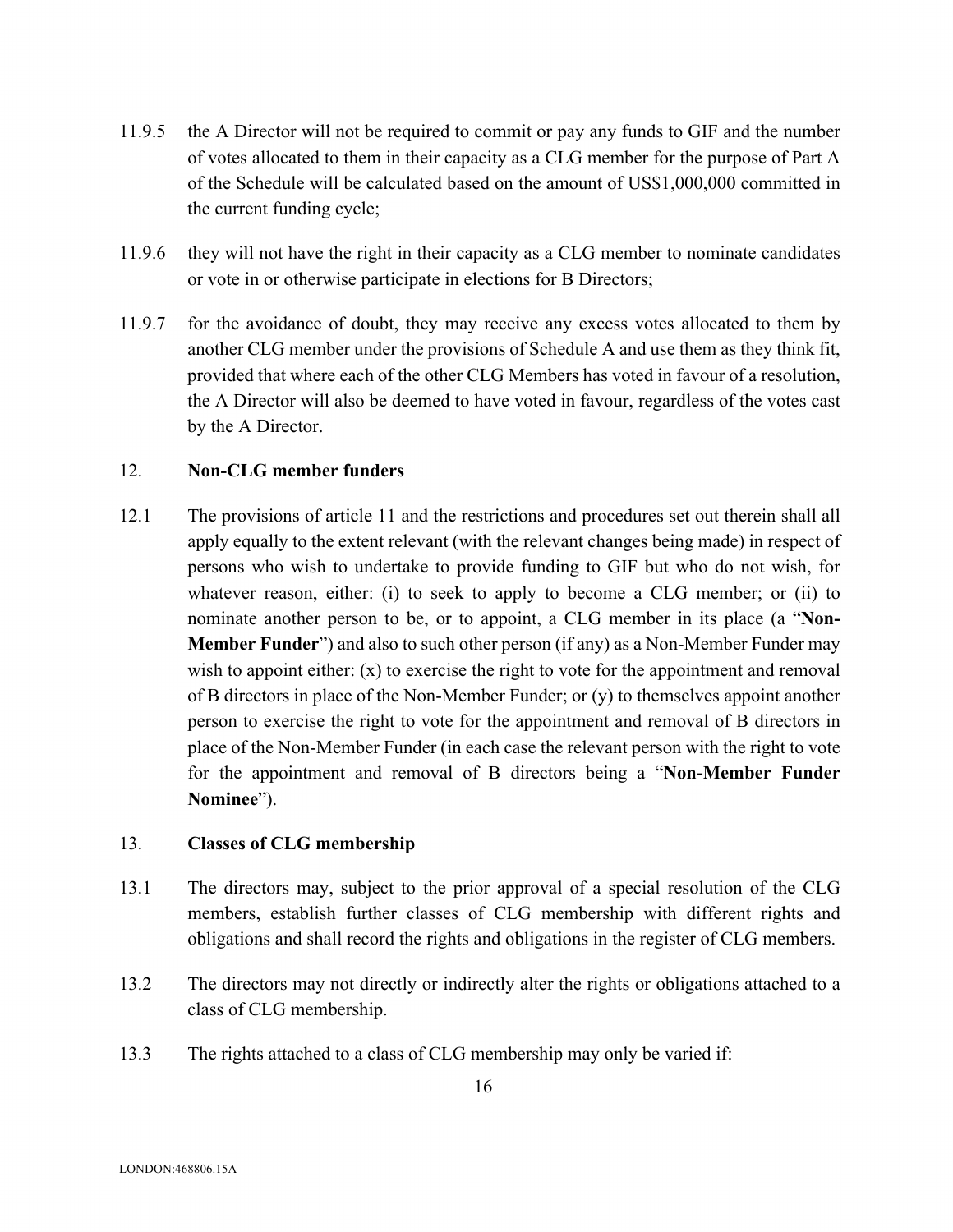11.9.5 the A Director will not be required to commit or pay any funds to GIF and the number of votes allocated to them in their capacity as a CLG member for the purpose of Part A of the Schedule will be calculated based on the amount of US$1,000,000 committed in the current funding cycle;

11.9.6 they will not have the right in their capacity as a CLG member to nominate candidates or vote in or otherwise participate in elections for B Directors;

11.9.7 for the avoidance of doubt, they may receive any excess votes allocated to them by another CLG member under the provisions of Schedule A and use them as they think fit, provided that where each of the other CLG Members has voted in favour of a resolution, the A Director will also be deemed to have voted in favour, regardless of the votes cast by the A Director.

## 12. Non-CLG member funders

12.1 The provisions of article 11 and the restrictions and procedures set out therein shall all apply equally to the extent relevant (with the relevant changes being made) in respect of persons who wish to undertake to provide funding to GIF but who do not wish, for whatever reason, either: (i) to seek to apply to become a CLG member; or (ii) to nominate another person to be, or to appoint, a CLG member in its place (a "**Non-Member Funder**") and also to such other person (if any) as a Non-Member Funder may wish to appoint either: (x) to exercise the right to vote for the appointment and removal of B directors in place of the Non-Member Funder; or (y) to themselves appoint another person to exercise the right to vote for the appointment and removal of B directors in place of the Non-Member Funder (in each case the relevant person with the right to vote for the appointment and removal of B directors being a "**Non-Member Funder Nominee**").

## 13. Classes of CLG membership

13.1 The directors may, subject to the prior approval of a special resolution of the CLG members, establish further classes of CLG membership with different rights and obligations and shall record the rights and obligations in the register of CLG members.

13.2 The directors may not directly or indirectly alter the rights or obligations attached to a class of CLG membership.

13.3 The rights attached to a class of CLG membership may only be varied if: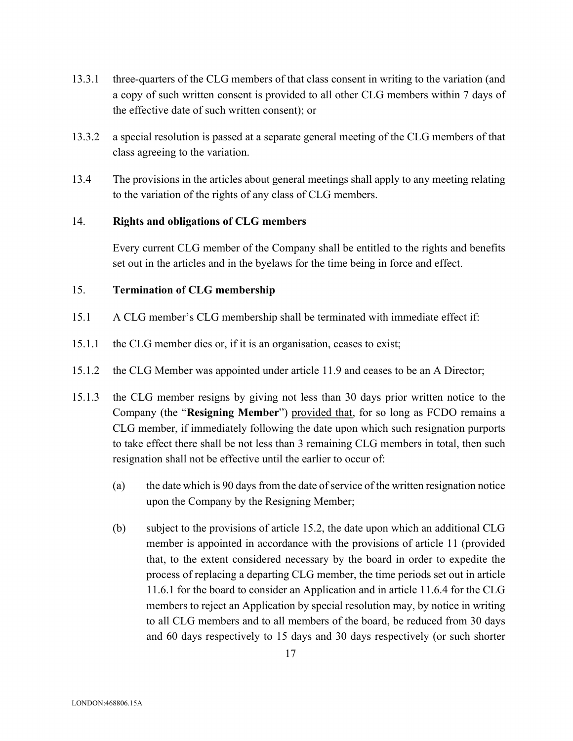13.3.1 three-quarters of the CLG members of that class consent in writing to the variation (and a copy of such written consent is provided to all other CLG members within 7 days of the effective date of such written consent); or

13.3.2 a special resolution is passed at a separate general meeting of the CLG members of that class agreeing to the variation.

13.4 The provisions in the articles about general meetings shall apply to any meeting relating to the variation of the rights of any class of CLG members.

14. **Rights and obligations of CLG members**

Every current CLG member of the Company shall be entitled to the rights and benefits set out in the articles and in the byelaws for the time being in force and effect.

15. **Termination of CLG membership**

15.1 A CLG member's CLG membership shall be terminated with immediate effect if:

15.1.1 the CLG member dies or, if it is an organisation, ceases to exist;

15.1.2 the CLG Member was appointed under article 11.9 and ceases to be an A Director;

15.1.3 the CLG member resigns by giving not less than 30 days prior written notice to the Company (the "**Resigning Member**") <u>provided that</u>, for so long as FCDO remains a CLG member, if immediately following the date upon which such resignation purports to take effect there shall be not less than 3 remaining CLG members in total, then such resignation shall not be effective until the earlier to occur of:

(a) the date which is 90 days from the date of service of the written resignation notice upon the Company by the Resigning Member;

(b) subject to the provisions of article 15.2, the date upon which an additional CLG member is appointed in accordance with the provisions of article 11 (provided that, to the extent considered necessary by the board in order to expedite the process of replacing a departing CLG member, the time periods set out in article 11.6.1 for the board to consider an Application and in article 11.6.4 for the CLG members to reject an Application by special resolution may, by notice in writing to all CLG members and to all members of the board, be reduced from 30 days and 60 days respectively to 15 days and 30 days respectively (or such shorter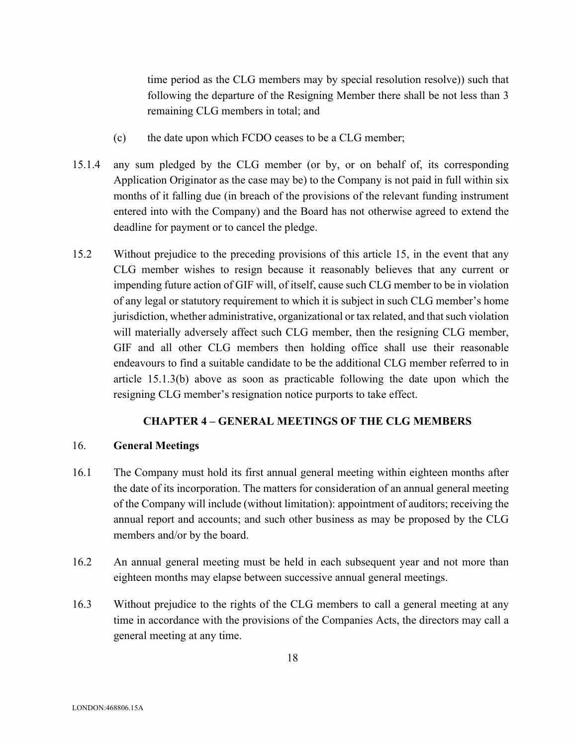time period as the CLG members may by special resolution resolve)) such that following the departure of the Resigning Member there shall be not less than 3 remaining CLG members in total; and

(c) the date upon which FCDO ceases to be a CLG member;

15.1.4 any sum pledged by the CLG member (or by, or on behalf of, its corresponding Application Originator as the case may be) to the Company is not paid in full within six months of it falling due (in breach of the provisions of the relevant funding instrument entered into with the Company) and the Board has not otherwise agreed to extend the deadline for payment or to cancel the pledge.

15.2 Without prejudice to the preceding provisions of this article 15, in the event that any CLG member wishes to resign because it reasonably believes that any current or impending future action of GIF will, of itself, cause such CLG member to be in violation of any legal or statutory requirement to which it is subject in such CLG member's home jurisdiction, whether administrative, organizational or tax related, and that such violation will materially adversely affect such CLG member, then the resigning CLG member, GIF and all other CLG members then holding office shall use their reasonable endeavours to find a suitable candidate to be the additional CLG member referred to in article 15.1.3(b) above as soon as practicable following the date upon which the resigning CLG member's resignation notice purports to take effect.

## CHAPTER 4 – GENERAL MEETINGS OF THE CLG MEMBERS

16. **General Meetings**

16.1 The Company must hold its first annual general meeting within eighteen months after the date of its incorporation. The matters for consideration of an annual general meeting of the Company will include (without limitation): appointment of auditors; receiving the annual report and accounts; and such other business as may be proposed by the CLG members and/or by the board.

16.2 An annual general meeting must be held in each subsequent year and not more than eighteen months may elapse between successive annual general meetings.

16.3 Without prejudice to the rights of the CLG members to call a general meeting at any time in accordance with the provisions of the Companies Acts, the directors may call a general meeting at any time.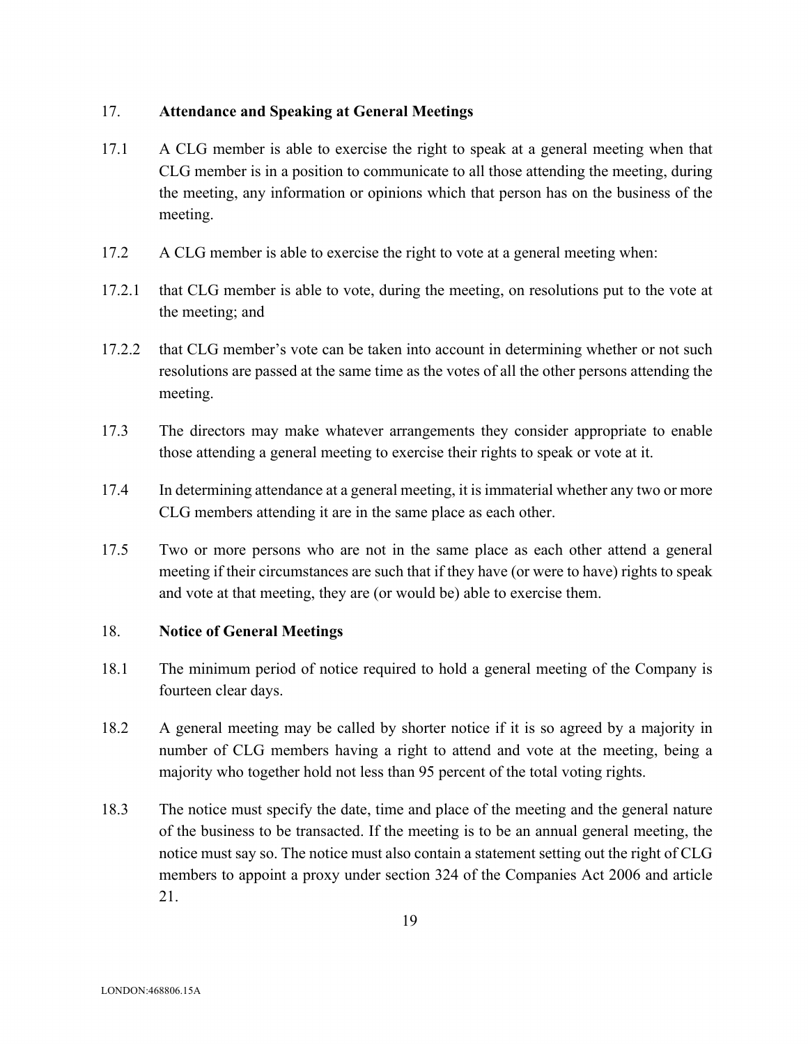## 17. Attendance and Speaking at General Meetings

17.1 A CLG member is able to exercise the right to speak at a general meeting when that CLG member is in a position to communicate to all those attending the meeting, during the meeting, any information or opinions which that person has on the business of the meeting.

17.2 A CLG member is able to exercise the right to vote at a general meeting when:

17.2.1 that CLG member is able to vote, during the meeting, on resolutions put to the vote at the meeting; and

17.2.2 that CLG member's vote can be taken into account in determining whether or not such resolutions are passed at the same time as the votes of all the other persons attending the meeting.

17.3 The directors may make whatever arrangements they consider appropriate to enable those attending a general meeting to exercise their rights to speak or vote at it.

17.4 In determining attendance at a general meeting, it is immaterial whether any two or more CLG members attending it are in the same place as each other.

17.5 Two or more persons who are not in the same place as each other attend a general meeting if their circumstances are such that if they have (or were to have) rights to speak and vote at that meeting, they are (or would be) able to exercise them.

## 18. Notice of General Meetings

18.1 The minimum period of notice required to hold a general meeting of the Company is fourteen clear days.

18.2 A general meeting may be called by shorter notice if it is so agreed by a majority in number of CLG members having a right to attend and vote at the meeting, being a majority who together hold not less than 95 percent of the total voting rights.

18.3 The notice must specify the date, time and place of the meeting and the general nature of the business to be transacted. If the meeting is to be an annual general meeting, the notice must say so. The notice must also contain a statement setting out the right of CLG members to appoint a proxy under section 324 of the Companies Act 2006 and article 21.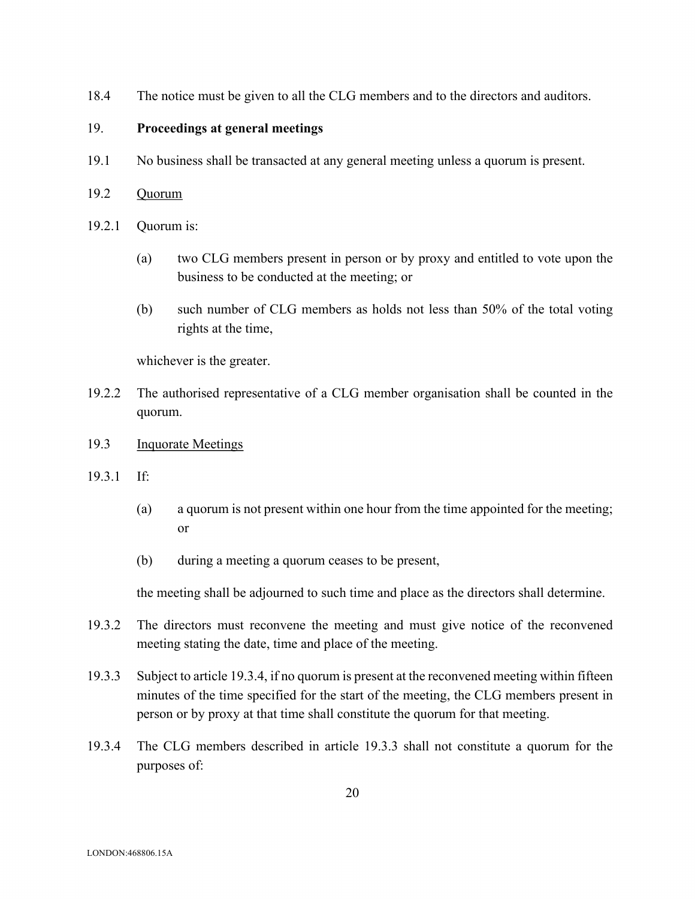18.4 The notice must be given to all the CLG members and to the directors and auditors.

## 19. **Proceedings at general meetings**

19.1 No business shall be transacted at any general meeting unless a quorum is present.

19.2 <u>Quorum</u>

19.2.1 Quorum is:

(a) two CLG members present in person or by proxy and entitled to vote upon the business to be conducted at the meeting; or

(b) such number of CLG members as holds not less than 50% of the total voting rights at the time,

whichever is the greater.

19.2.2 The authorised representative of a CLG member organisation shall be counted in the quorum.

19.3 <u>Inquorate Meetings</u>

19.3.1 If:

(a) a quorum is not present within one hour from the time appointed for the meeting; or

(b) during a meeting a quorum ceases to be present,

the meeting shall be adjourned to such time and place as the directors shall determine.

19.3.2 The directors must reconvene the meeting and must give notice of the reconvened meeting stating the date, time and place of the meeting.

19.3.3 Subject to article 19.3.4, if no quorum is present at the reconvened meeting within fifteen minutes of the time specified for the start of the meeting, the CLG members present in person or by proxy at that time shall constitute the quorum for that meeting.

19.3.4 The CLG members described in article 19.3.3 shall not constitute a quorum for the purposes of: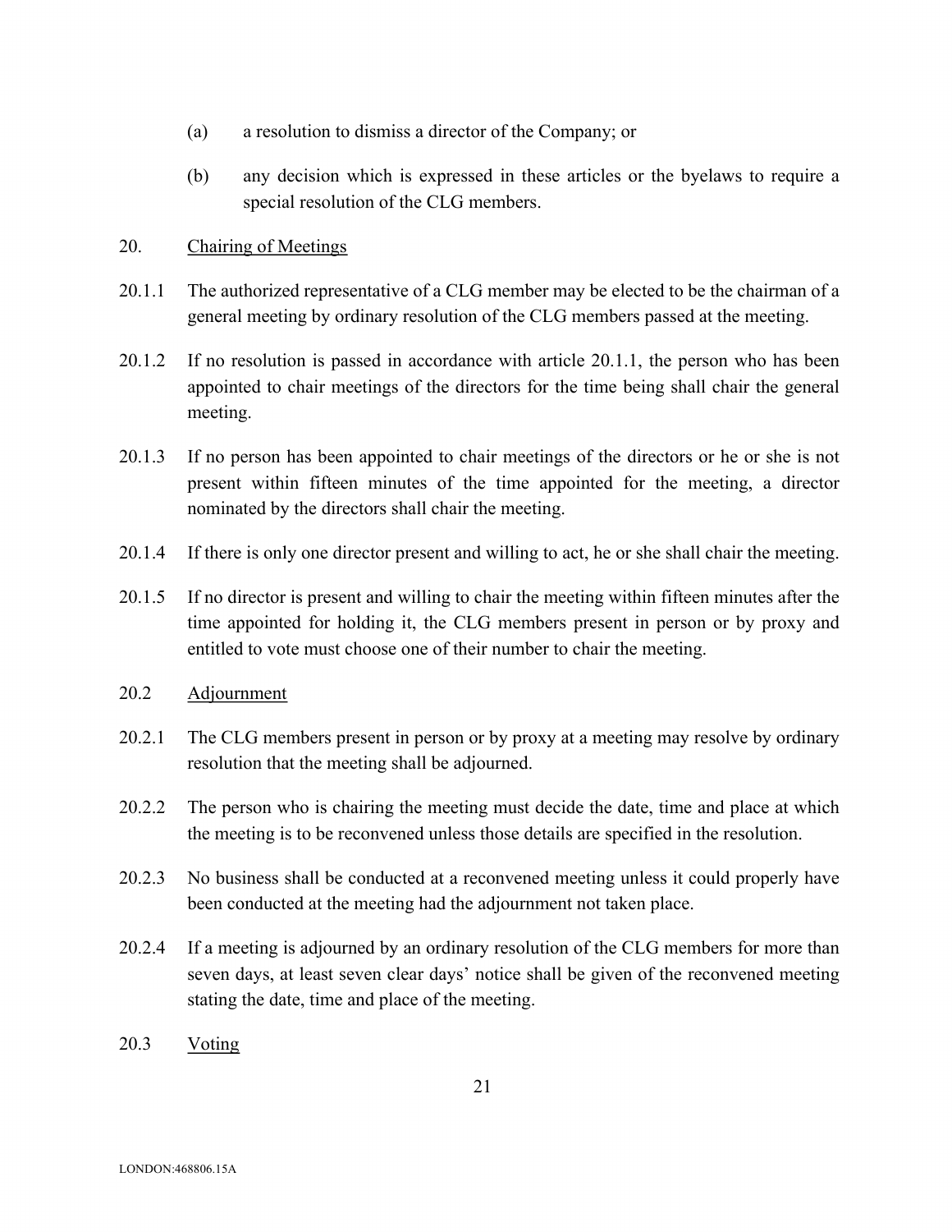(a) a resolution to dismiss a director of the Company; or

(b) any decision which is expressed in these articles or the byelaws to require a special resolution of the CLG members.

20. Chairing of Meetings

20.1.1 The authorized representative of a CLG member may be elected to be the chairman of a general meeting by ordinary resolution of the CLG members passed at the meeting.

20.1.2 If no resolution is passed in accordance with article 20.1.1, the person who has been appointed to chair meetings of the directors for the time being shall chair the general meeting.

20.1.3 If no person has been appointed to chair meetings of the directors or he or she is not present within fifteen minutes of the time appointed for the meeting, a director nominated by the directors shall chair the meeting.

20.1.4 If there is only one director present and willing to act, he or she shall chair the meeting.

20.1.5 If no director is present and willing to chair the meeting within fifteen minutes after the time appointed for holding it, the CLG members present in person or by proxy and entitled to vote must choose one of their number to chair the meeting.

20.2 Adjournment

20.2.1 The CLG members present in person or by proxy at a meeting may resolve by ordinary resolution that the meeting shall be adjourned.

20.2.2 The person who is chairing the meeting must decide the date, time and place at which the meeting is to be reconvened unless those details are specified in the resolution.

20.2.3 No business shall be conducted at a reconvened meeting unless it could properly have been conducted at the meeting had the adjournment not taken place.

20.2.4 If a meeting is adjourned by an ordinary resolution of the CLG members for more than seven days, at least seven clear days' notice shall be given of the reconvened meeting stating the date, time and place of the meeting.

20.3 Voting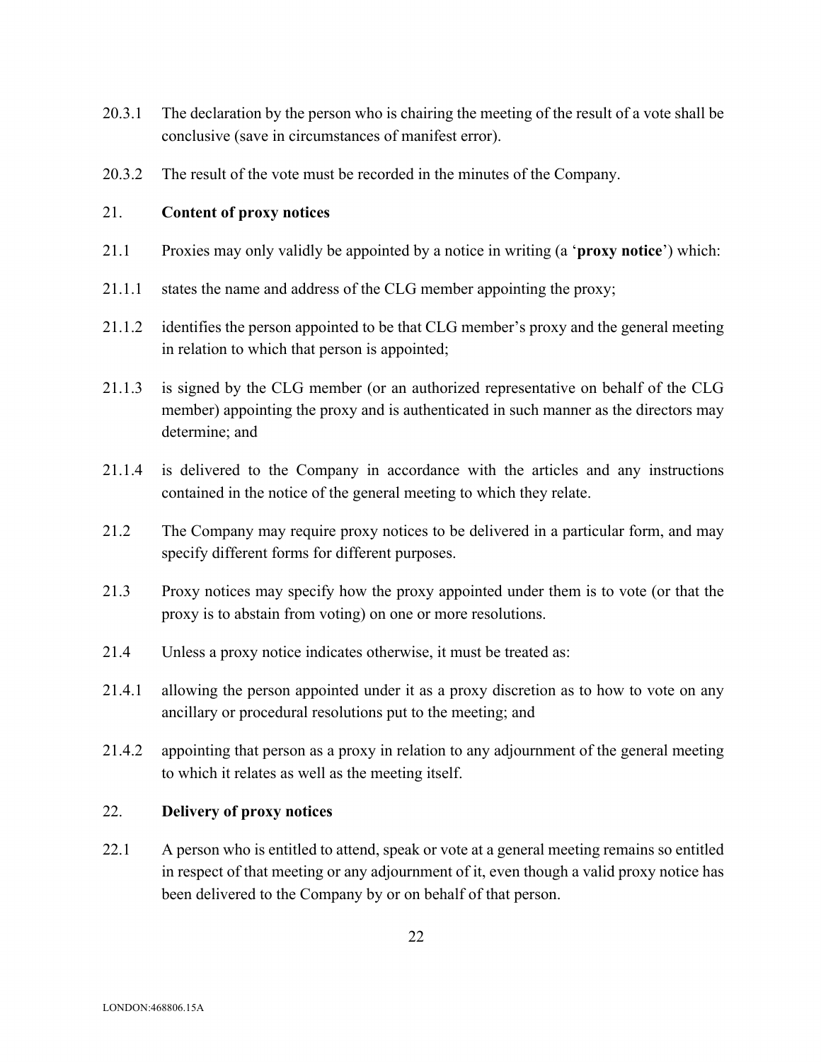20.3.1 The declaration by the person who is chairing the meeting of the result of a vote shall be conclusive (save in circumstances of manifest error).

20.3.2 The result of the vote must be recorded in the minutes of the Company.

## 21. Content of proxy notices

21.1 Proxies may only validly be appointed by a notice in writing (a '**proxy notice**') which:

21.1.1 states the name and address of the CLG member appointing the proxy;

21.1.2 identifies the person appointed to be that CLG member's proxy and the general meeting in relation to which that person is appointed;

21.1.3 is signed by the CLG member (or an authorized representative on behalf of the CLG member) appointing the proxy and is authenticated in such manner as the directors may determine; and

21.1.4 is delivered to the Company in accordance with the articles and any instructions contained in the notice of the general meeting to which they relate.

21.2 The Company may require proxy notices to be delivered in a particular form, and may specify different forms for different purposes.

21.3 Proxy notices may specify how the proxy appointed under them is to vote (or that the proxy is to abstain from voting) on one or more resolutions.

21.4 Unless a proxy notice indicates otherwise, it must be treated as:

21.4.1 allowing the person appointed under it as a proxy discretion as to how to vote on any ancillary or procedural resolutions put to the meeting; and

21.4.2 appointing that person as a proxy in relation to any adjournment of the general meeting to which it relates as well as the meeting itself.

## 22. Delivery of proxy notices

22.1 A person who is entitled to attend, speak or vote at a general meeting remains so entitled in respect of that meeting or any adjournment of it, even though a valid proxy notice has been delivered to the Company by or on behalf of that person.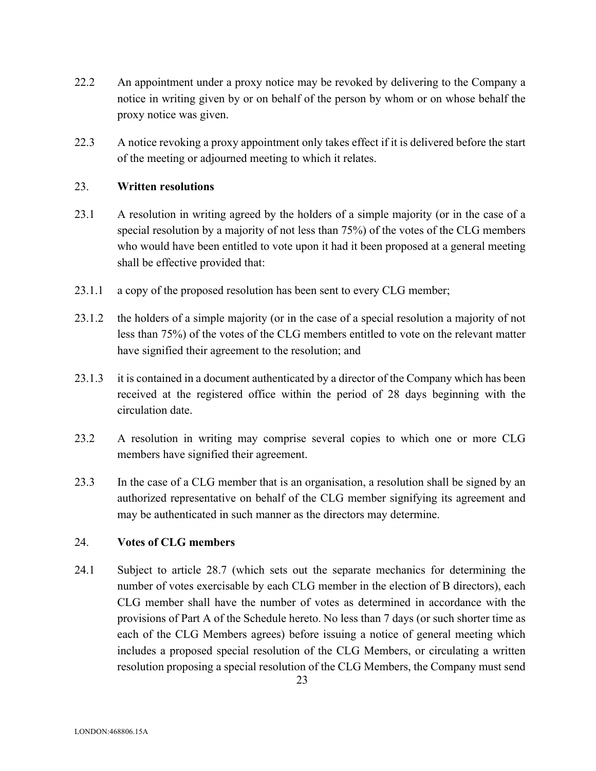22.2 An appointment under a proxy notice may be revoked by delivering to the Company a notice in writing given by or on behalf of the person by whom or on whose behalf the proxy notice was given.

22.3 A notice revoking a proxy appointment only takes effect if it is delivered before the start of the meeting or adjourned meeting to which it relates.

## 23. Written resolutions

23.1 A resolution in writing agreed by the holders of a simple majority (or in the case of a special resolution by a majority of not less than 75%) of the votes of the CLG members who would have been entitled to vote upon it had it been proposed at a general meeting shall be effective provided that:

23.1.1 a copy of the proposed resolution has been sent to every CLG member;

23.1.2 the holders of a simple majority (or in the case of a special resolution a majority of not less than 75%) of the votes of the CLG members entitled to vote on the relevant matter have signified their agreement to the resolution; and

23.1.3 it is contained in a document authenticated by a director of the Company which has been received at the registered office within the period of 28 days beginning with the circulation date.

23.2 A resolution in writing may comprise several copies to which one or more CLG members have signified their agreement.

23.3 In the case of a CLG member that is an organisation, a resolution shall be signed by an authorized representative on behalf of the CLG member signifying its agreement and may be authenticated in such manner as the directors may determine.

## 24. Votes of CLG members

24.1 Subject to article 28.7 (which sets out the separate mechanics for determining the number of votes exercisable by each CLG member in the election of B directors), each CLG member shall have the number of votes as determined in accordance with the provisions of Part A of the Schedule hereto. No less than 7 days (or such shorter time as each of the CLG Members agrees) before issuing a notice of general meeting which includes a proposed special resolution of the CLG Members, or circulating a written resolution proposing a special resolution of the CLG Members, the Company must send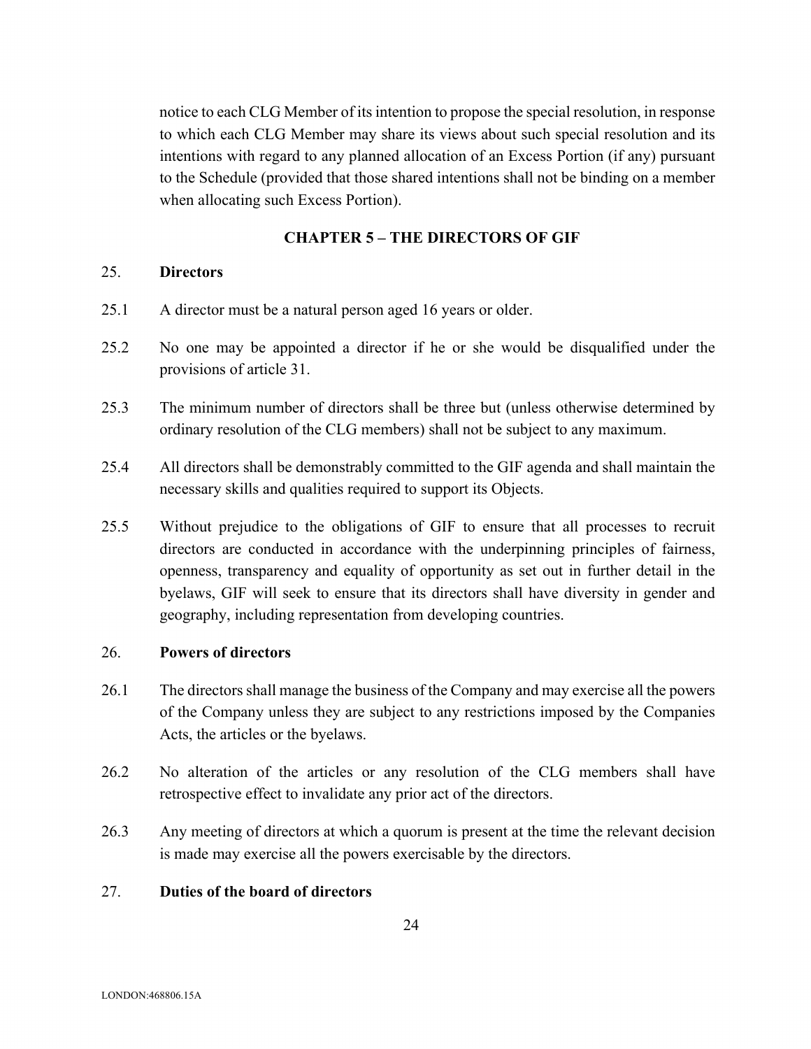notice to each CLG Member of its intention to propose the special resolution, in response to which each CLG Member may share its views about such special resolution and its intentions with regard to any planned allocation of an Excess Portion (if any) pursuant to the Schedule (provided that those shared intentions shall not be binding on a member when allocating such Excess Portion).

## CHAPTER 5 – THE DIRECTORS OF GIF

### 25. Directors

25.1 A director must be a natural person aged 16 years or older.

25.2 No one may be appointed a director if he or she would be disqualified under the provisions of article 31.

25.3 The minimum number of directors shall be three but (unless otherwise determined by ordinary resolution of the CLG members) shall not be subject to any maximum.

25.4 All directors shall be demonstrably committed to the GIF agenda and shall maintain the necessary skills and qualities required to support its Objects.

25.5 Without prejudice to the obligations of GIF to ensure that all processes to recruit directors are conducted in accordance with the underpinning principles of fairness, openness, transparency and equality of opportunity as set out in further detail in the byelaws, GIF will seek to ensure that its directors shall have diversity in gender and geography, including representation from developing countries.

### 26. Powers of directors

26.1 The directors shall manage the business of the Company and may exercise all the powers of the Company unless they are subject to any restrictions imposed by the Companies Acts, the articles or the byelaws.

26.2 No alteration of the articles or any resolution of the CLG members shall have retrospective effect to invalidate any prior act of the directors.

26.3 Any meeting of directors at which a quorum is present at the time the relevant decision is made may exercise all the powers exercisable by the directors.

### 27. Duties of the board of directors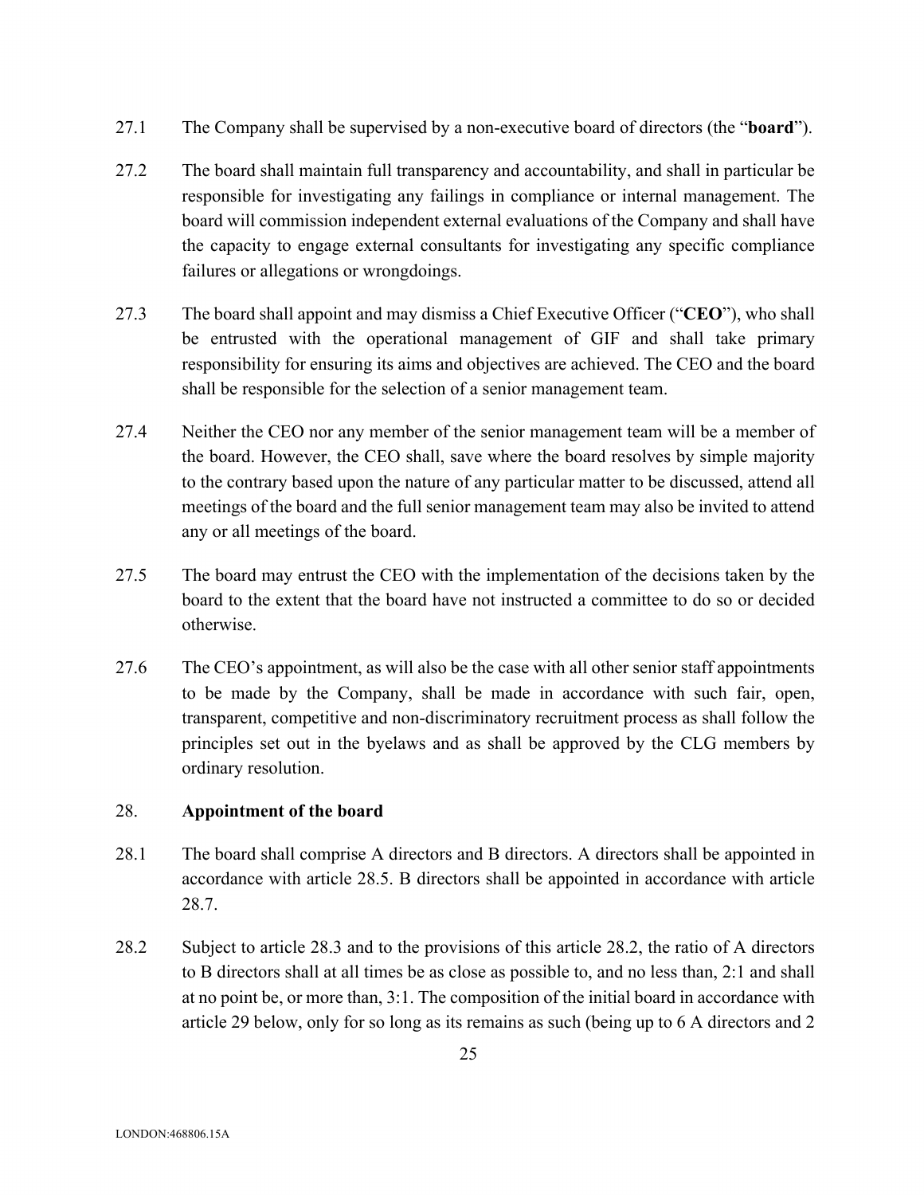27.1 The Company shall be supervised by a non-executive board of directors (the "**board**").

27.2 The board shall maintain full transparency and accountability, and shall in particular be responsible for investigating any failings in compliance or internal management. The board will commission independent external evaluations of the Company and shall have the capacity to engage external consultants for investigating any specific compliance failures or allegations or wrongdoings.

27.3 The board shall appoint and may dismiss a Chief Executive Officer ("**CEO**"), who shall be entrusted with the operational management of GIF and shall take primary responsibility for ensuring its aims and objectives are achieved. The CEO and the board shall be responsible for the selection of a senior management team.

27.4 Neither the CEO nor any member of the senior management team will be a member of the board. However, the CEO shall, save where the board resolves by simple majority to the contrary based upon the nature of any particular matter to be discussed, attend all meetings of the board and the full senior management team may also be invited to attend any or all meetings of the board.

27.5 The board may entrust the CEO with the implementation of the decisions taken by the board to the extent that the board have not instructed a committee to do so or decided otherwise.

27.6 The CEO's appointment, as will also be the case with all other senior staff appointments to be made by the Company, shall be made in accordance with such fair, open, transparent, competitive and non-discriminatory recruitment process as shall follow the principles set out in the byelaws and as shall be approved by the CLG members by ordinary resolution.

28. **Appointment of the board**

28.1 The board shall comprise A directors and B directors. A directors shall be appointed in accordance with article 28.5. B directors shall be appointed in accordance with article 28.7.

28.2 Subject to article 28.3 and to the provisions of this article 28.2, the ratio of A directors to B directors shall at all times be as close as possible to, and no less than, 2:1 and shall at no point be, or more than, 3:1. The composition of the initial board in accordance with article 29 below, only for so long as its remains as such (being up to 6 A directors and 2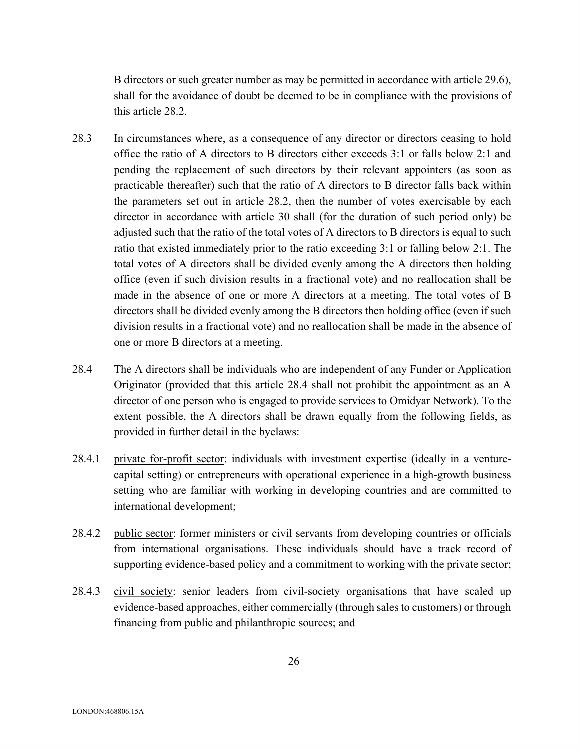B directors or such greater number as may be permitted in accordance with article 29.6), shall for the avoidance of doubt be deemed to be in compliance with the provisions of this article 28.2.

28.3 In circumstances where, as a consequence of any director or directors ceasing to hold office the ratio of A directors to B directors either exceeds 3:1 or falls below 2:1 and pending the replacement of such directors by their relevant appointers (as soon as practicable thereafter) such that the ratio of A directors to B director falls back within the parameters set out in article 28.2, then the number of votes exercisable by each director in accordance with article 30 shall (for the duration of such period only) be adjusted such that the ratio of the total votes of A directors to B directors is equal to such ratio that existed immediately prior to the ratio exceeding 3:1 or falling below 2:1. The total votes of A directors shall be divided evenly among the A directors then holding office (even if such division results in a fractional vote) and no reallocation shall be made in the absence of one or more A directors at a meeting. The total votes of B directors shall be divided evenly among the B directors then holding office (even if such division results in a fractional vote) and no reallocation shall be made in the absence of one or more B directors at a meeting.

28.4 The A directors shall be individuals who are independent of any Funder or Application Originator (provided that this article 28.4 shall not prohibit the appointment as an A director of one person who is engaged to provide services to Omidyar Network). To the extent possible, the A directors shall be drawn equally from the following fields, as provided in further detail in the byelaws:

28.4.1 private for-profit sector: individuals with investment expertise (ideally in a venture-capital setting) or entrepreneurs with operational experience in a high-growth business setting who are familiar with working in developing countries and are committed to international development;

28.4.2 public sector: former ministers or civil servants from developing countries or officials from international organisations. These individuals should have a track record of supporting evidence-based policy and a commitment to working with the private sector;

28.4.3 civil society: senior leaders from civil-society organisations that have scaled up evidence-based approaches, either commercially (through sales to customers) or through financing from public and philanthropic sources; and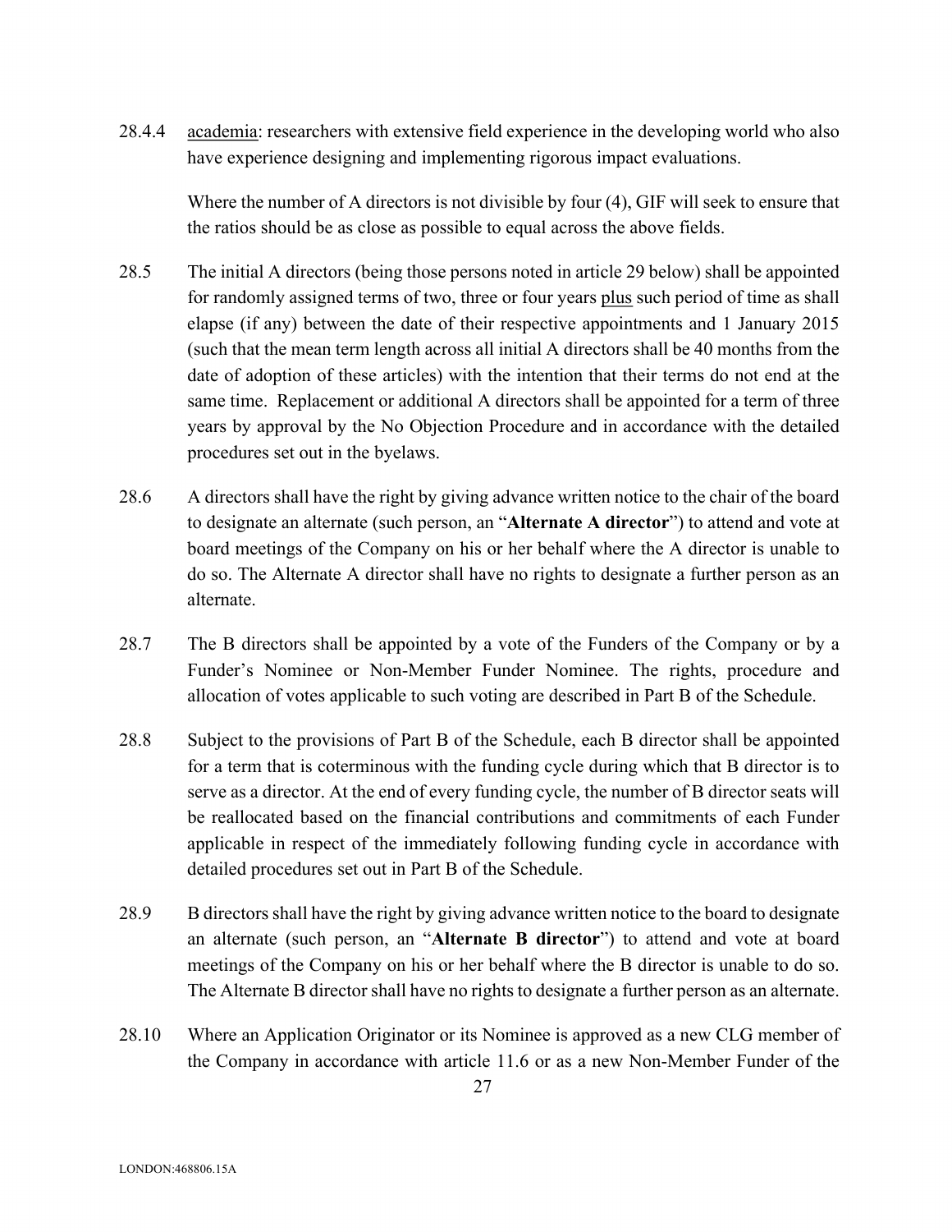28.4.4 <u>academia</u>: researchers with extensive field experience in the developing world who also have experience designing and implementing rigorous impact evaluations.

Where the number of A directors is not divisible by four (4), GIF will seek to ensure that the ratios should be as close as possible to equal across the above fields.

28.5 The initial A directors (being those persons noted in article 29 below) shall be appointed for randomly assigned terms of two, three or four years <u>plus</u> such period of time as shall elapse (if any) between the date of their respective appointments and 1 January 2015 (such that the mean term length across all initial A directors shall be 40 months from the date of adoption of these articles) with the intention that their terms do not end at the same time. Replacement or additional A directors shall be appointed for a term of three years by approval by the No Objection Procedure and in accordance with the detailed procedures set out in the byelaws.

28.6 A directors shall have the right by giving advance written notice to the chair of the board to designate an alternate (such person, an "**Alternate A director**") to attend and vote at board meetings of the Company on his or her behalf where the A director is unable to do so. The Alternate A director shall have no rights to designate a further person as an alternate.

28.7 The B directors shall be appointed by a vote of the Funders of the Company or by a Funder's Nominee or Non-Member Funder Nominee. The rights, procedure and allocation of votes applicable to such voting are described in Part B of the Schedule.

28.8 Subject to the provisions of Part B of the Schedule, each B director shall be appointed for a term that is coterminous with the funding cycle during which that B director is to serve as a director. At the end of every funding cycle, the number of B director seats will be reallocated based on the financial contributions and commitments of each Funder applicable in respect of the immediately following funding cycle in accordance with detailed procedures set out in Part B of the Schedule.

28.9 B directors shall have the right by giving advance written notice to the board to designate an alternate (such person, an "**Alternate B director**") to attend and vote at board meetings of the Company on his or her behalf where the B director is unable to do so. The Alternate B director shall have no rights to designate a further person as an alternate.

28.10 Where an Application Originator or its Nominee is approved as a new CLG member of the Company in accordance with article 11.6 or as a new Non-Member Funder of the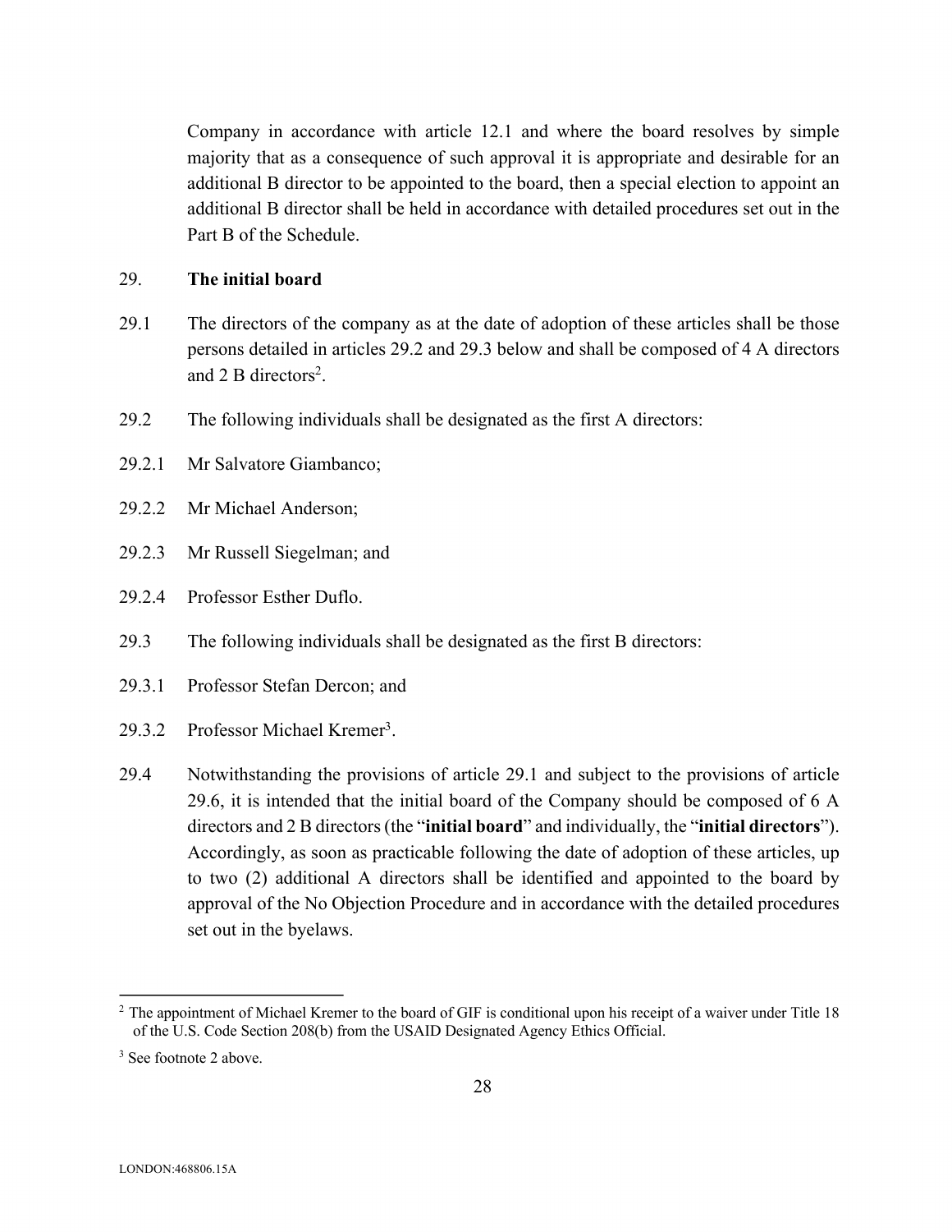Company in accordance with article 12.1 and where the board resolves by simple majority that as a consequence of such approval it is appropriate and desirable for an additional B director to be appointed to the board, then a special election to appoint an additional B director shall be held in accordance with detailed procedures set out in the Part B of the Schedule.

29. **The initial board**

29.1 The directors of the company as at the date of adoption of these articles shall be those persons detailed in articles 29.2 and 29.3 below and shall be composed of 4 A directors and 2 B directors[2].

29.2 The following individuals shall be designated as the first A directors:

29.2.1 Mr Salvatore Giambanco;

29.2.2 Mr Michael Anderson;

29.2.3 Mr Russell Siegelman; and

29.2.4 Professor Esther Duflo.

29.3 The following individuals shall be designated as the first B directors:

29.3.1 Professor Stefan Dercon; and

29.3.2 Professor Michael Kremer[3].

29.4 Notwithstanding the provisions of article 29.1 and subject to the provisions of article 29.6, it is intended that the initial board of the Company should be composed of 6 A directors and 2 B directors (the "**initial board**" and individually, the "**initial directors**"). Accordingly, as soon as practicable following the date of adoption of these articles, up to two (2) additional A directors shall be identified and appointed to the board by approval of the No Objection Procedure and in accordance with the detailed procedures set out in the byelaws.

---

[2] The appointment of Michael Kremer to the board of GIF is conditional upon his receipt of a waiver under Title 18 of the U.S. Code Section 208(b) from the USAID Designated Agency Ethics Official.

[3] See footnote 2 above.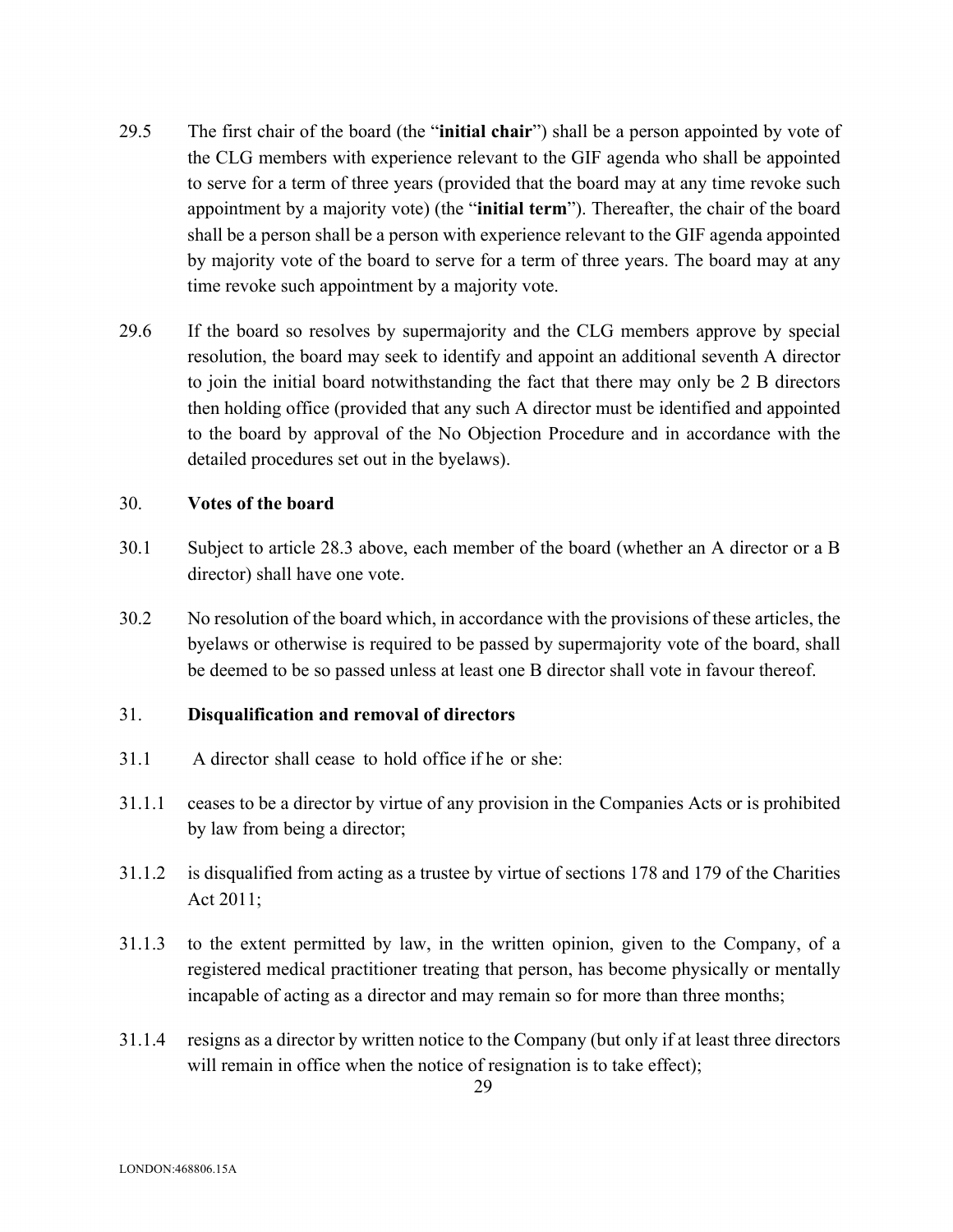29.5 The first chair of the board (the "**initial chair**") shall be a person appointed by vote of the CLG members with experience relevant to the GIF agenda who shall be appointed to serve for a term of three years (provided that the board may at any time revoke such appointment by a majority vote) (the "**initial term**"). Thereafter, the chair of the board shall be a person shall be a person with experience relevant to the GIF agenda appointed by majority vote of the board to serve for a term of three years. The board may at any time revoke such appointment by a majority vote.

29.6 If the board so resolves by supermajority and the CLG members approve by special resolution, the board may seek to identify and appoint an additional seventh A director to join the initial board notwithstanding the fact that there may only be 2 B directors then holding office (provided that any such A director must be identified and appointed to the board by approval of the No Objection Procedure and in accordance with the detailed procedures set out in the byelaws).

## 30. Votes of the board

30.1 Subject to article 28.3 above, each member of the board (whether an A director or a B director) shall have one vote.

30.2 No resolution of the board which, in accordance with the provisions of these articles, the byelaws or otherwise is required to be passed by supermajority vote of the board, shall be deemed to be so passed unless at least one B director shall vote in favour thereof.

## 31. Disqualification and removal of directors

31.1 A director shall cease to hold office if he or she:

31.1.1 ceases to be a director by virtue of any provision in the Companies Acts or is prohibited by law from being a director;

31.1.2 is disqualified from acting as a trustee by virtue of sections 178 and 179 of the Charities Act 2011;

31.1.3 to the extent permitted by law, in the written opinion, given to the Company, of a registered medical practitioner treating that person, has become physically or mentally incapable of acting as a director and may remain so for more than three months;

31.1.4 resigns as a director by written notice to the Company (but only if at least three directors will remain in office when the notice of resignation is to take effect);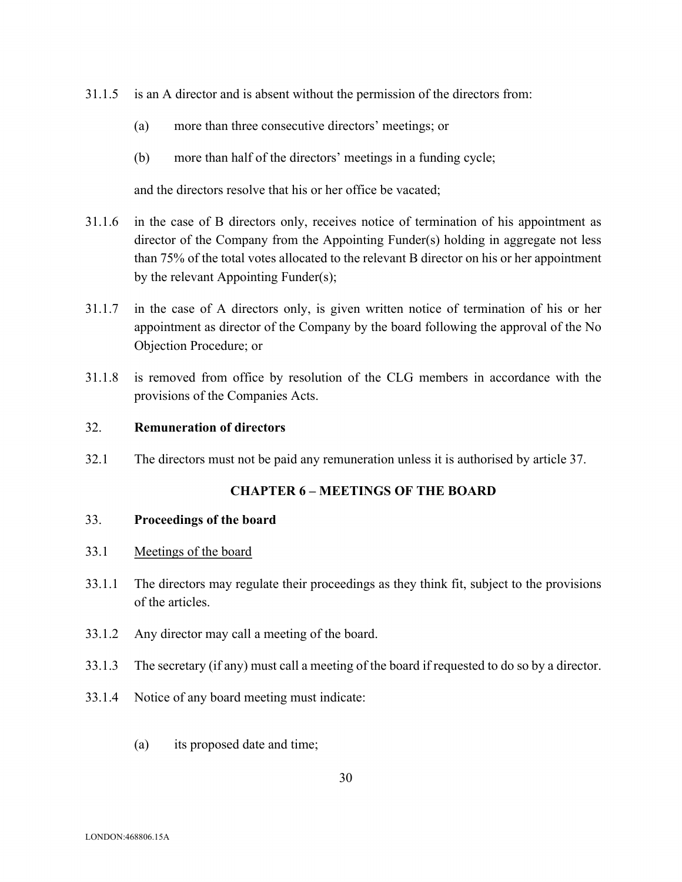31.1.5 is an A director and is absent without the permission of the directors from:

(a) more than three consecutive directors' meetings; or

(b) more than half of the directors' meetings in a funding cycle;

and the directors resolve that his or her office be vacated;

31.1.6 in the case of B directors only, receives notice of termination of his appointment as director of the Company from the Appointing Funder(s) holding in aggregate not less than 75% of the total votes allocated to the relevant B director on his or her appointment by the relevant Appointing Funder(s);

31.1.7 in the case of A directors only, is given written notice of termination of his or her appointment as director of the Company by the board following the approval of the No Objection Procedure; or

31.1.8 is removed from office by resolution of the CLG members in accordance with the provisions of the Companies Acts.

### 32. **Remuneration of directors**

32.1 The directors must not be paid any remuneration unless it is authorised by article 37.

## CHAPTER 6 – MEETINGS OF THE BOARD

### 33. **Proceedings of the board**

33.1 <u>Meetings of the board</u>

33.1.1 The directors may regulate their proceedings as they think fit, subject to the provisions of the articles.

33.1.2 Any director may call a meeting of the board.

33.1.3 The secretary (if any) must call a meeting of the board if requested to do so by a director.

33.1.4 Notice of any board meeting must indicate:

(a) its proposed date and time;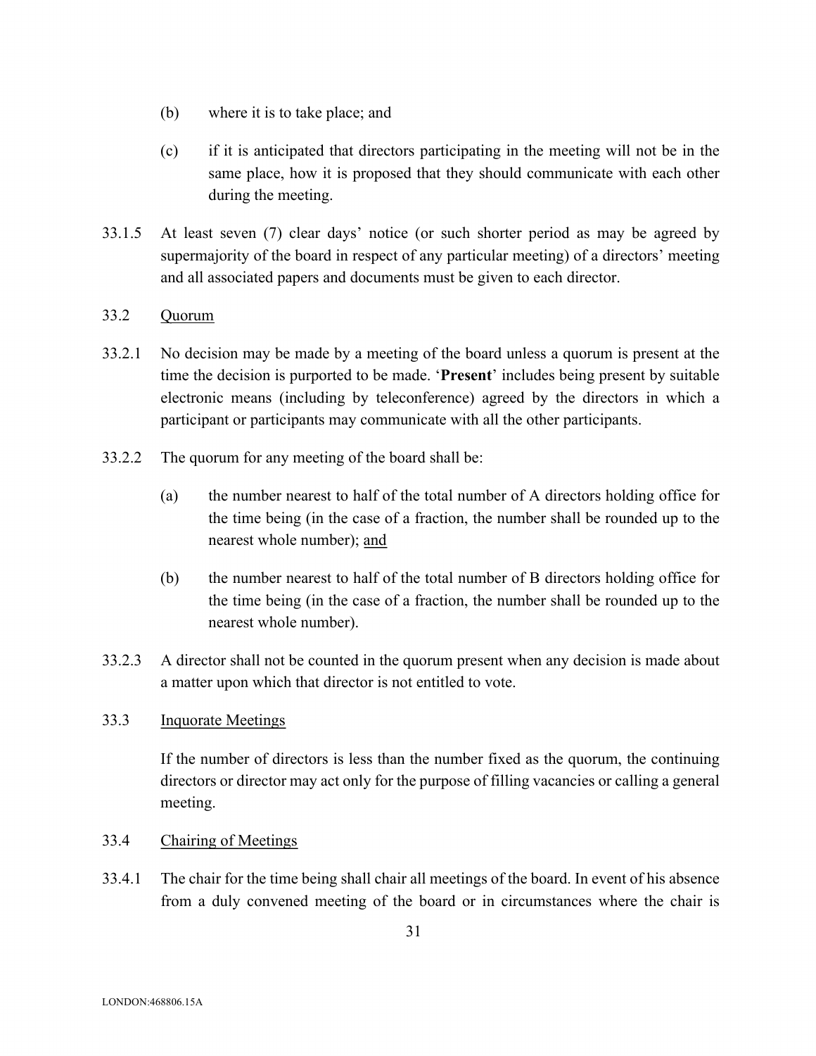(b) where it is to take place; and

(c) if it is anticipated that directors participating in the meeting will not be in the same place, how it is proposed that they should communicate with each other during the meeting.

33.1.5 At least seven (7) clear days' notice (or such shorter period as may be agreed by supermajority of the board in respect of any particular meeting) of a directors' meeting and all associated papers and documents must be given to each director.

33.2 Quorum

33.2.1 No decision may be made by a meeting of the board unless a quorum is present at the time the decision is purported to be made. '**Present**' includes being present by suitable electronic means (including by teleconference) agreed by the directors in which a participant or participants may communicate with all the other participants.

33.2.2 The quorum for any meeting of the board shall be:

(a) the number nearest to half of the total number of A directors holding office for the time being (in the case of a fraction, the number shall be rounded up to the nearest whole number); and

(b) the number nearest to half of the total number of B directors holding office for the time being (in the case of a fraction, the number shall be rounded up to the nearest whole number).

33.2.3 A director shall not be counted in the quorum present when any decision is made about a matter upon which that director is not entitled to vote.

33.3 Inquorate Meetings

If the number of directors is less than the number fixed as the quorum, the continuing directors or director may act only for the purpose of filling vacancies or calling a general meeting.

33.4 Chairing of Meetings

33.4.1 The chair for the time being shall chair all meetings of the board. In event of his absence from a duly convened meeting of the board or in circumstances where the chair is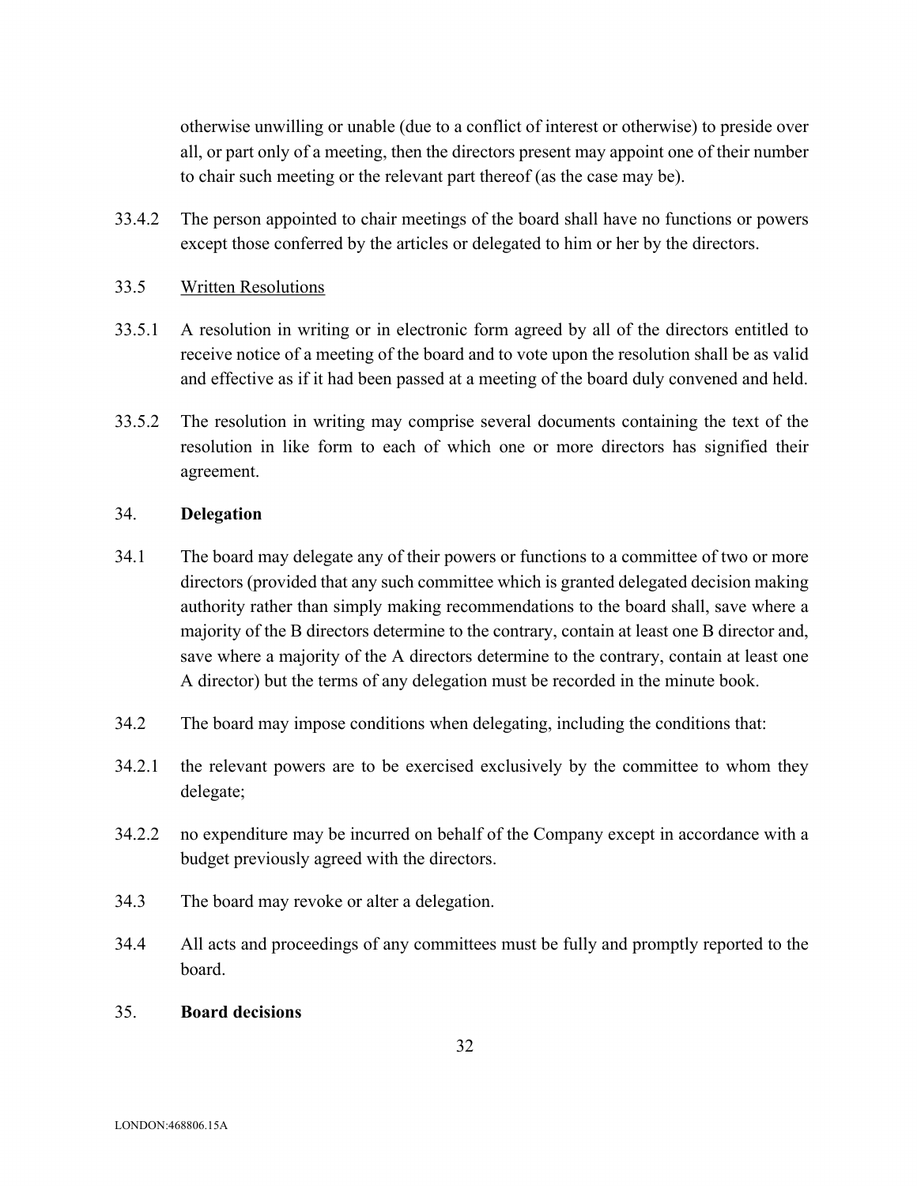otherwise unwilling or unable (due to a conflict of interest or otherwise) to preside over all, or part only of a meeting, then the directors present may appoint one of their number to chair such meeting or the relevant part thereof (as the case may be).

33.4.2 The person appointed to chair meetings of the board shall have no functions or powers except those conferred by the articles or delegated to him or her by the directors.

33.5 Written Resolutions

33.5.1 A resolution in writing or in electronic form agreed by all of the directors entitled to receive notice of a meeting of the board and to vote upon the resolution shall be as valid and effective as if it had been passed at a meeting of the board duly convened and held.

33.5.2 The resolution in writing may comprise several documents containing the text of the resolution in like form to each of which one or more directors has signified their agreement.

## 34. **Delegation**

34.1 The board may delegate any of their powers or functions to a committee of two or more directors (provided that any such committee which is granted delegated decision making authority rather than simply making recommendations to the board shall, save where a majority of the B directors determine to the contrary, contain at least one B director and, save where a majority of the A directors determine to the contrary, contain at least one A director) but the terms of any delegation must be recorded in the minute book.

34.2 The board may impose conditions when delegating, including the conditions that:

34.2.1 the relevant powers are to be exercised exclusively by the committee to whom they delegate;

34.2.2 no expenditure may be incurred on behalf of the Company except in accordance with a budget previously agreed with the directors.

34.3 The board may revoke or alter a delegation.

34.4 All acts and proceedings of any committees must be fully and promptly reported to the board.

## 35. **Board decisions**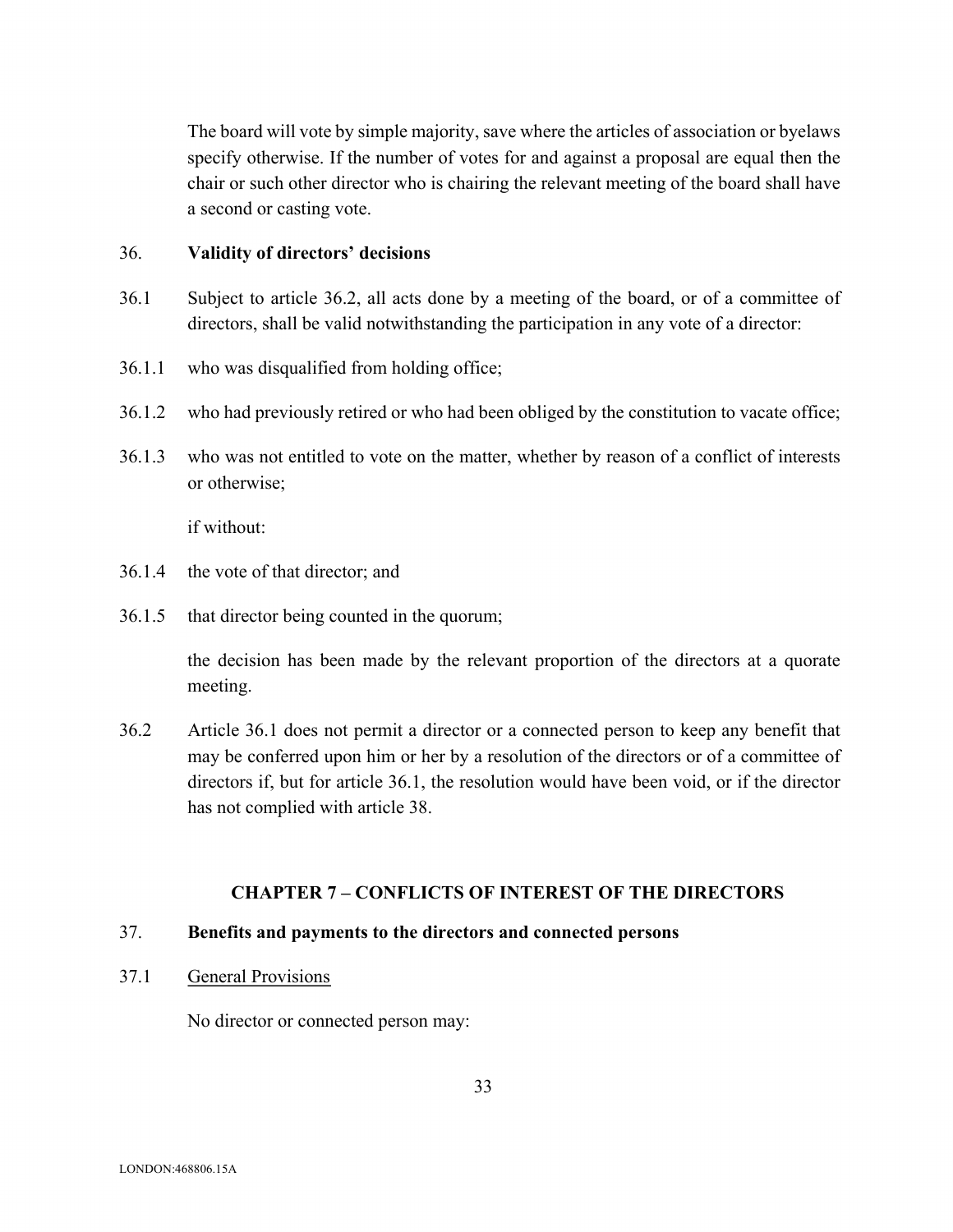The board will vote by simple majority, save where the articles of association or byelaws specify otherwise. If the number of votes for and against a proposal are equal then the chair or such other director who is chairing the relevant meeting of the board shall have a second or casting vote.

36. **Validity of directors' decisions**

36.1 Subject to article 36.2, all acts done by a meeting of the board, or of a committee of directors, shall be valid notwithstanding the participation in any vote of a director:

36.1.1 who was disqualified from holding office;

36.1.2 who had previously retired or who had been obliged by the constitution to vacate office;

36.1.3 who was not entitled to vote on the matter, whether by reason of a conflict of interests or otherwise;

if without:

36.1.4 the vote of that director; and

36.1.5 that director being counted in the quorum;

the decision has been made by the relevant proportion of the directors at a quorate meeting.

36.2 Article 36.1 does not permit a director or a connected person to keep any benefit that may be conferred upon him or her by a resolution of the directors or of a committee of directors if, but for article 36.1, the resolution would have been void, or if the director has not complied with article 38.

## CHAPTER 7 – CONFLICTS OF INTEREST OF THE DIRECTORS

37. **Benefits and payments to the directors and connected persons**

37.1 General Provisions

No director or connected person may: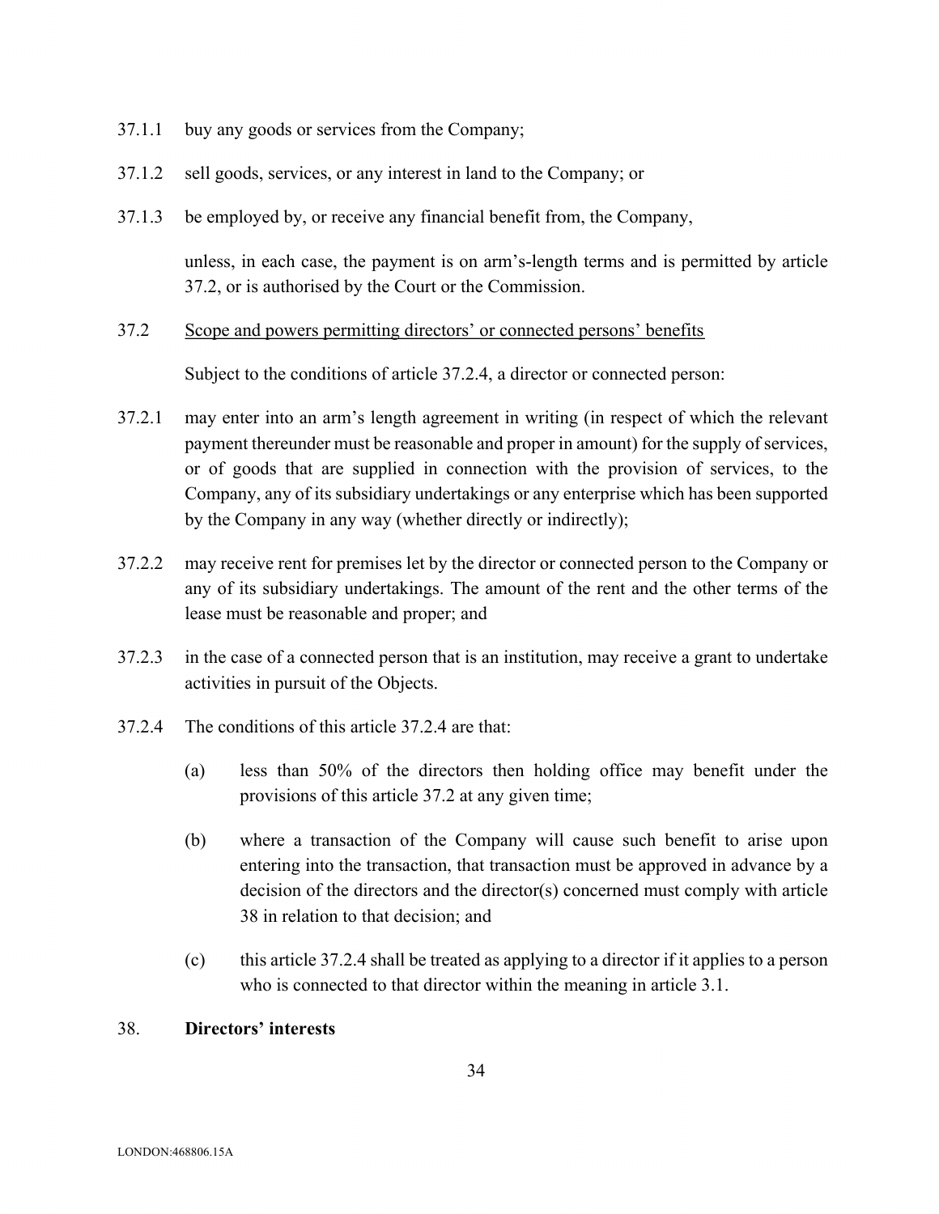37.1.1 buy any goods or services from the Company;

37.1.2 sell goods, services, or any interest in land to the Company; or

37.1.3 be employed by, or receive any financial benefit from, the Company,

unless, in each case, the payment is on arm's-length terms and is permitted by article 37.2, or is authorised by the Court or the Commission.

37.2 <u>Scope and powers permitting directors' or connected persons' benefits</u>

Subject to the conditions of article 37.2.4, a director or connected person:

37.2.1 may enter into an arm's length agreement in writing (in respect of which the relevant payment thereunder must be reasonable and proper in amount) for the supply of services, or of goods that are supplied in connection with the provision of services, to the Company, any of its subsidiary undertakings or any enterprise which has been supported by the Company in any way (whether directly or indirectly);

37.2.2 may receive rent for premises let by the director or connected person to the Company or any of its subsidiary undertakings. The amount of the rent and the other terms of the lease must be reasonable and proper; and

37.2.3 in the case of a connected person that is an institution, may receive a grant to undertake activities in pursuit of the Objects.

37.2.4 The conditions of this article 37.2.4 are that:

(a) less than 50% of the directors then holding office may benefit under the provisions of this article 37.2 at any given time;

(b) where a transaction of the Company will cause such benefit to arise upon entering into the transaction, that transaction must be approved in advance by a decision of the directors and the director(s) concerned must comply with article 38 in relation to that decision; and

(c) this article 37.2.4 shall be treated as applying to a director if it applies to a person who is connected to that director within the meaning in article 3.1.

38. **Directors' interests**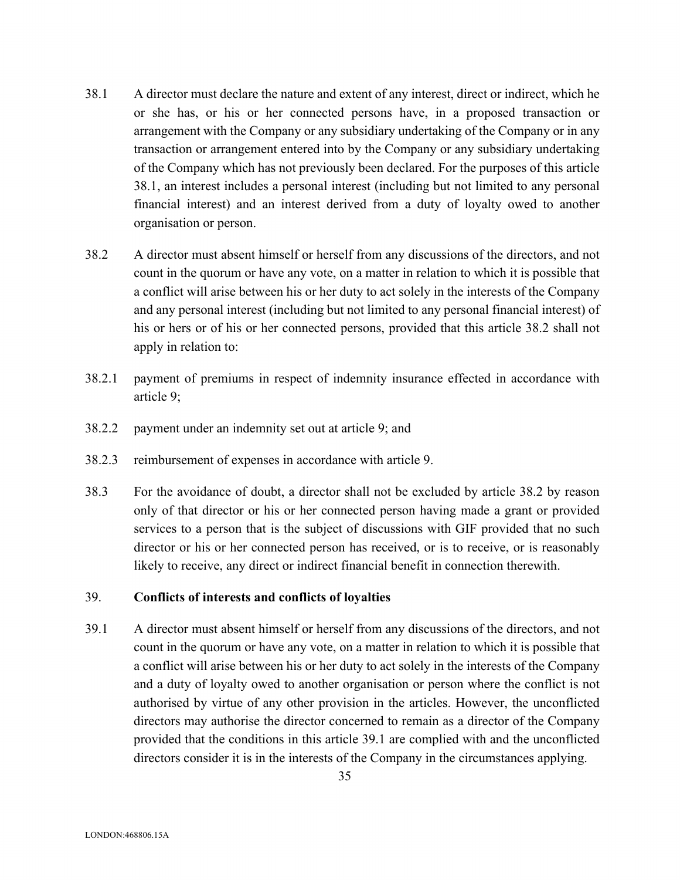38.1 A director must declare the nature and extent of any interest, direct or indirect, which he or she has, or his or her connected persons have, in a proposed transaction or arrangement with the Company or any subsidiary undertaking of the Company or in any transaction or arrangement entered into by the Company or any subsidiary undertaking of the Company which has not previously been declared. For the purposes of this article 38.1, an interest includes a personal interest (including but not limited to any personal financial interest) and an interest derived from a duty of loyalty owed to another organisation or person.

38.2 A director must absent himself or herself from any discussions of the directors, and not count in the quorum or have any vote, on a matter in relation to which it is possible that a conflict will arise between his or her duty to act solely in the interests of the Company and any personal interest (including but not limited to any personal financial interest) of his or hers or of his or her connected persons, provided that this article 38.2 shall not apply in relation to:

38.2.1 payment of premiums in respect of indemnity insurance effected in accordance with article 9;

38.2.2 payment under an indemnity set out at article 9; and

38.2.3 reimbursement of expenses in accordance with article 9.

38.3 For the avoidance of doubt, a director shall not be excluded by article 38.2 by reason only of that director or his or her connected person having made a grant or provided services to a person that is the subject of discussions with GIF provided that no such director or his or her connected person has received, or is to receive, or is reasonably likely to receive, any direct or indirect financial benefit in connection therewith.

## 39. **Conflicts of interests and conflicts of loyalties**

39.1 A director must absent himself or herself from any discussions of the directors, and not count in the quorum or have any vote, on a matter in relation to which it is possible that a conflict will arise between his or her duty to act solely in the interests of the Company and a duty of loyalty owed to another organisation or person where the conflict is not authorised by virtue of any other provision in the articles. However, the unconflicted directors may authorise the director concerned to remain as a director of the Company provided that the conditions in this article 39.1 are complied with and the unconflicted directors consider it is in the interests of the Company in the circumstances applying.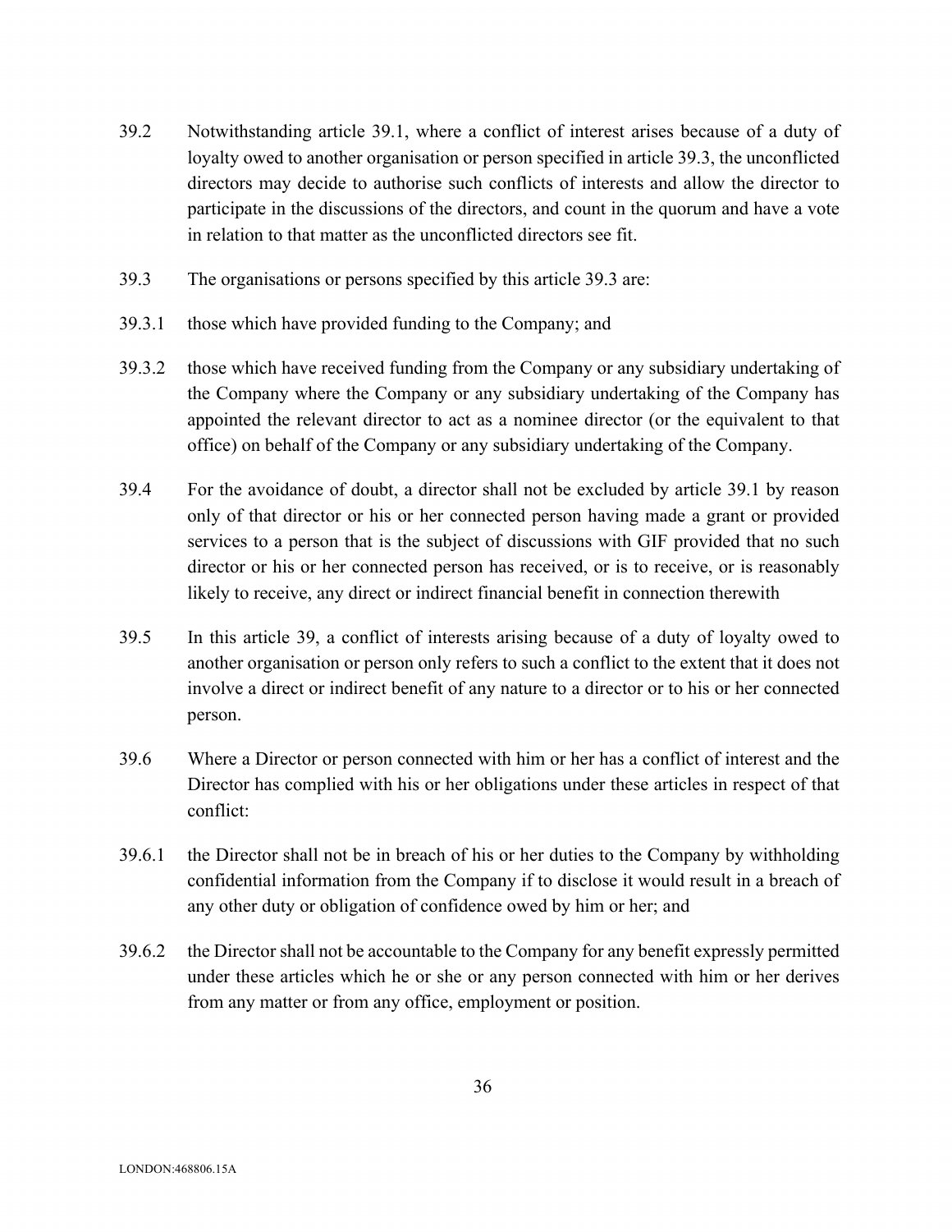39.2 Notwithstanding article 39.1, where a conflict of interest arises because of a duty of loyalty owed to another organisation or person specified in article 39.3, the unconflicted directors may decide to authorise such conflicts of interests and allow the director to participate in the discussions of the directors, and count in the quorum and have a vote in relation to that matter as the unconflicted directors see fit.

39.3 The organisations or persons specified by this article 39.3 are:

39.3.1 those which have provided funding to the Company; and

39.3.2 those which have received funding from the Company or any subsidiary undertaking of the Company where the Company or any subsidiary undertaking of the Company has appointed the relevant director to act as a nominee director (or the equivalent to that office) on behalf of the Company or any subsidiary undertaking of the Company.

39.4 For the avoidance of doubt, a director shall not be excluded by article 39.1 by reason only of that director or his or her connected person having made a grant or provided services to a person that is the subject of discussions with GIF provided that no such director or his or her connected person has received, or is to receive, or is reasonably likely to receive, any direct or indirect financial benefit in connection therewith

39.5 In this article 39, a conflict of interests arising because of a duty of loyalty owed to another organisation or person only refers to such a conflict to the extent that it does not involve a direct or indirect benefit of any nature to a director or to his or her connected person.

39.6 Where a Director or person connected with him or her has a conflict of interest and the Director has complied with his or her obligations under these articles in respect of that conflict:

39.6.1 the Director shall not be in breach of his or her duties to the Company by withholding confidential information from the Company if to disclose it would result in a breach of any other duty or obligation of confidence owed by him or her; and

39.6.2 the Director shall not be accountable to the Company for any benefit expressly permitted under these articles which he or she or any person connected with him or her derives from any matter or from any office, employment or position.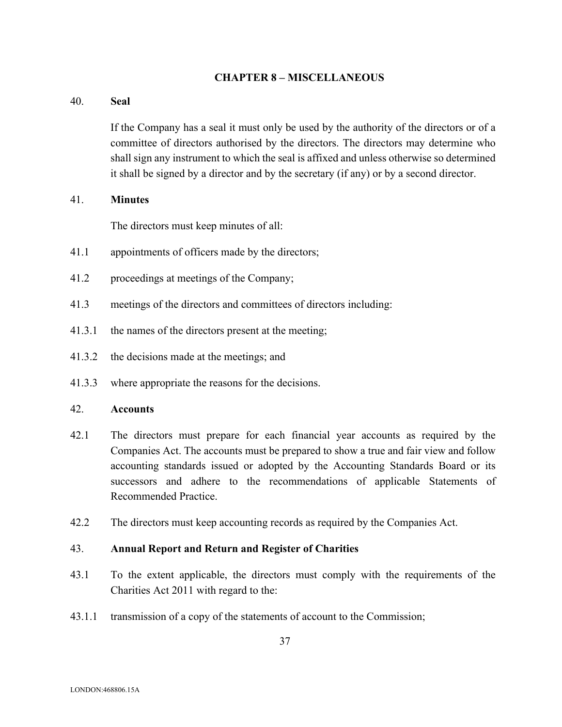## CHAPTER 8 – MISCELLANEOUS

40. **Seal**

If the Company has a seal it must only be used by the authority of the directors or of a committee of directors authorised by the directors. The directors may determine who shall sign any instrument to which the seal is affixed and unless otherwise so determined it shall be signed by a director and by the secretary (if any) or by a second director.

41. **Minutes**

The directors must keep minutes of all:

41.1 appointments of officers made by the directors;

41.2 proceedings at meetings of the Company;

41.3 meetings of the directors and committees of directors including:

41.3.1 the names of the directors present at the meeting;

41.3.2 the decisions made at the meetings; and

41.3.3 where appropriate the reasons for the decisions.

42. **Accounts**

42.1 The directors must prepare for each financial year accounts as required by the Companies Act. The accounts must be prepared to show a true and fair view and follow accounting standards issued or adopted by the Accounting Standards Board or its successors and adhere to the recommendations of applicable Statements of Recommended Practice.

42.2 The directors must keep accounting records as required by the Companies Act.

43. **Annual Report and Return and Register of Charities**

43.1 To the extent applicable, the directors must comply with the requirements of the Charities Act 2011 with regard to the:

43.1.1 transmission of a copy of the statements of account to the Commission;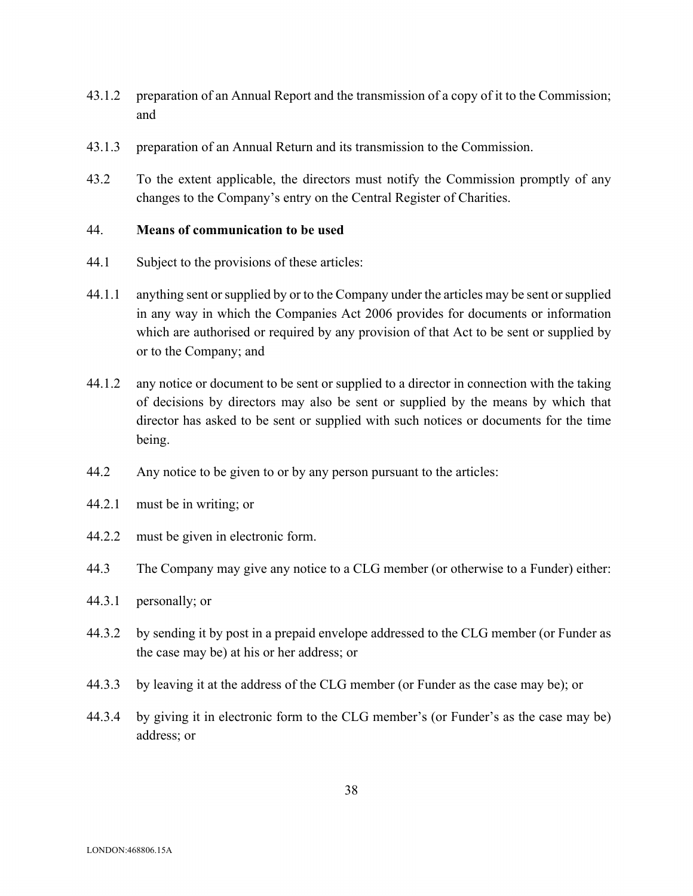43.1.2 preparation of an Annual Report and the transmission of a copy of it to the Commission; and

43.1.3 preparation of an Annual Return and its transmission to the Commission.

43.2 To the extent applicable, the directors must notify the Commission promptly of any changes to the Company's entry on the Central Register of Charities.

## 44. Means of communication to be used

44.1 Subject to the provisions of these articles:

44.1.1 anything sent or supplied by or to the Company under the articles may be sent or supplied in any way in which the Companies Act 2006 provides for documents or information which are authorised or required by any provision of that Act to be sent or supplied by or to the Company; and

44.1.2 any notice or document to be sent or supplied to a director in connection with the taking of decisions by directors may also be sent or supplied by the means by which that director has asked to be sent or supplied with such notices or documents for the time being.

44.2 Any notice to be given to or by any person pursuant to the articles:

44.2.1 must be in writing; or

44.2.2 must be given in electronic form.

44.3 The Company may give any notice to a CLG member (or otherwise to a Funder) either:

44.3.1 personally; or

44.3.2 by sending it by post in a prepaid envelope addressed to the CLG member (or Funder as the case may be) at his or her address; or

44.3.3 by leaving it at the address of the CLG member (or Funder as the case may be); or

44.3.4 by giving it in electronic form to the CLG member's (or Funder's as the case may be) address; or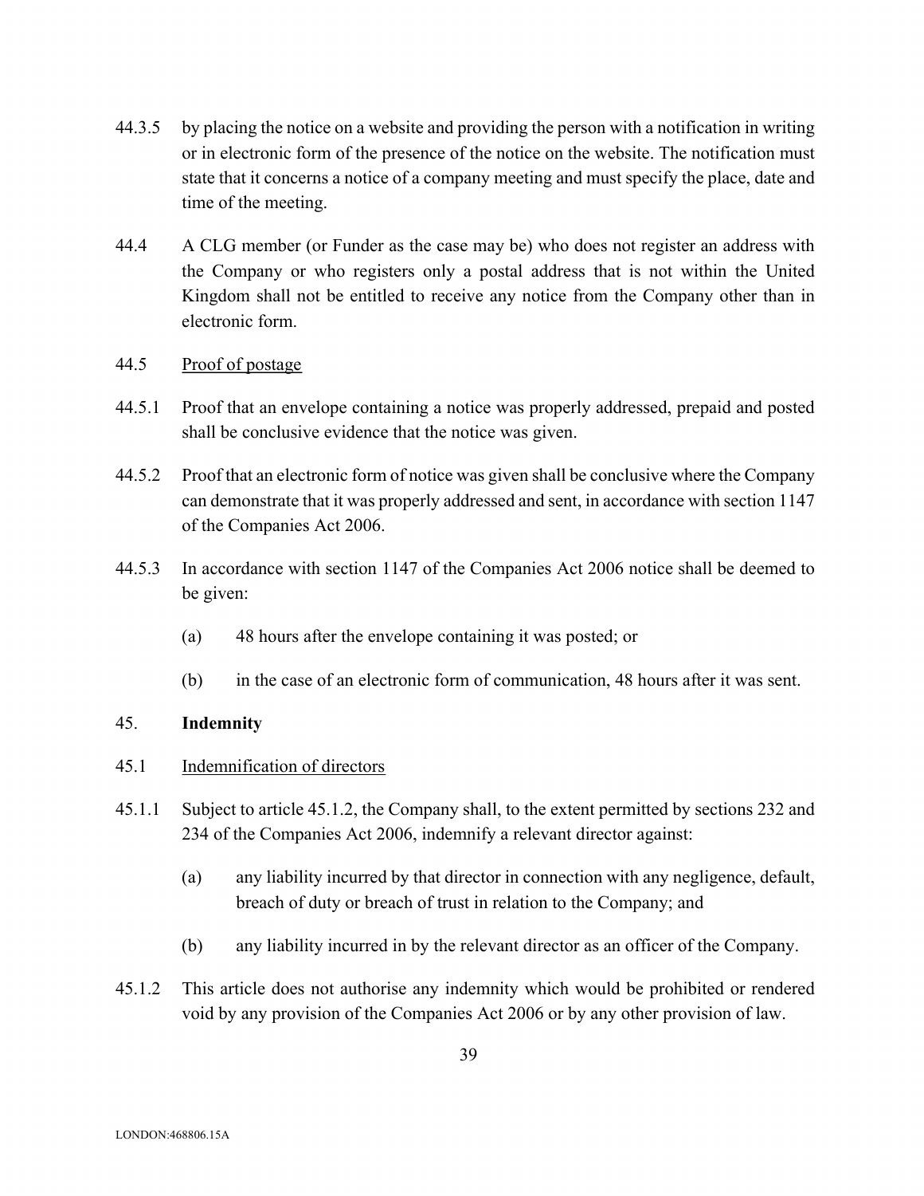44.3.5 by placing the notice on a website and providing the person with a notification in writing or in electronic form of the presence of the notice on the website. The notification must state that it concerns a notice of a company meeting and must specify the place, date and time of the meeting.

44.4 A CLG member (or Funder as the case may be) who does not register an address with the Company or who registers only a postal address that is not within the United Kingdom shall not be entitled to receive any notice from the Company other than in electronic form.

44.5 <u>Proof of postage</u>

44.5.1 Proof that an envelope containing a notice was properly addressed, prepaid and posted shall be conclusive evidence that the notice was given.

44.5.2 Proof that an electronic form of notice was given shall be conclusive where the Company can demonstrate that it was properly addressed and sent, in accordance with section 1147 of the Companies Act 2006.

44.5.3 In accordance with section 1147 of the Companies Act 2006 notice shall be deemed to be given:

(a) 48 hours after the envelope containing it was posted; or

(b) in the case of an electronic form of communication, 48 hours after it was sent.

45. **Indemnity**

45.1 <u>Indemnification of directors</u>

45.1.1 Subject to article 45.1.2, the Company shall, to the extent permitted by sections 232 and 234 of the Companies Act 2006, indemnify a relevant director against:

(a) any liability incurred by that director in connection with any negligence, default, breach of duty or breach of trust in relation to the Company; and

(b) any liability incurred in by the relevant director as an officer of the Company.

45.1.2 This article does not authorise any indemnity which would be prohibited or rendered void by any provision of the Companies Act 2006 or by any other provision of law.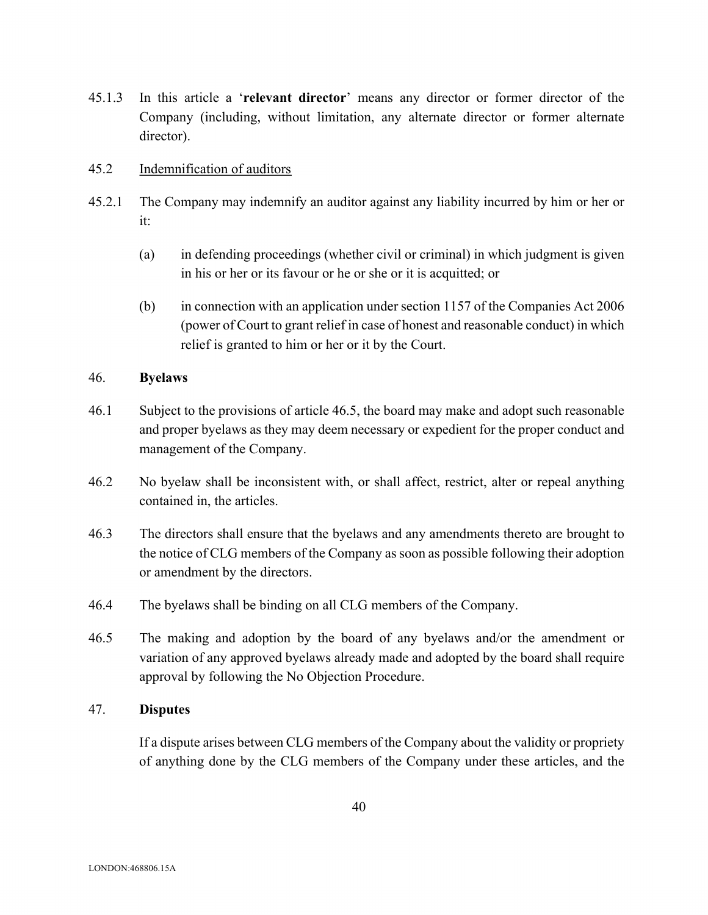45.1.3 In this article a '**relevant director**' means any director or former director of the Company (including, without limitation, any alternate director or former alternate director).

45.2 Indemnification of auditors

45.2.1 The Company may indemnify an auditor against any liability incurred by him or her or it:

(a) in defending proceedings (whether civil or criminal) in which judgment is given in his or her or its favour or he or she or it is acquitted; or

(b) in connection with an application under section 1157 of the Companies Act 2006 (power of Court to grant relief in case of honest and reasonable conduct) in which relief is granted to him or her or it by the Court.

## 46. Byelaws

46.1 Subject to the provisions of article 46.5, the board may make and adopt such reasonable and proper byelaws as they may deem necessary or expedient for the proper conduct and management of the Company.

46.2 No byelaw shall be inconsistent with, or shall affect, restrict, alter or repeal anything contained in, the articles.

46.3 The directors shall ensure that the byelaws and any amendments thereto are brought to the notice of CLG members of the Company as soon as possible following their adoption or amendment by the directors.

46.4 The byelaws shall be binding on all CLG members of the Company.

46.5 The making and adoption by the board of any byelaws and/or the amendment or variation of any approved byelaws already made and adopted by the board shall require approval by following the No Objection Procedure.

## 47. Disputes

If a dispute arises between CLG members of the Company about the validity or propriety of anything done by the CLG members of the Company under these articles, and the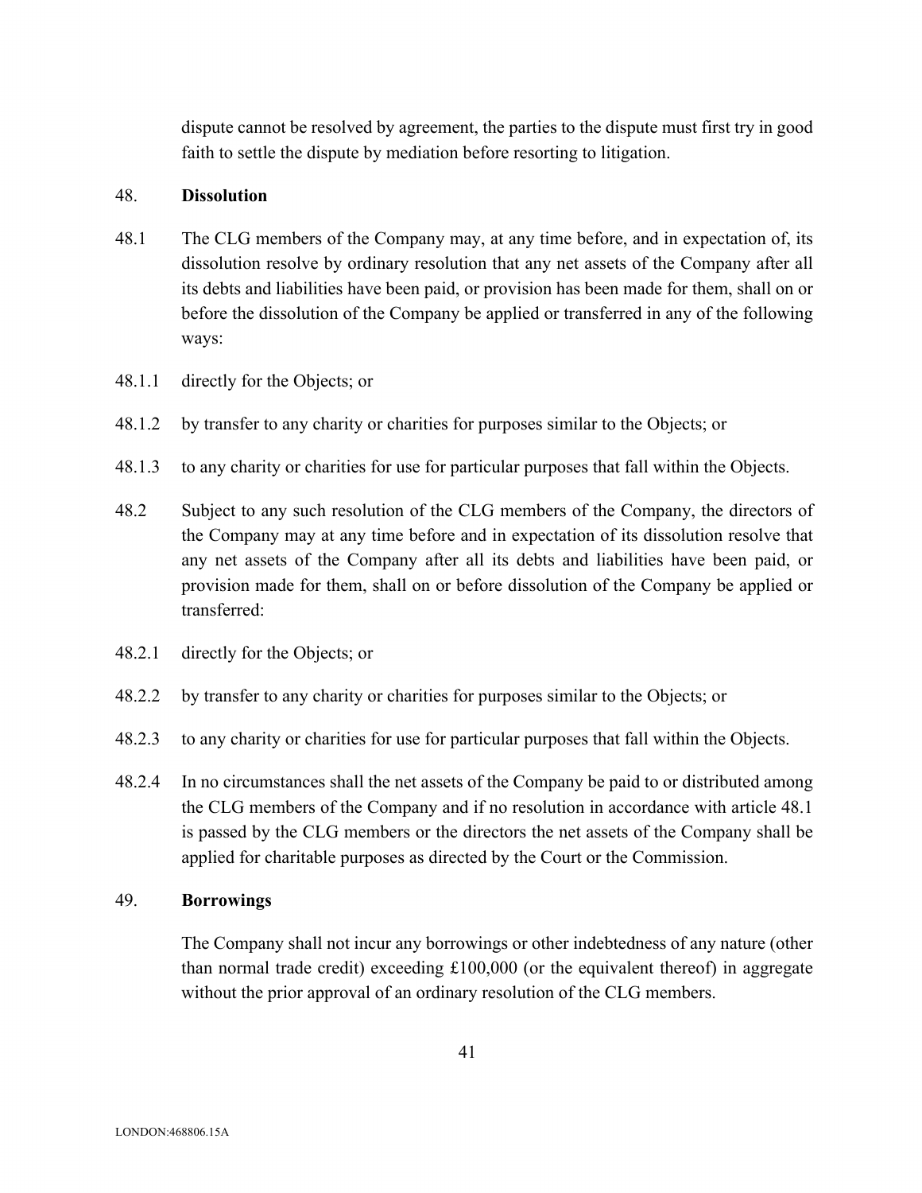dispute cannot be resolved by agreement, the parties to the dispute must first try in good faith to settle the dispute by mediation before resorting to litigation.

## 48. Dissolution

48.1 The CLG members of the Company may, at any time before, and in expectation of, its dissolution resolve by ordinary resolution that any net assets of the Company after all its debts and liabilities have been paid, or provision has been made for them, shall on or before the dissolution of the Company be applied or transferred in any of the following ways:

48.1.1 directly for the Objects; or

48.1.2 by transfer to any charity or charities for purposes similar to the Objects; or

48.1.3 to any charity or charities for use for particular purposes that fall within the Objects.

48.2 Subject to any such resolution of the CLG members of the Company, the directors of the Company may at any time before and in expectation of its dissolution resolve that any net assets of the Company after all its debts and liabilities have been paid, or provision made for them, shall on or before dissolution of the Company be applied or transferred:

48.2.1 directly for the Objects; or

48.2.2 by transfer to any charity or charities for purposes similar to the Objects; or

48.2.3 to any charity or charities for use for particular purposes that fall within the Objects.

48.2.4 In no circumstances shall the net assets of the Company be paid to or distributed among the CLG members of the Company and if no resolution in accordance with article 48.1 is passed by the CLG members or the directors the net assets of the Company shall be applied for charitable purposes as directed by the Court or the Commission.

## 49. Borrowings

The Company shall not incur any borrowings or other indebtedness of any nature (other than normal trade credit) exceeding £100,000 (or the equivalent thereof) in aggregate without the prior approval of an ordinary resolution of the CLG members.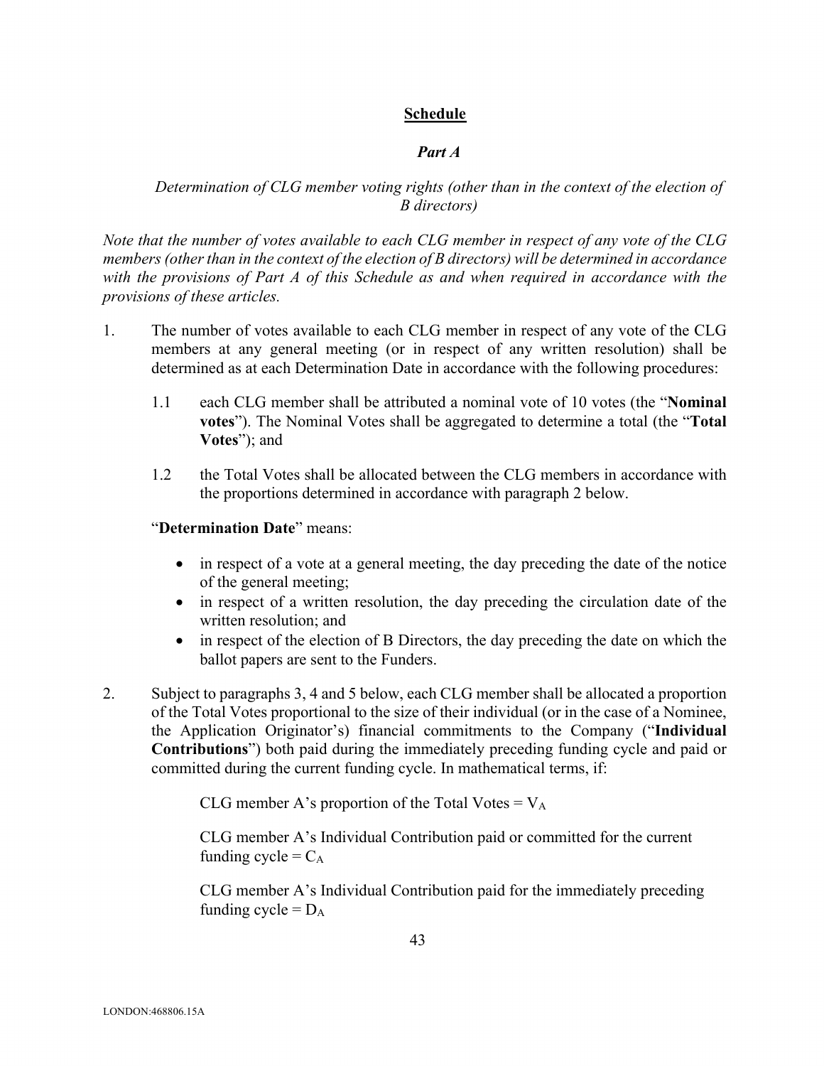## **Schedule**

### *Part A*

*Determination of CLG member voting rights (other than in the context of the election of B directors)*

*Note that the number of votes available to each CLG member in respect of any vote of the CLG members (other than in the context of the election of B directors) will be determined in accordance with the provisions of Part A of this Schedule as and when required in accordance with the provisions of these articles.*

1. The number of votes available to each CLG member in respect of any vote of the CLG members at any general meeting (or in respect of any written resolution) shall be determined as at each Determination Date in accordance with the following procedures:

   1.1 each CLG member shall be attributed a nominal vote of 10 votes (the "**Nominal votes**"). The Nominal Votes shall be aggregated to determine a total (the "**Total Votes**"); and

   1.2 the Total Votes shall be allocated between the CLG members in accordance with the proportions determined in accordance with paragraph 2 below.

   "**Determination Date**" means:

   - in respect of a vote at a general meeting, the day preceding the date of the notice of the general meeting;
   - in respect of a written resolution, the day preceding the circulation date of the written resolution; and
   - in respect of the election of B Directors, the day preceding the date on which the ballot papers are sent to the Funders.

2. Subject to paragraphs 3, 4 and 5 below, each CLG member shall be allocated a proportion of the Total Votes proportional to the size of their individual (or in the case of a Nominee, the Application Originator's) financial commitments to the Company ("**Individual Contributions**") both paid during the immediately preceding funding cycle and paid or committed during the current funding cycle. In mathematical terms, if:

   CLG member A's proportion of the Total Votes = $V_A$

   CLG member A's Individual Contribution paid or committed for the current funding cycle = $C_A$

   CLG member A's Individual Contribution paid for the immediately preceding funding cycle = $D_A$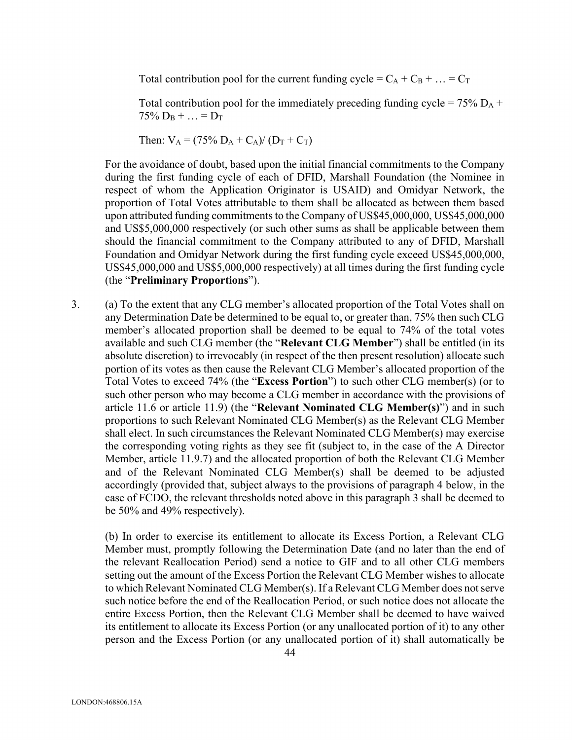Total contribution pool for the current funding cycle = $C_A + C_B + \ldots = C_T$

Total contribution pool for the immediately preceding funding cycle = 75% $D_A$ + 75% $D_B + \ldots = D_T$

Then: $V_A = (75\% \, D_A + C_A) / (D_T + C_T)$

For the avoidance of doubt, based upon the initial financial commitments to the Company during the first funding cycle of each of DFID, Marshall Foundation (the Nominee in respect of whom the Application Originator is USAID) and Omidyar Network, the proportion of Total Votes attributable to them shall be allocated as between them based upon attributed funding commitments to the Company of US$45,000,000, US$45,000,000 and US$5,000,000 respectively (or such other sums as shall be applicable between them should the financial commitment to the Company attributed to any of DFID, Marshall Foundation and Omidyar Network during the first funding cycle exceed US$45,000,000, US$45,000,000 and US$5,000,000 respectively) at all times during the first funding cycle (the "**Preliminary Proportions**").

3. (a) To the extent that any CLG member's allocated proportion of the Total Votes shall on any Determination Date be determined to be equal to, or greater than, 75% then such CLG member's allocated proportion shall be deemed to be equal to 74% of the total votes available and such CLG member (the "**Relevant CLG Member**") shall be entitled (in its absolute discretion) to irrevocably (in respect of the then present resolution) allocate such portion of its votes as then cause the Relevant CLG Member's allocated proportion of the Total Votes to exceed 74% (the "**Excess Portion**") to such other CLG member(s) (or to such other person who may become a CLG member in accordance with the provisions of article 11.6 or article 11.9) (the "**Relevant Nominated CLG Member(s)**") and in such proportions to such Relevant Nominated CLG Member(s) as the Relevant CLG Member shall elect. In such circumstances the Relevant Nominated CLG Member(s) may exercise the corresponding voting rights as they see fit (subject to, in the case of the A Director Member, article 11.9.7) and the allocated proportion of both the Relevant CLG Member and of the Relevant Nominated CLG Member(s) shall be deemed to be adjusted accordingly (provided that, subject always to the provisions of paragraph 4 below, in the case of FCDO, the relevant thresholds noted above in this paragraph 3 shall be deemed to be 50% and 49% respectively).

   (b) In order to exercise its entitlement to allocate its Excess Portion, a Relevant CLG Member must, promptly following the Determination Date (and no later than the end of the relevant Reallocation Period) send a notice to GIF and to all other CLG members setting out the amount of the Excess Portion the Relevant CLG Member wishes to allocate to which Relevant Nominated CLG Member(s). If a Relevant CLG Member does not serve such notice before the end of the Reallocation Period, or such notice does not allocate the entire Excess Portion, then the Relevant CLG Member shall be deemed to have waived its entitlement to allocate its Excess Portion (or any unallocated portion of it) to any other person and the Excess Portion (or any unallocated portion of it) shall automatically be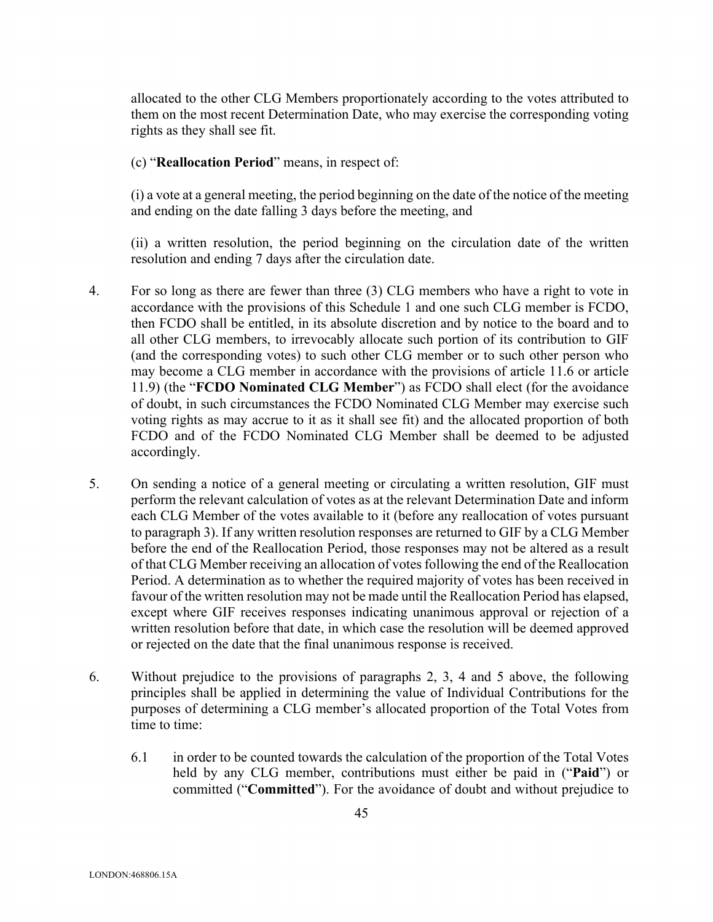allocated to the other CLG Members proportionately according to the votes attributed to them on the most recent Determination Date, who may exercise the corresponding voting rights as they shall see fit.

(c) "**Reallocation Period**" means, in respect of:

(i) a vote at a general meeting, the period beginning on the date of the notice of the meeting and ending on the date falling 3 days before the meeting, and

(ii) a written resolution, the period beginning on the circulation date of the written resolution and ending 7 days after the circulation date.

4. For so long as there are fewer than three (3) CLG members who have a right to vote in accordance with the provisions of this Schedule 1 and one such CLG member is FCDO, then FCDO shall be entitled, in its absolute discretion and by notice to the board and to all other CLG members, to irrevocably allocate such portion of its contribution to GIF (and the corresponding votes) to such other CLG member or to such other person who may become a CLG member in accordance with the provisions of article 11.6 or article 11.9) (the "**FCDO Nominated CLG Member**") as FCDO shall elect (for the avoidance of doubt, in such circumstances the FCDO Nominated CLG Member may exercise such voting rights as may accrue to it as it shall see fit) and the allocated proportion of both FCDO and of the FCDO Nominated CLG Member shall be deemed to be adjusted accordingly.

5. On sending a notice of a general meeting or circulating a written resolution, GIF must perform the relevant calculation of votes as at the relevant Determination Date and inform each CLG Member of the votes available to it (before any reallocation of votes pursuant to paragraph 3). If any written resolution responses are returned to GIF by a CLG Member before the end of the Reallocation Period, those responses may not be altered as a result of that CLG Member receiving an allocation of votes following the end of the Reallocation Period. A determination as to whether the required majority of votes has been received in favour of the written resolution may not be made until the Reallocation Period has elapsed, except where GIF receives responses indicating unanimous approval or rejection of a written resolution before that date, in which case the resolution will be deemed approved or rejected on the date that the final unanimous response is received.

6. Without prejudice to the provisions of paragraphs 2, 3, 4 and 5 above, the following principles shall be applied in determining the value of Individual Contributions for the purposes of determining a CLG member's allocated proportion of the Total Votes from time to time:

   6.1 in order to be counted towards the calculation of the proportion of the Total Votes held by any CLG member, contributions must either be paid in ("**Paid**") or committed ("**Committed**"). For the avoidance of doubt and without prejudice to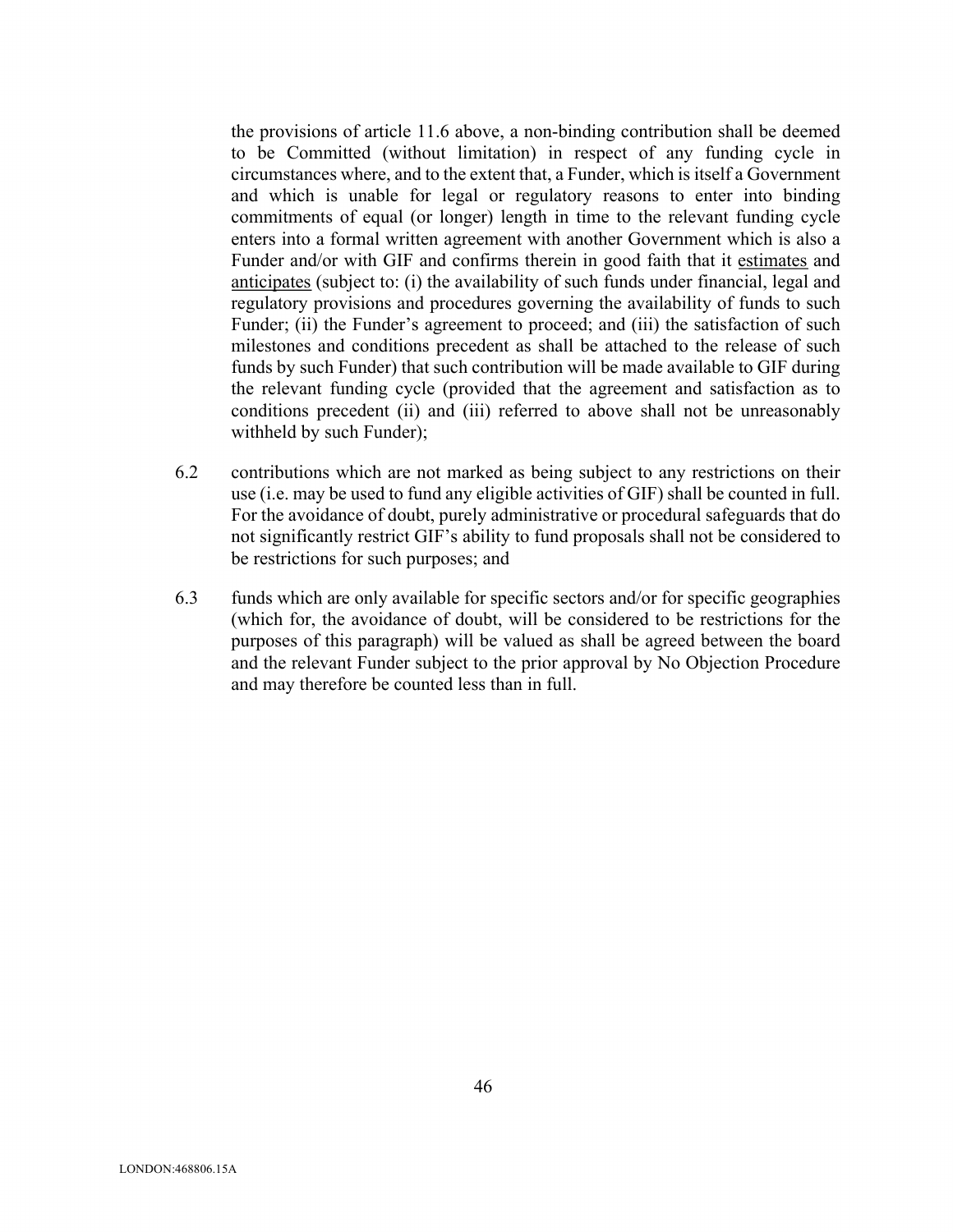the provisions of article 11.6 above, a non-binding contribution shall be deemed to be Committed (without limitation) in respect of any funding cycle in circumstances where, and to the extent that, a Funder, which is itself a Government and which is unable for legal or regulatory reasons to enter into binding commitments of equal (or longer) length in time to the relevant funding cycle enters into a formal written agreement with another Government which is also a Funder and/or with GIF and confirms therein in good faith that it estimates and anticipates (subject to: (i) the availability of such funds under financial, legal and regulatory provisions and procedures governing the availability of funds to such Funder; (ii) the Funder's agreement to proceed; and (iii) the satisfaction of such milestones and conditions precedent as shall be attached to the release of such funds by such Funder) that such contribution will be made available to GIF during the relevant funding cycle (provided that the agreement and satisfaction as to conditions precedent (ii) and (iii) referred to above shall not be unreasonably withheld by such Funder);

6.2 contributions which are not marked as being subject to any restrictions on their use (i.e. may be used to fund any eligible activities of GIF) shall be counted in full. For the avoidance of doubt, purely administrative or procedural safeguards that do not significantly restrict GIF's ability to fund proposals shall not be considered to be restrictions for such purposes; and

6.3 funds which are only available for specific sectors and/or for specific geographies (which for, the avoidance of doubt, will be considered to be restrictions for the purposes of this paragraph) will be valued as shall be agreed between the board and the relevant Funder subject to the prior approval by No Objection Procedure and may therefore be counted less than in full.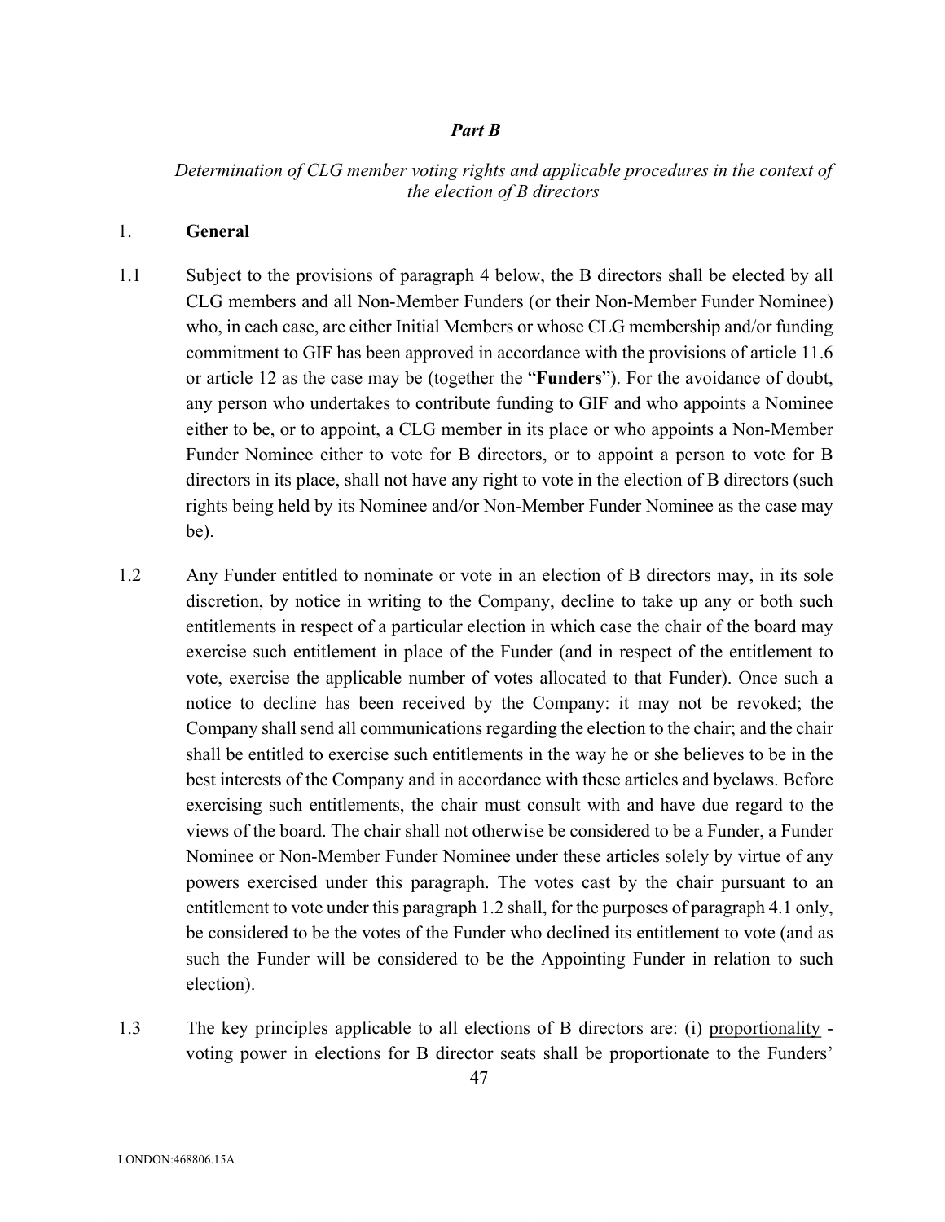***Part B***

*Determination of CLG member voting rights and applicable procedures in the context of the election of B directors*

1. **General**

1.1 Subject to the provisions of paragraph 4 below, the B directors shall be elected by all CLG members and all Non-Member Funders (or their Non-Member Funder Nominee) who, in each case, are either Initial Members or whose CLG membership and/or funding commitment to GIF has been approved in accordance with the provisions of article 11.6 or article 12 as the case may be (together the "**Funders**"). For the avoidance of doubt, any person who undertakes to contribute funding to GIF and who appoints a Nominee either to be, or to appoint, a CLG member in its place or who appoints a Non-Member Funder Nominee either to vote for B directors, or to appoint a person to vote for B directors in its place, shall not have any right to vote in the election of B directors (such rights being held by its Nominee and/or Non-Member Funder Nominee as the case may be).

1.2 Any Funder entitled to nominate or vote in an election of B directors may, in its sole discretion, by notice in writing to the Company, decline to take up any or both such entitlements in respect of a particular election in which case the chair of the board may exercise such entitlement in place of the Funder (and in respect of the entitlement to vote, exercise the applicable number of votes allocated to that Funder). Once such a notice to decline has been received by the Company: it may not be revoked; the Company shall send all communications regarding the election to the chair; and the chair shall be entitled to exercise such entitlements in the way he or she believes to be in the best interests of the Company and in accordance with these articles and byelaws. Before exercising such entitlements, the chair must consult with and have due regard to the views of the board. The chair shall not otherwise be considered to be a Funder, a Funder Nominee or Non-Member Funder Nominee under these articles solely by virtue of any powers exercised under this paragraph. The votes cast by the chair pursuant to an entitlement to vote under this paragraph 1.2 shall, for the purposes of paragraph 4.1 only, be considered to be the votes of the Funder who declined its entitlement to vote (and as such the Funder will be considered to be the Appointing Funder in relation to such election).

1.3 The key principles applicable to all elections of B directors are: (i) proportionality - voting power in elections for B director seats shall be proportionate to the Funders'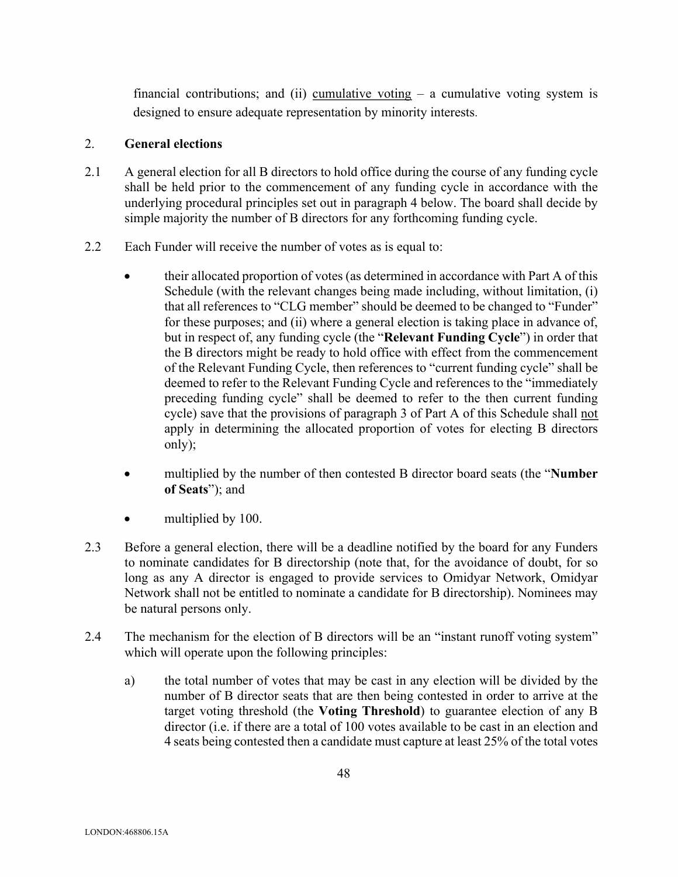financial contributions; and (ii) <u>cumulative voting</u> – a cumulative voting system is designed to ensure adequate representation by minority interests.

2. **General elections**

2.1 A general election for all B directors to hold office during the course of any funding cycle shall be held prior to the commencement of any funding cycle in accordance with the underlying procedural principles set out in paragraph 4 below. The board shall decide by simple majority the number of B directors for any forthcoming funding cycle.

2.2 Each Funder will receive the number of votes as is equal to:

- their allocated proportion of votes (as determined in accordance with Part A of this Schedule (with the relevant changes being made including, without limitation, (i) that all references to "CLG member" should be deemed to be changed to "Funder" for these purposes; and (ii) where a general election is taking place in advance of, but in respect of, any funding cycle (the "**Relevant Funding Cycle**") in order that the B directors might be ready to hold office with effect from the commencement of the Relevant Funding Cycle, then references to "current funding cycle" shall be deemed to refer to the Relevant Funding Cycle and references to the "immediately preceding funding cycle" shall be deemed to refer to the then current funding cycle) save that the provisions of paragraph 3 of Part A of this Schedule shall <u>not</u> apply in determining the allocated proportion of votes for electing B directors only);
- multiplied by the number of then contested B director board seats (the "**Number of Seats**"); and
- multiplied by 100.

2.3 Before a general election, there will be a deadline notified by the board for any Funders to nominate candidates for B directorship (note that, for the avoidance of doubt, for so long as any A director is engaged to provide services to Omidyar Network, Omidyar Network shall not be entitled to nominate a candidate for B directorship). Nominees may be natural persons only.

2.4 The mechanism for the election of B directors will be an "instant runoff voting system" which will operate upon the following principles:

a) the total number of votes that may be cast in any election will be divided by the number of B director seats that are then being contested in order to arrive at the target voting threshold (the **Voting Threshold**) to guarantee election of any B director (i.e. if there are a total of 100 votes available to be cast in an election and 4 seats being contested then a candidate must capture at least 25% of the total votes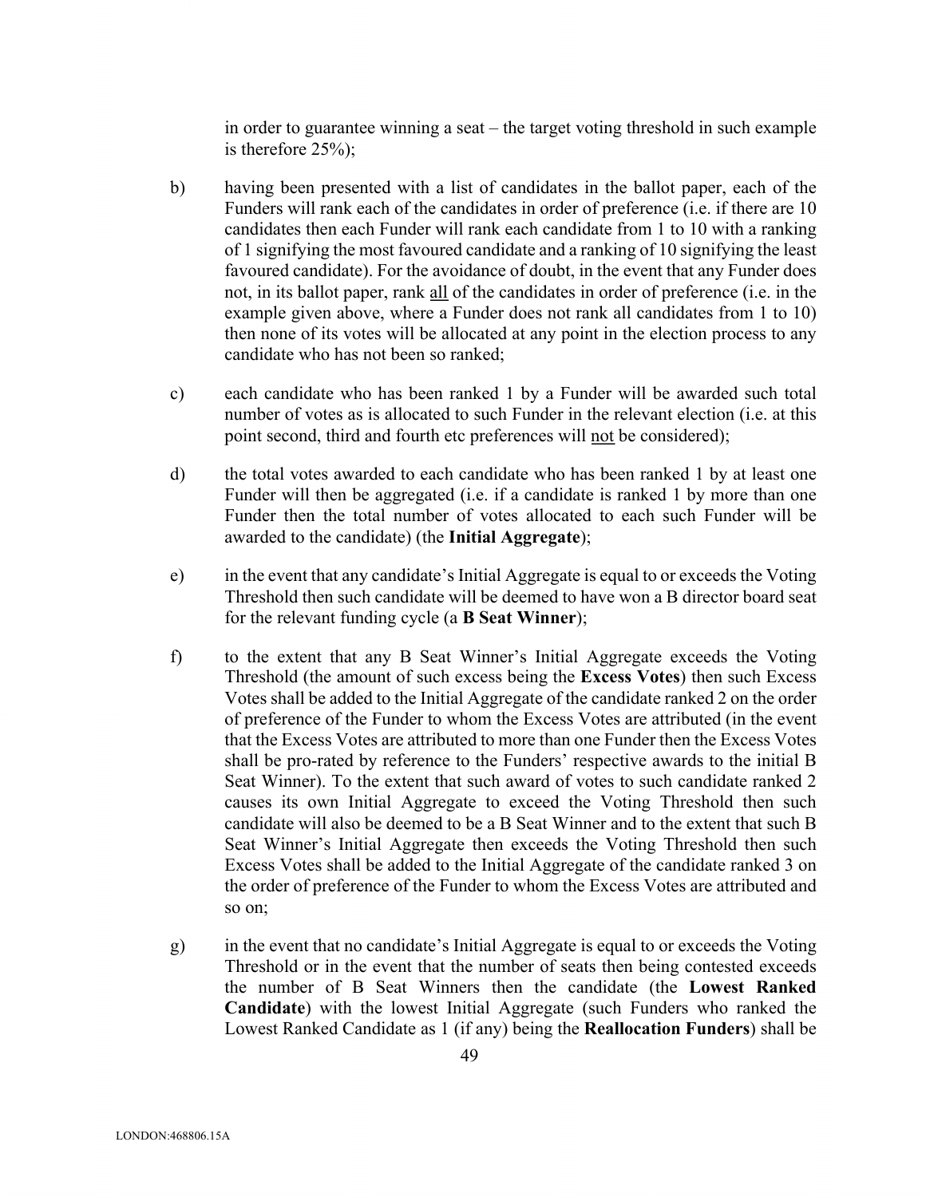in order to guarantee winning a seat – the target voting threshold in such example is therefore 25%);

b) having been presented with a list of candidates in the ballot paper, each of the Funders will rank each of the candidates in order of preference (i.e. if there are 10 candidates then each Funder will rank each candidate from 1 to 10 with a ranking of 1 signifying the most favoured candidate and a ranking of 10 signifying the least favoured candidate). For the avoidance of doubt, in the event that any Funder does not, in its ballot paper, rank all of the candidates in order of preference (i.e. in the example given above, where a Funder does not rank all candidates from 1 to 10) then none of its votes will be allocated at any point in the election process to any candidate who has not been so ranked;

c) each candidate who has been ranked 1 by a Funder will be awarded such total number of votes as is allocated to such Funder in the relevant election (i.e. at this point second, third and fourth etc preferences will not be considered);

d) the total votes awarded to each candidate who has been ranked 1 by at least one Funder will then be aggregated (i.e. if a candidate is ranked 1 by more than one Funder then the total number of votes allocated to each such Funder will be awarded to the candidate) (the **Initial Aggregate**);

e) in the event that any candidate's Initial Aggregate is equal to or exceeds the Voting Threshold then such candidate will be deemed to have won a B director board seat for the relevant funding cycle (a **B Seat Winner**);

f) to the extent that any B Seat Winner's Initial Aggregate exceeds the Voting Threshold (the amount of such excess being the **Excess Votes**) then such Excess Votes shall be added to the Initial Aggregate of the candidate ranked 2 on the order of preference of the Funder to whom the Excess Votes are attributed (in the event that the Excess Votes are attributed to more than one Funder then the Excess Votes shall be pro-rated by reference to the Funders' respective awards to the initial B Seat Winner). To the extent that such award of votes to such candidate ranked 2 causes its own Initial Aggregate to exceed the Voting Threshold then such candidate will also be deemed to be a B Seat Winner and to the extent that such B Seat Winner's Initial Aggregate then exceeds the Voting Threshold then such Excess Votes shall be added to the Initial Aggregate of the candidate ranked 3 on the order of preference of the Funder to whom the Excess Votes are attributed and so on;

g) in the event that no candidate's Initial Aggregate is equal to or exceeds the Voting Threshold or in the event that the number of seats then being contested exceeds the number of B Seat Winners then the candidate (the **Lowest Ranked Candidate**) with the lowest Initial Aggregate (such Funders who ranked the Lowest Ranked Candidate as 1 (if any) being the **Reallocation Funders**) shall be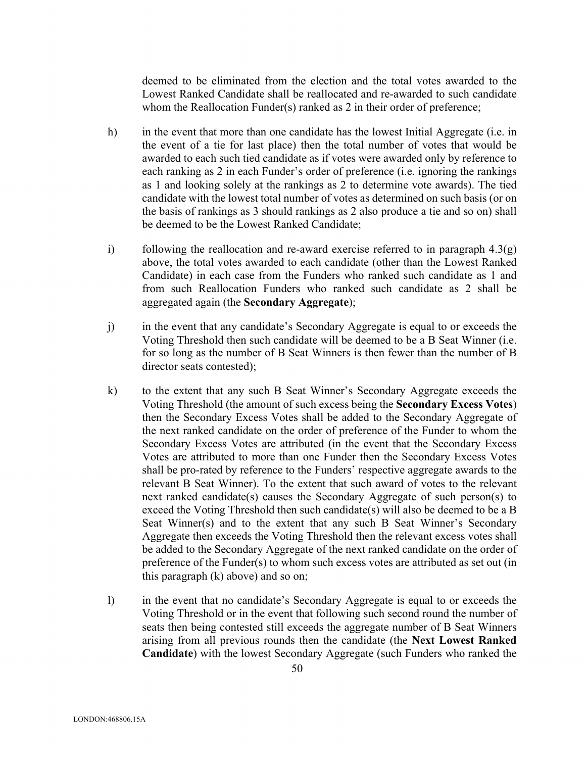deemed to be eliminated from the election and the total votes awarded to the Lowest Ranked Candidate shall be reallocated and re-awarded to such candidate whom the Reallocation Funder(s) ranked as 2 in their order of preference;

h) in the event that more than one candidate has the lowest Initial Aggregate (i.e. in the event of a tie for last place) then the total number of votes that would be awarded to each such tied candidate as if votes were awarded only by reference to each ranking as 2 in each Funder's order of preference (i.e. ignoring the rankings as 1 and looking solely at the rankings as 2 to determine vote awards). The tied candidate with the lowest total number of votes as determined on such basis (or on the basis of rankings as 3 should rankings as 2 also produce a tie and so on) shall be deemed to be the Lowest Ranked Candidate;

i) following the reallocation and re-award exercise referred to in paragraph 4.3(g) above, the total votes awarded to each candidate (other than the Lowest Ranked Candidate) in each case from the Funders who ranked such candidate as 1 and from such Reallocation Funders who ranked such candidate as 2 shall be aggregated again (the **Secondary Aggregate**);

j) in the event that any candidate's Secondary Aggregate is equal to or exceeds the Voting Threshold then such candidate will be deemed to be a B Seat Winner (i.e. for so long as the number of B Seat Winners is then fewer than the number of B director seats contested);

k) to the extent that any such B Seat Winner's Secondary Aggregate exceeds the Voting Threshold (the amount of such excess being the **Secondary Excess Votes**) then the Secondary Excess Votes shall be added to the Secondary Aggregate of the next ranked candidate on the order of preference of the Funder to whom the Secondary Excess Votes are attributed (in the event that the Secondary Excess Votes are attributed to more than one Funder then the Secondary Excess Votes shall be pro-rated by reference to the Funders' respective aggregate awards to the relevant B Seat Winner). To the extent that such award of votes to the relevant next ranked candidate(s) causes the Secondary Aggregate of such person(s) to exceed the Voting Threshold then such candidate(s) will also be deemed to be a B Seat Winner(s) and to the extent that any such B Seat Winner's Secondary Aggregate then exceeds the Voting Threshold then the relevant excess votes shall be added to the Secondary Aggregate of the next ranked candidate on the order of preference of the Funder(s) to whom such excess votes are attributed as set out (in this paragraph (k) above) and so on;

l) in the event that no candidate's Secondary Aggregate is equal to or exceeds the Voting Threshold or in the event that following such second round the number of seats then being contested still exceeds the aggregate number of B Seat Winners arising from all previous rounds then the candidate (the **Next Lowest Ranked Candidate**) with the lowest Secondary Aggregate (such Funders who ranked the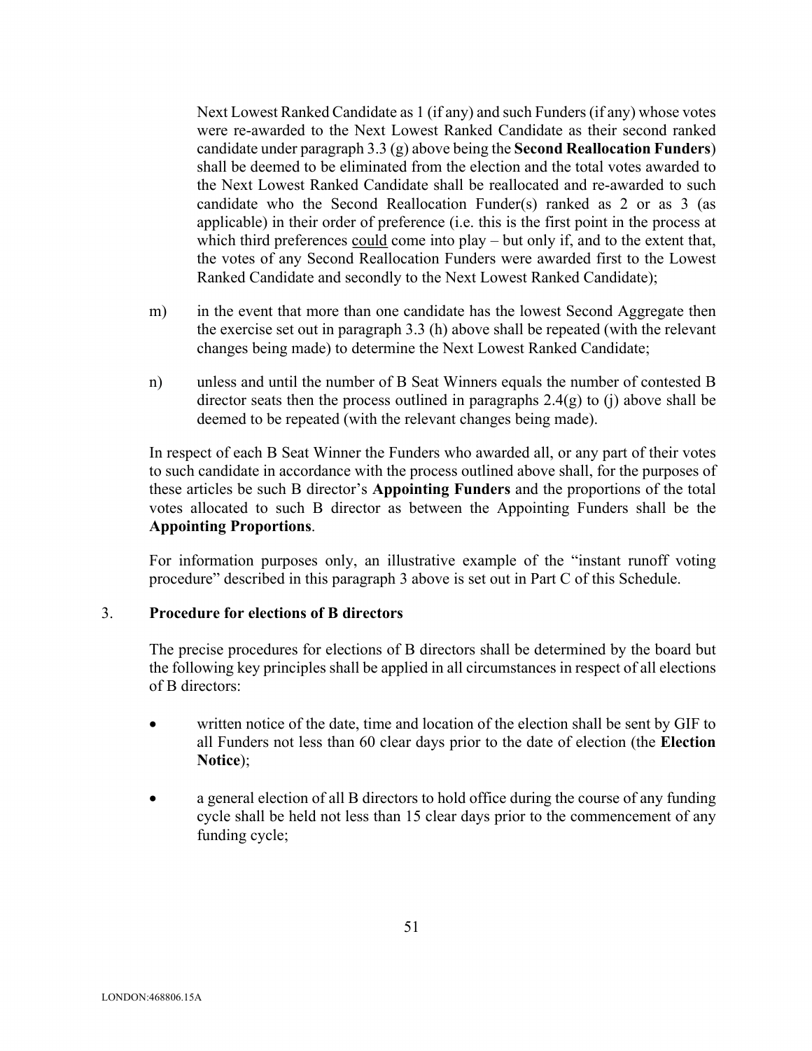Next Lowest Ranked Candidate as 1 (if any) and such Funders (if any) whose votes were re-awarded to the Next Lowest Ranked Candidate as their second ranked candidate under paragraph 3.3 (g) above being the **Second Reallocation Funders**) shall be deemed to be eliminated from the election and the total votes awarded to the Next Lowest Ranked Candidate shall be reallocated and re-awarded to such candidate who the Second Reallocation Funder(s) ranked as 2 or as 3 (as applicable) in their order of preference (i.e. this is the first point in the process at which third preferences could come into play – but only if, and to the extent that, the votes of any Second Reallocation Funders were awarded first to the Lowest Ranked Candidate and secondly to the Next Lowest Ranked Candidate);

m) in the event that more than one candidate has the lowest Second Aggregate then the exercise set out in paragraph 3.3 (h) above shall be repeated (with the relevant changes being made) to determine the Next Lowest Ranked Candidate;

n) unless and until the number of B Seat Winners equals the number of contested B director seats then the process outlined in paragraphs 2.4(g) to (j) above shall be deemed to be repeated (with the relevant changes being made).

In respect of each B Seat Winner the Funders who awarded all, or any part of their votes to such candidate in accordance with the process outlined above shall, for the purposes of these articles be such B director's **Appointing Funders** and the proportions of the total votes allocated to such B director as between the Appointing Funders shall be the **Appointing Proportions**.

For information purposes only, an illustrative example of the "instant runoff voting procedure" described in this paragraph 3 above is set out in Part C of this Schedule.

## 3. Procedure for elections of B directors

The precise procedures for elections of B directors shall be determined by the board but the following key principles shall be applied in all circumstances in respect of all elections of B directors:

- written notice of the date, time and location of the election shall be sent by GIF to all Funders not less than 60 clear days prior to the date of election (the **Election Notice**);
- a general election of all B directors to hold office during the course of any funding cycle shall be held not less than 15 clear days prior to the commencement of any funding cycle;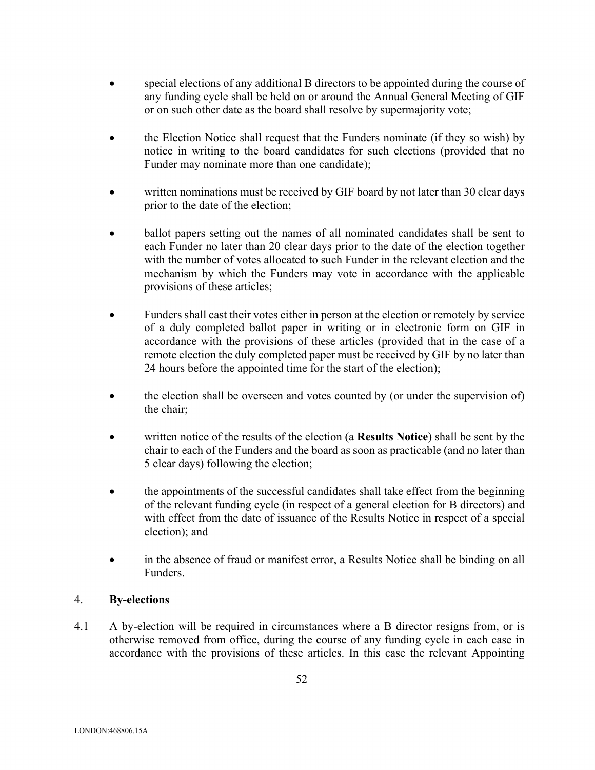- special elections of any additional B directors to be appointed during the course of any funding cycle shall be held on or around the Annual General Meeting of GIF or on such other date as the board shall resolve by supermajority vote;

- the Election Notice shall request that the Funders nominate (if they so wish) by notice in writing to the board candidates for such elections (provided that no Funder may nominate more than one candidate);

- written nominations must be received by GIF board by not later than 30 clear days prior to the date of the election;

- ballot papers setting out the names of all nominated candidates shall be sent to each Funder no later than 20 clear days prior to the date of the election together with the number of votes allocated to such Funder in the relevant election and the mechanism by which the Funders may vote in accordance with the applicable provisions of these articles;

- Funders shall cast their votes either in person at the election or remotely by service of a duly completed ballot paper in writing or in electronic form on GIF in accordance with the provisions of these articles (provided that in the case of a remote election the duly completed paper must be received by GIF by no later than 24 hours before the appointed time for the start of the election);

- the election shall be overseen and votes counted by (or under the supervision of) the chair;

- written notice of the results of the election (a **Results Notice**) shall be sent by the chair to each of the Funders and the board as soon as practicable (and no later than 5 clear days) following the election;

- the appointments of the successful candidates shall take effect from the beginning of the relevant funding cycle (in respect of a general election for B directors) and with effect from the date of issuance of the Results Notice in respect of a special election); and

- in the absence of fraud or manifest error, a Results Notice shall be binding on all Funders.

## 4. **By-elections**

4.1 A by-election will be required in circumstances where a B director resigns from, or is otherwise removed from office, during the course of any funding cycle in each case in accordance with the provisions of these articles. In this case the relevant Appointing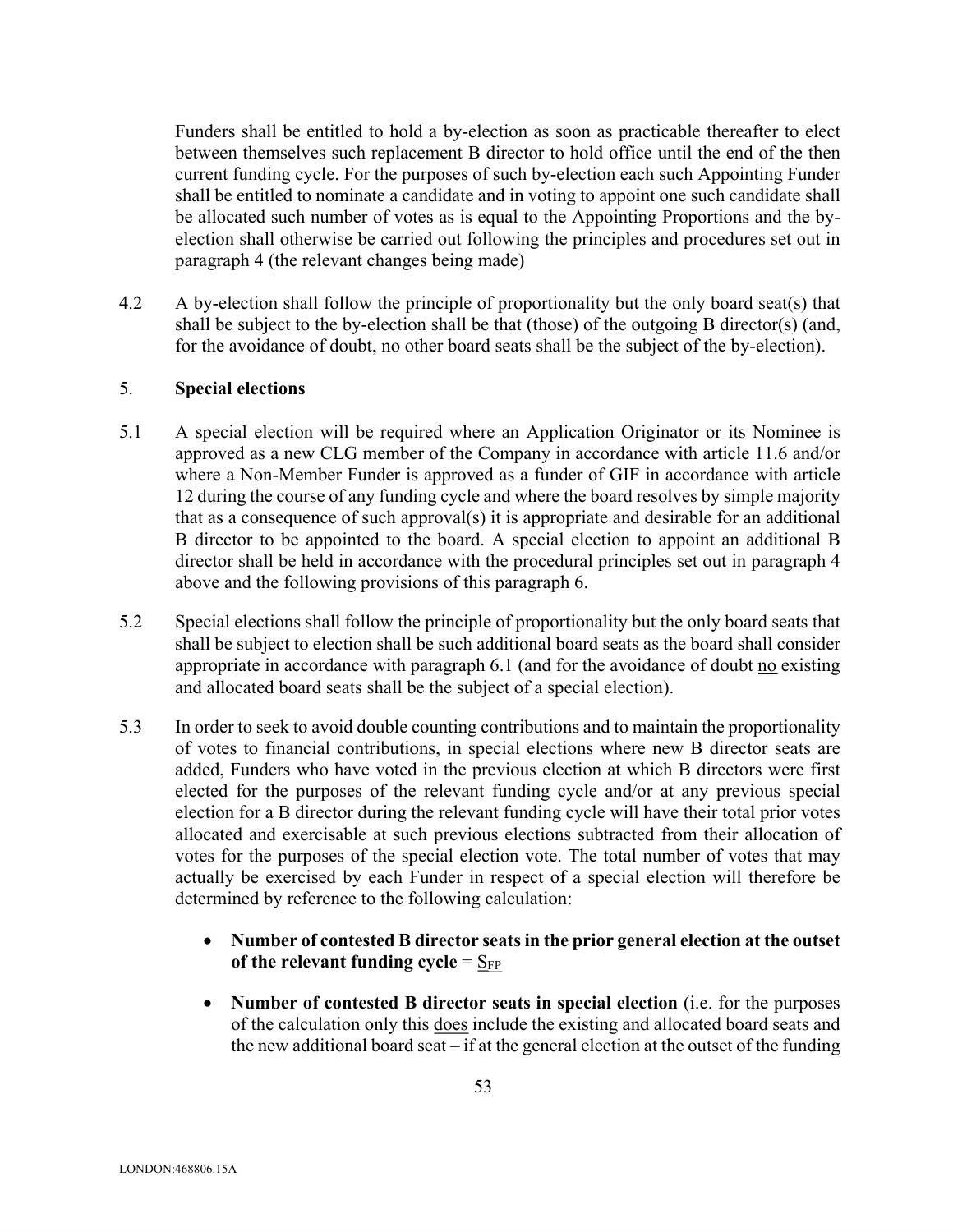Funders shall be entitled to hold a by-election as soon as practicable thereafter to elect between themselves such replacement B director to hold office until the end of the then current funding cycle. For the purposes of such by-election each such Appointing Funder shall be entitled to nominate a candidate and in voting to appoint one such candidate shall be allocated such number of votes as is equal to the Appointing Proportions and the by-election shall otherwise be carried out following the principles and procedures set out in paragraph 4 (the relevant changes being made)

4.2 A by-election shall follow the principle of proportionality but the only board seat(s) that shall be subject to the by-election shall be that (those) of the outgoing B director(s) (and, for the avoidance of doubt, no other board seats shall be the subject of the by-election).

5. **Special elections**

5.1 A special election will be required where an Application Originator or its Nominee is approved as a new CLG member of the Company in accordance with article 11.6 and/or where a Non-Member Funder is approved as a funder of GIF in accordance with article 12 during the course of any funding cycle and where the board resolves by simple majority that as a consequence of such approval(s) it is appropriate and desirable for an additional B director to be appointed to the board. A special election to appoint an additional B director shall be held in accordance with the procedural principles set out in paragraph 4 above and the following provisions of this paragraph 6.

5.2 Special elections shall follow the principle of proportionality but the only board seats that shall be subject to election shall be such additional board seats as the board shall consider appropriate in accordance with paragraph 6.1 (and for the avoidance of doubt no existing and allocated board seats shall be the subject of a special election).

5.3 In order to seek to avoid double counting contributions and to maintain the proportionality of votes to financial contributions, in special elections where new B director seats are added, Funders who have voted in the previous election at which B directors were first elected for the purposes of the relevant funding cycle and/or at any previous special election for a B director during the relevant funding cycle will have their total prior votes allocated and exercisable at such previous elections subtracted from their allocation of votes for the purposes of the special election vote. The total number of votes that may actually be exercised by each Funder in respect of a special election will therefore be determined by reference to the following calculation:

- **Number of contested B director seats in the prior general election at the outset of the relevant funding cycle** = $S_{FP}$

- **Number of contested B director seats in special election** (i.e. for the purposes of the calculation only this does include the existing and allocated board seats and the new additional board seat – if at the general election at the outset of the funding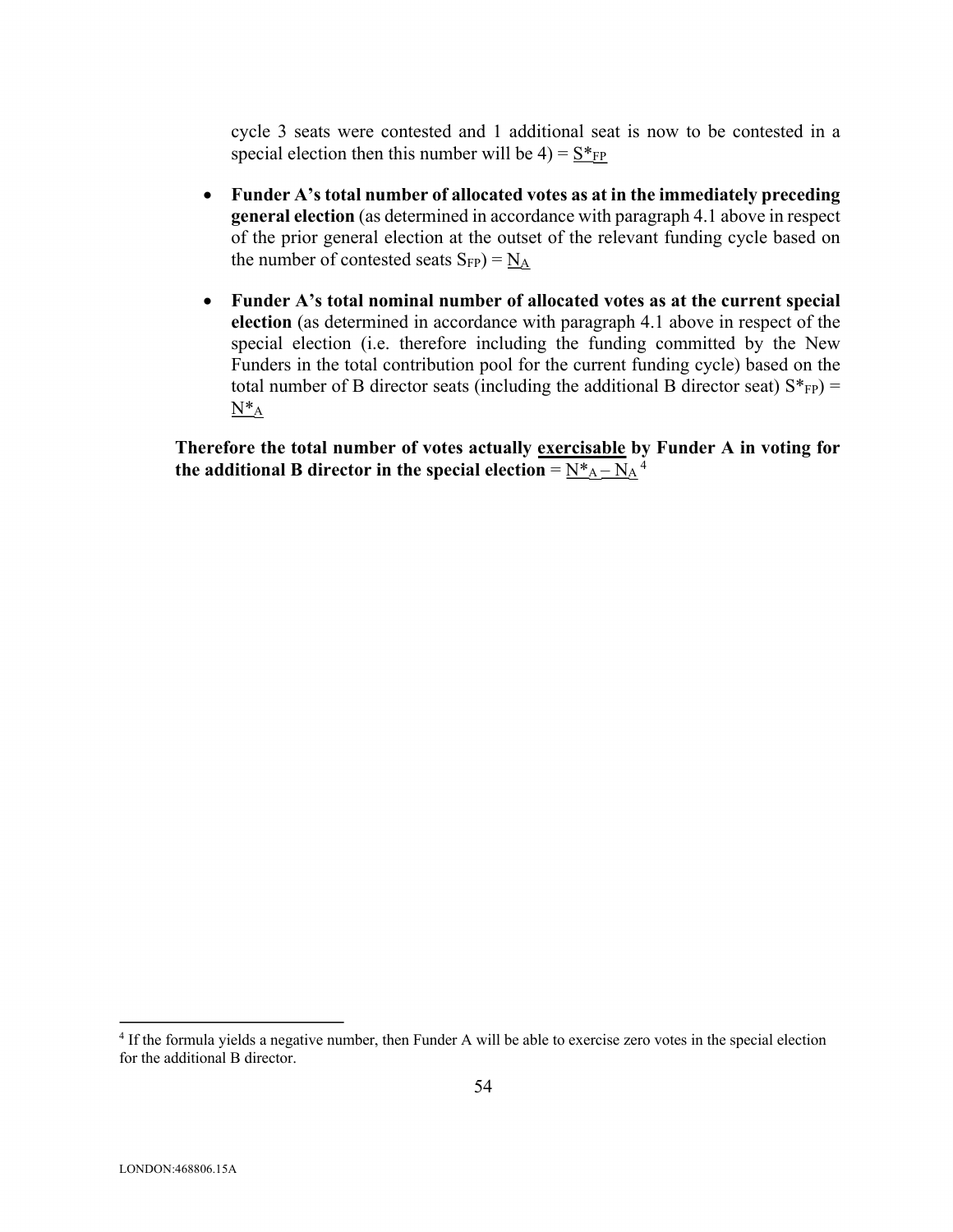cycle 3 seats were contested and 1 additional seat is now to be contested in a special election then this number will be 4) = $\underline{S^*_{FP}}$

- **Funder A's total number of allocated votes as at in the immediately preceding general election** (as determined in accordance with paragraph 4.1 above in respect of the prior general election at the outset of the relevant funding cycle based on the number of contested seats $S_{FP}$) = $\underline{N_A}$

- **Funder A's total nominal number of allocated votes as at the current special election** (as determined in accordance with paragraph 4.1 above in respect of the special election (i.e. therefore including the funding committed by the New Funders in the total contribution pool for the current funding cycle) based on the total number of B director seats (including the additional B director seat) $S^*_{FP}$) = $\underline{N^*_A}$

**Therefore the total number of votes actually <u>exercisable</u> by Funder A in voting for the additional B director in the special election** = $\underline{N^*_A - N_A}$[4]

---

[4] If the formula yields a negative number, then Funder A will be able to exercise zero votes in the special election for the additional B director.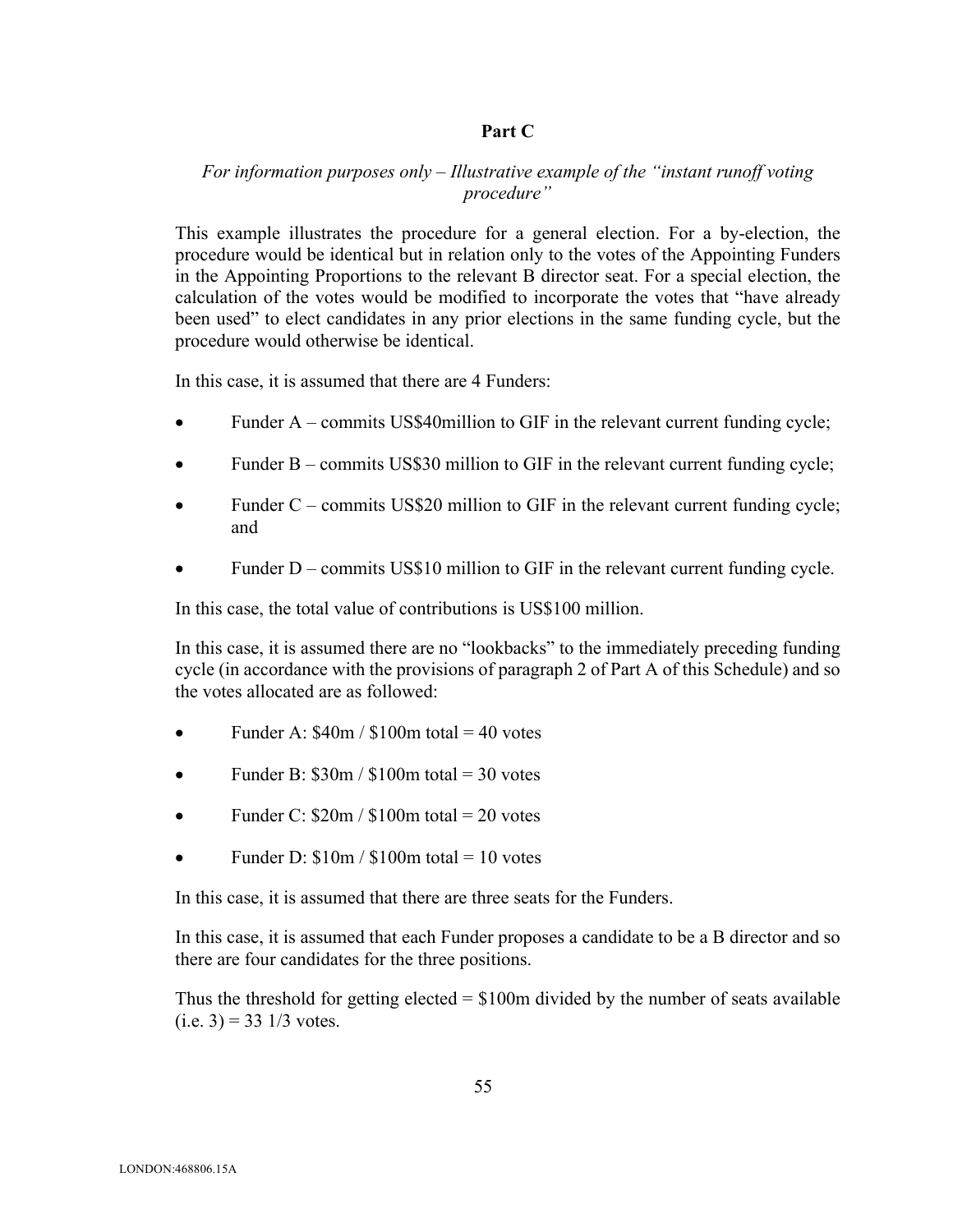## Part C

*For information purposes only – Illustrative example of the "instant runoff voting procedure"*

This example illustrates the procedure for a general election. For a by-election, the procedure would be identical but in relation only to the votes of the Appointing Funders in the Appointing Proportions to the relevant B director seat. For a special election, the calculation of the votes would be modified to incorporate the votes that "have already been used" to elect candidates in any prior elections in the same funding cycle, but the procedure would otherwise be identical.

In this case, it is assumed that there are 4 Funders:

- Funder A – commits US$40million to GIF in the relevant current funding cycle;
- Funder B – commits US$30 million to GIF in the relevant current funding cycle;
- Funder C – commits US$20 million to GIF in the relevant current funding cycle; and
- Funder D – commits US$10 million to GIF in the relevant current funding cycle.

In this case, the total value of contributions is US$100 million.

In this case, it is assumed there are no "lookbacks" to the immediately preceding funding cycle (in accordance with the provisions of paragraph 2 of Part A of this Schedule) and so the votes allocated are as followed:

- Funder A: $40m / $100m total = 40 votes
- Funder B: $30m / $100m total = 30 votes
- Funder C: $20m / $100m total = 20 votes
- Funder D: $10m / $100m total = 10 votes

In this case, it is assumed that there are three seats for the Funders.

In this case, it is assumed that each Funder proposes a candidate to be a B director and so there are four candidates for the three positions.

Thus the threshold for getting elected = $100m divided by the number of seats available (i.e. 3) = 33 1/3 votes.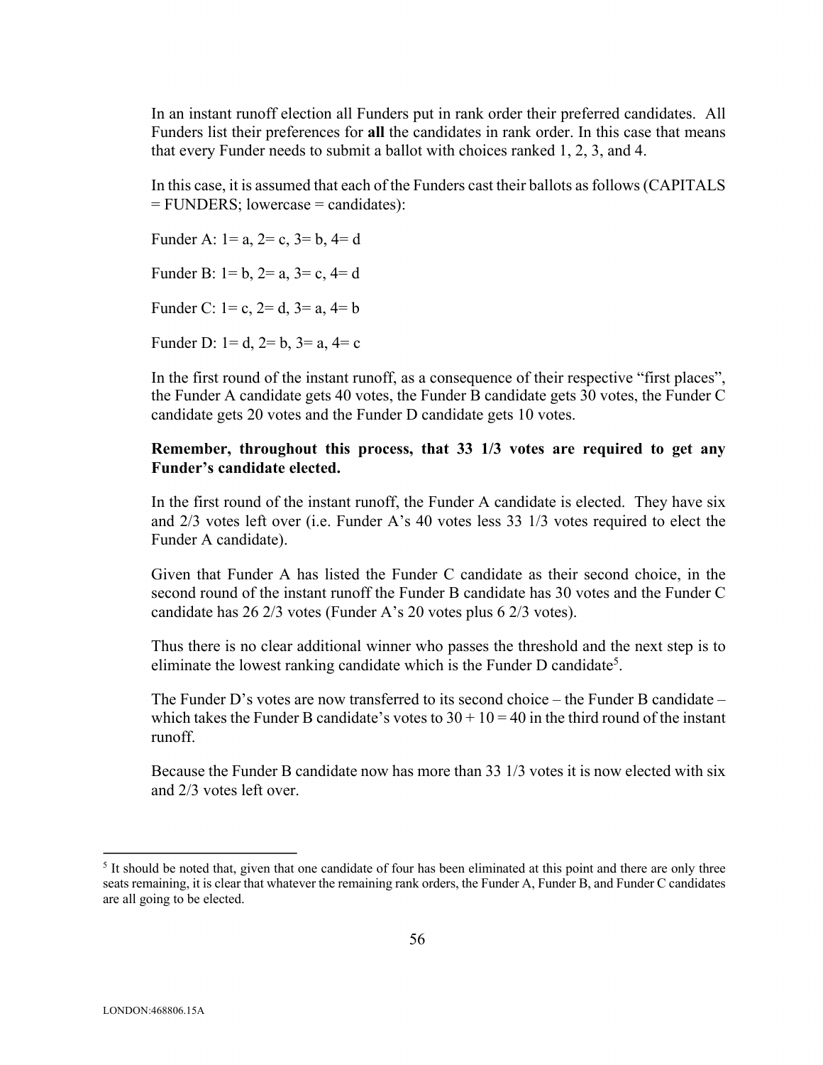In an instant runoff election all Funders put in rank order their preferred candidates. All Funders list their preferences for **all** the candidates in rank order. In this case that means that every Funder needs to submit a ballot with choices ranked 1, 2, 3, and 4.

In this case, it is assumed that each of the Funders cast their ballots as follows (CAPITALS = FUNDERS; lowercase = candidates):

Funder A: 1= a, 2= c, 3= b, 4= d

Funder B: 1= b, 2= a, 3= c, 4= d

Funder C: 1= c, 2= d, 3= a, 4= b

Funder D: 1= d, 2= b, 3= a, 4= c

In the first round of the instant runoff, as a consequence of their respective "first places", the Funder A candidate gets 40 votes, the Funder B candidate gets 30 votes, the Funder C candidate gets 20 votes and the Funder D candidate gets 10 votes.

**Remember, throughout this process, that 33 1/3 votes are required to get any Funder's candidate elected.**

In the first round of the instant runoff, the Funder A candidate is elected. They have six and 2/3 votes left over (i.e. Funder A's 40 votes less 33 1/3 votes required to elect the Funder A candidate).

Given that Funder A has listed the Funder C candidate as their second choice, in the second round of the instant runoff the Funder B candidate has 30 votes and the Funder C candidate has 26 2/3 votes (Funder A's 20 votes plus 6 2/3 votes).

Thus there is no clear additional winner who passes the threshold and the next step is to eliminate the lowest ranking candidate which is the Funder D candidate[5].

The Funder D's votes are now transferred to its second choice – the Funder B candidate – which takes the Funder B candidate's votes to 30 + 10 = 40 in the third round of the instant runoff.

Because the Funder B candidate now has more than 33 1/3 votes it is now elected with six and 2/3 votes left over.

[5] It should be noted that, given that one candidate of four has been eliminated at this point and there are only three seats remaining, it is clear that whatever the remaining rank orders, the Funder A, Funder B, and Funder C candidates are all going to be elected.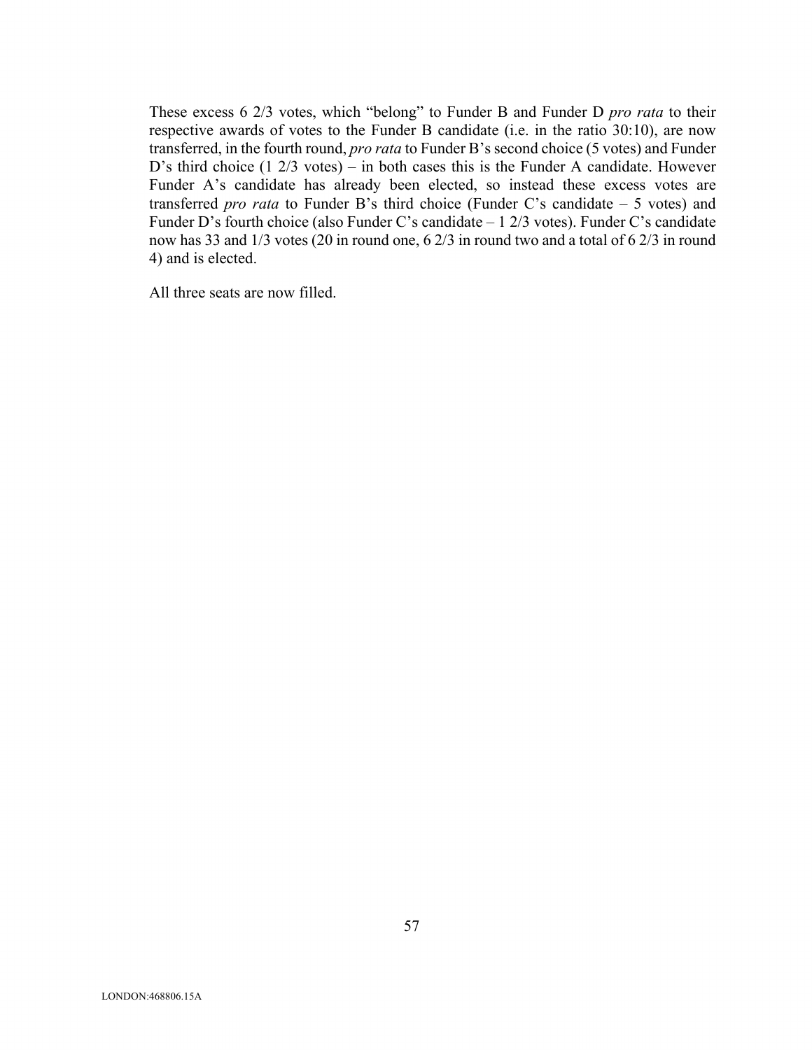These excess 6 2/3 votes, which "belong" to Funder B and Funder D *pro rata* to their respective awards of votes to the Funder B candidate (i.e. in the ratio 30:10), are now transferred, in the fourth round, *pro rata* to Funder B's second choice (5 votes) and Funder D's third choice (1 2/3 votes) – in both cases this is the Funder A candidate. However Funder A's candidate has already been elected, so instead these excess votes are transferred *pro rata* to Funder B's third choice (Funder C's candidate – 5 votes) and Funder D's fourth choice (also Funder C's candidate – 1 2/3 votes). Funder C's candidate now has 33 and 1/3 votes (20 in round one, 6 2/3 in round two and a total of 6 2/3 in round 4) and is elected.

All three seats are now filled.